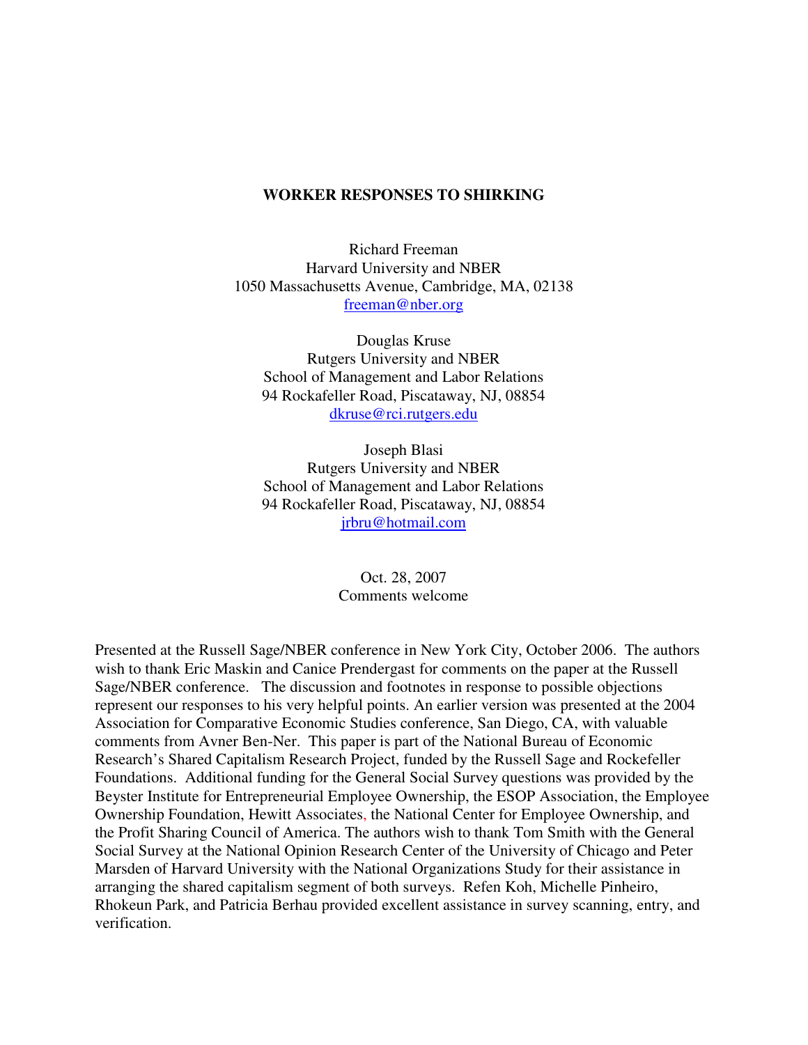# WORKER RESPONSES TO SHIRKING

Richard Freeman
Harvard University and NBER
1050 Massachusetts Avenue, Cambridge, MA, 02138
freeman@nber.org

Douglas Kruse
Rutgers University and NBER
School of Management and Labor Relations
94 Rockafeller Road, Piscataway, NJ, 08854
dkruse@rci.rutgers.edu

Joseph Blasi
Rutgers University and NBER
School of Management and Labor Relations
94 Rockafeller Road, Piscataway, NJ, 08854
jrbru@hotmail.com

Oct. 28, 2007
Comments welcome

Presented at the Russell Sage/NBER conference in New York City, October 2006. The authors wish to thank Eric Maskin and Canice Prendergast for comments on the paper at the Russell Sage/NBER conference. The discussion and footnotes in response to possible objections represent our responses to his very helpful points. An earlier version was presented at the 2004 Association for Comparative Economic Studies conference, San Diego, CA, with valuable comments from Avner Ben-Ner. This paper is part of the National Bureau of Economic Research's Shared Capitalism Research Project, funded by the Russell Sage and Rockefeller Foundations. Additional funding for the General Social Survey questions was provided by the Beyster Institute for Entrepreneurial Employee Ownership, the ESOP Association, the Employee Ownership Foundation, Hewitt Associates, the National Center for Employee Ownership, and the Profit Sharing Council of America. The authors wish to thank Tom Smith with the General Social Survey at the National Opinion Research Center of the University of Chicago and Peter Marsden of Harvard University with the National Organizations Study for their assistance in arranging the shared capitalism segment of both surveys. Refen Koh, Michelle Pinheiro, Rhokeun Park, and Patricia Berhau provided excellent assistance in survey scanning, entry, and verification.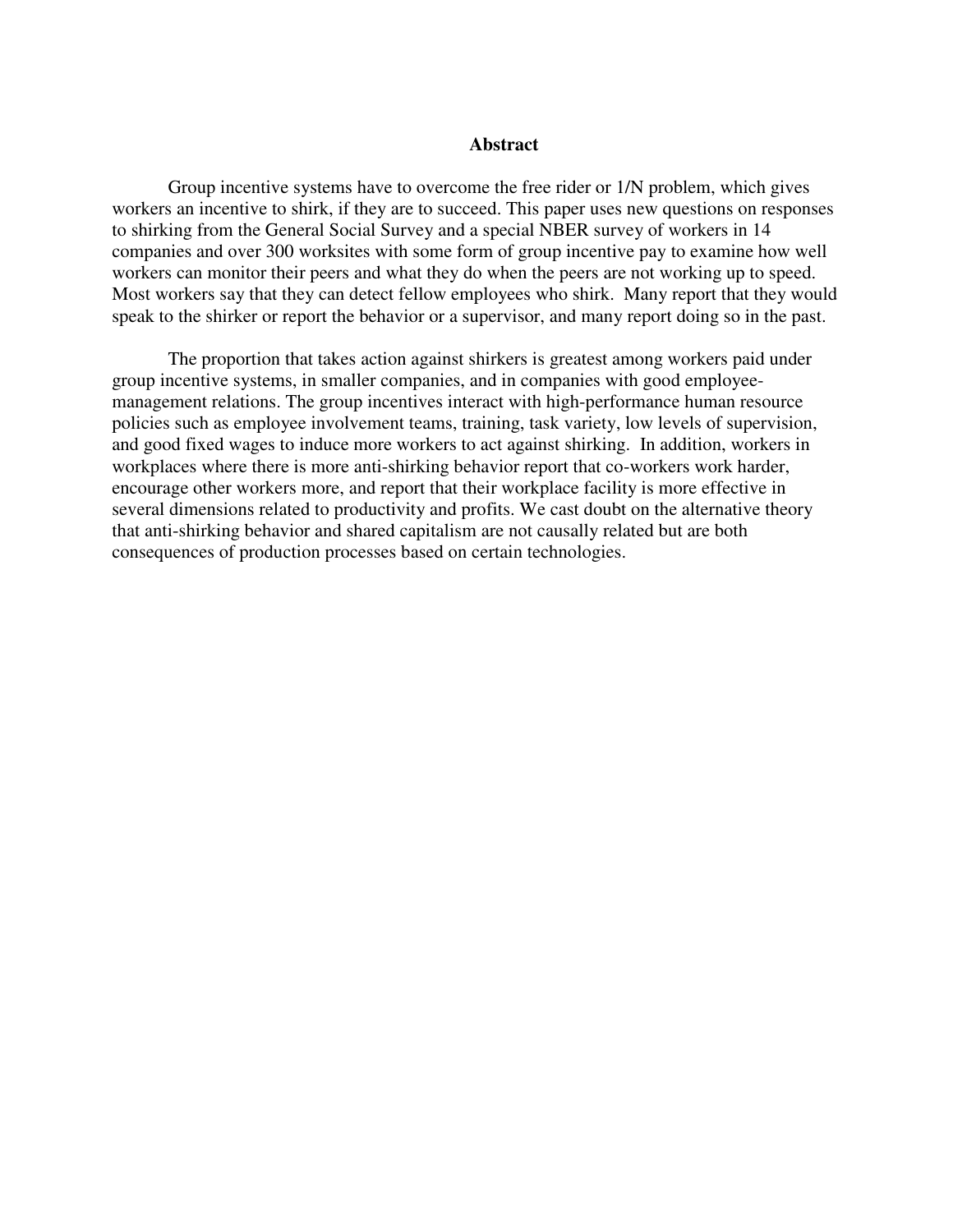## Abstract

Group incentive systems have to overcome the free rider or 1/N problem, which gives workers an incentive to shirk, if they are to succeed. This paper uses new questions on responses to shirking from the General Social Survey and a special NBER survey of workers in 14 companies and over 300 worksites with some form of group incentive pay to examine how well workers can monitor their peers and what they do when the peers are not working up to speed. Most workers say that they can detect fellow employees who shirk. Many report that they would speak to the shirker or report the behavior or a supervisor, and many report doing so in the past.

The proportion that takes action against shirkers is greatest among workers paid under group incentive systems, in smaller companies, and in companies with good employee-management relations. The group incentives interact with high-performance human resource policies such as employee involvement teams, training, task variety, low levels of supervision, and good fixed wages to induce more workers to act against shirking. In addition, workers in workplaces where there is more anti-shirking behavior report that co-workers work harder, encourage other workers more, and report that their workplace facility is more effective in several dimensions related to productivity and profits. We cast doubt on the alternative theory that anti-shirking behavior and shared capitalism are not causally related but are both consequences of production processes based on certain technologies.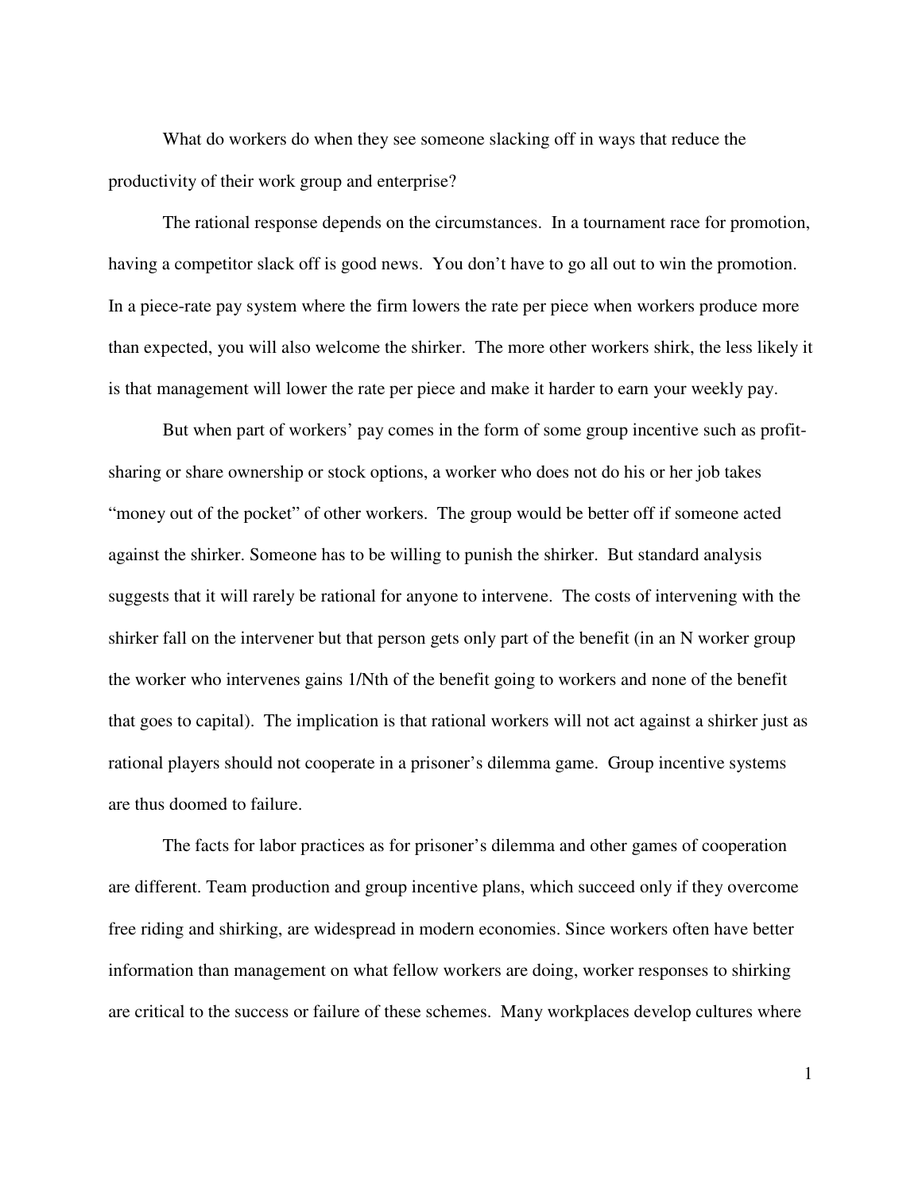What do workers do when they see someone slacking off in ways that reduce the productivity of their work group and enterprise?

The rational response depends on the circumstances. In a tournament race for promotion, having a competitor slack off is good news. You don't have to go all out to win the promotion. In a piece-rate pay system where the firm lowers the rate per piece when workers produce more than expected, you will also welcome the shirker. The more other workers shirk, the less likely it is that management will lower the rate per piece and make it harder to earn your weekly pay.

But when part of workers' pay comes in the form of some group incentive such as profit-sharing or share ownership or stock options, a worker who does not do his or her job takes "money out of the pocket" of other workers. The group would be better off if someone acted against the shirker. Someone has to be willing to punish the shirker. But standard analysis suggests that it will rarely be rational for anyone to intervene. The costs of intervening with the shirker fall on the intervener but that person gets only part of the benefit (in an N worker group the worker who intervenes gains 1/Nth of the benefit going to workers and none of the benefit that goes to capital). The implication is that rational workers will not act against a shirker just as rational players should not cooperate in a prisoner's dilemma game. Group incentive systems are thus doomed to failure.

The facts for labor practices as for prisoner's dilemma and other games of cooperation are different. Team production and group incentive plans, which succeed only if they overcome free riding and shirking, are widespread in modern economies. Since workers often have better information than management on what fellow workers are doing, worker responses to shirking are critical to the success or failure of these schemes. Many workplaces develop cultures where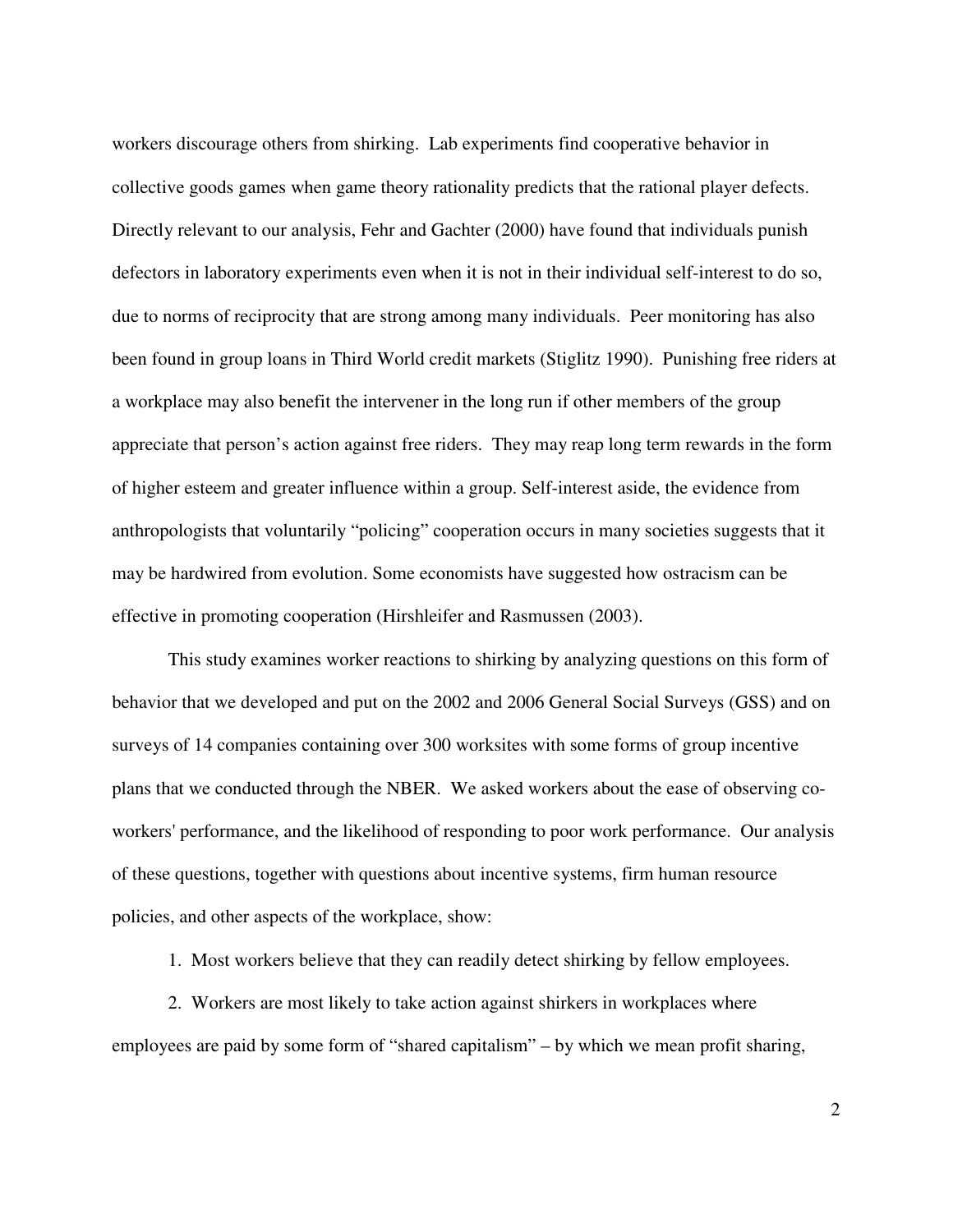workers discourage others from shirking. Lab experiments find cooperative behavior in collective goods games when game theory rationality predicts that the rational player defects. Directly relevant to our analysis, Fehr and Gachter (2000) have found that individuals punish defectors in laboratory experiments even when it is not in their individual self-interest to do so, due to norms of reciprocity that are strong among many individuals. Peer monitoring has also been found in group loans in Third World credit markets (Stiglitz 1990). Punishing free riders at a workplace may also benefit the intervener in the long run if other members of the group appreciate that person's action against free riders. They may reap long term rewards in the form of higher esteem and greater influence within a group. Self-interest aside, the evidence from anthropologists that voluntarily "policing" cooperation occurs in many societies suggests that it may be hardwired from evolution. Some economists have suggested how ostracism can be effective in promoting cooperation (Hirshleifer and Rasmussen (2003).

This study examines worker reactions to shirking by analyzing questions on this form of behavior that we developed and put on the 2002 and 2006 General Social Surveys (GSS) and on surveys of 14 companies containing over 300 worksites with some forms of group incentive plans that we conducted through the NBER. We asked workers about the ease of observing co-workers' performance, and the likelihood of responding to poor work performance. Our analysis of these questions, together with questions about incentive systems, firm human resource policies, and other aspects of the workplace, show:

1. Most workers believe that they can readily detect shirking by fellow employees.
2. Workers are most likely to take action against shirkers in workplaces where employees are paid by some form of "shared capitalism" – by which we mean profit sharing,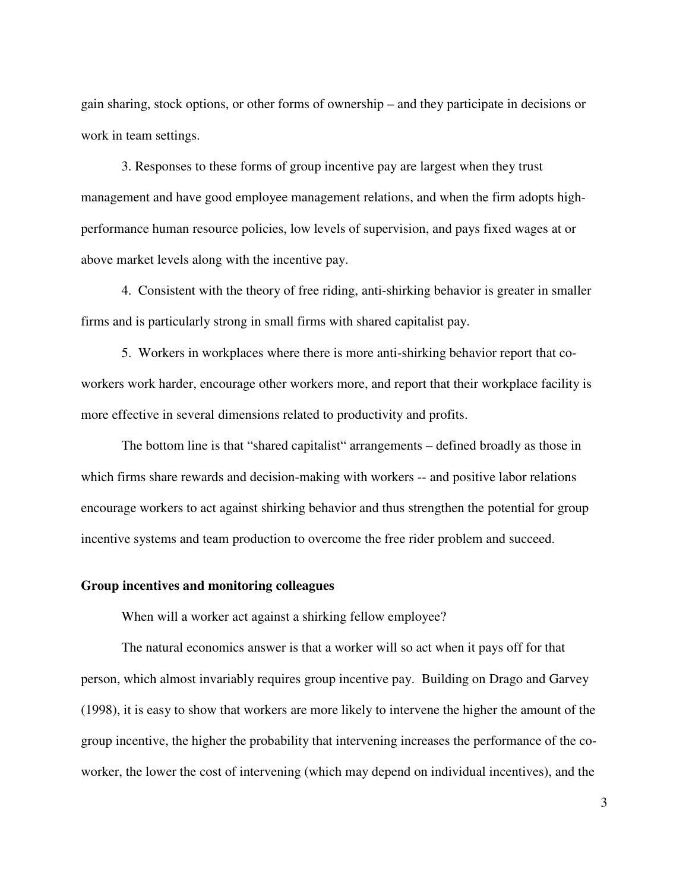gain sharing, stock options, or other forms of ownership – and they participate in decisions or work in team settings.

3. Responses to these forms of group incentive pay are largest when they trust management and have good employee management relations, and when the firm adopts high-performance human resource policies, low levels of supervision, and pays fixed wages at or above market levels along with the incentive pay.

4. Consistent with the theory of free riding, anti-shirking behavior is greater in smaller firms and is particularly strong in small firms with shared capitalist pay.

5. Workers in workplaces where there is more anti-shirking behavior report that co-workers work harder, encourage other workers more, and report that their workplace facility is more effective in several dimensions related to productivity and profits.

The bottom line is that "shared capitalist" arrangements – defined broadly as those in which firms share rewards and decision-making with workers -- and positive labor relations encourage workers to act against shirking behavior and thus strengthen the potential for group incentive systems and team production to overcome the free rider problem and succeed.

**Group incentives and monitoring colleagues**

When will a worker act against a shirking fellow employee?

The natural economics answer is that a worker will so act when it pays off for that person, which almost invariably requires group incentive pay. Building on Drago and Garvey (1998), it is easy to show that workers are more likely to intervene the higher the amount of the group incentive, the higher the probability that intervening increases the performance of the co-worker, the lower the cost of intervening (which may depend on individual incentives), and the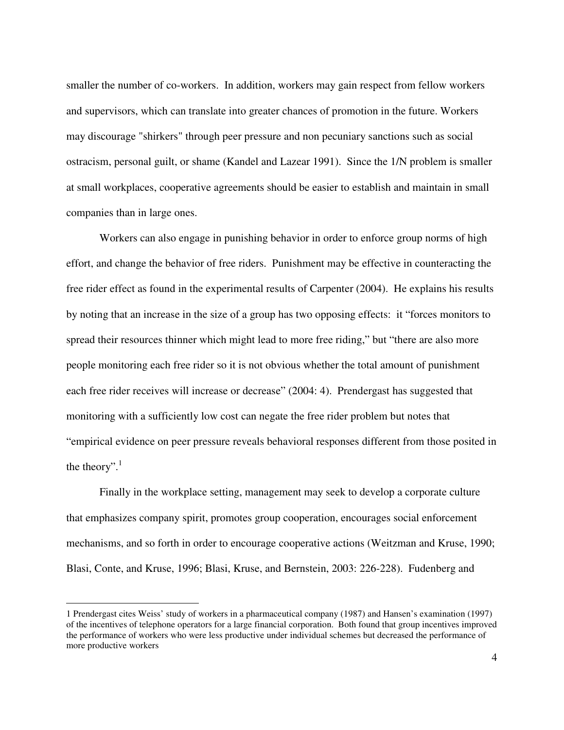smaller the number of co-workers. In addition, workers may gain respect from fellow workers and supervisors, which can translate into greater chances of promotion in the future. Workers may discourage "shirkers" through peer pressure and non pecuniary sanctions such as social ostracism, personal guilt, or shame (Kandel and Lazear 1991). Since the 1/N problem is smaller at small workplaces, cooperative agreements should be easier to establish and maintain in small companies than in large ones.

Workers can also engage in punishing behavior in order to enforce group norms of high effort, and change the behavior of free riders. Punishment may be effective in counteracting the free rider effect as found in the experimental results of Carpenter (2004). He explains his results by noting that an increase in the size of a group has two opposing effects: it "forces monitors to spread their resources thinner which might lead to more free riding," but "there are also more people monitoring each free rider so it is not obvious whether the total amount of punishment each free rider receives will increase or decrease" (2004: 4). Prendergast has suggested that monitoring with a sufficiently low cost can negate the free rider problem but notes that "empirical evidence on peer pressure reveals behavioral responses different from those posited in the theory".[1]

Finally in the workplace setting, management may seek to develop a corporate culture that emphasizes company spirit, promotes group cooperation, encourages social enforcement mechanisms, and so forth in order to encourage cooperative actions (Weitzman and Kruse, 1990; Blasi, Conte, and Kruse, 1996; Blasi, Kruse, and Bernstein, 2003: 226-228). Fudenberg and

---

1 Prendergast cites Weiss' study of workers in a pharmaceutical company (1987) and Hansen's examination (1997) of the incentives of telephone operators for a large financial corporation. Both found that group incentives improved the performance of workers who were less productive under individual schemes but decreased the performance of more productive workers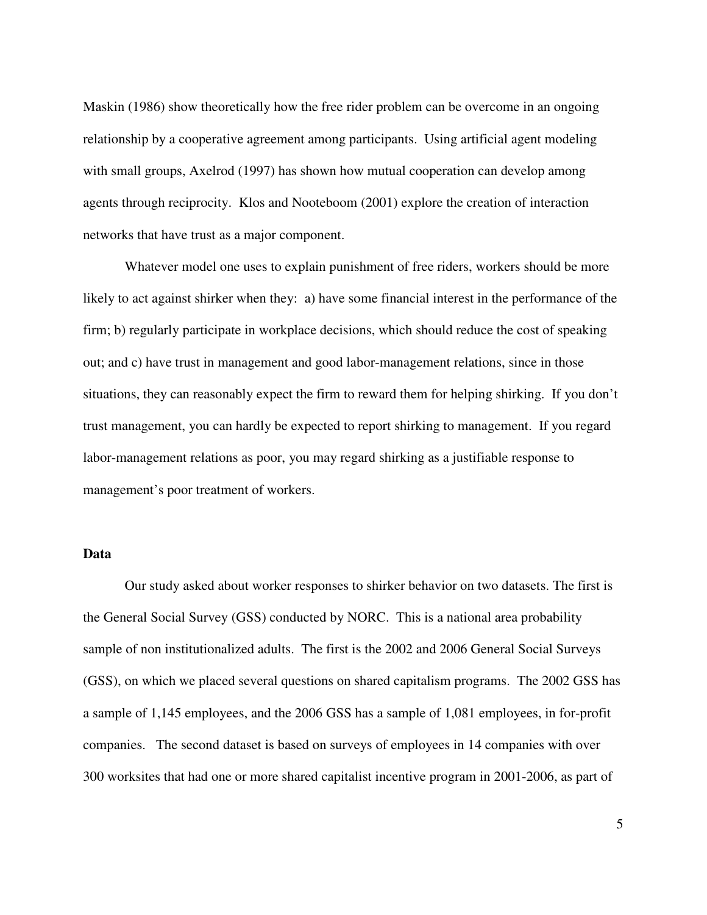Maskin (1986) show theoretically how the free rider problem can be overcome in an ongoing relationship by a cooperative agreement among participants. Using artificial agent modeling with small groups, Axelrod (1997) has shown how mutual cooperation can develop among agents through reciprocity. Klos and Nooteboom (2001) explore the creation of interaction networks that have trust as a major component.

Whatever model one uses to explain punishment of free riders, workers should be more likely to act against shirker when they: a) have some financial interest in the performance of the firm; b) regularly participate in workplace decisions, which should reduce the cost of speaking out; and c) have trust in management and good labor-management relations, since in those situations, they can reasonably expect the firm to reward them for helping shirking. If you don't trust management, you can hardly be expected to report shirking to management. If you regard labor-management relations as poor, you may regard shirking as a justifiable response to management's poor treatment of workers.

**Data**

Our study asked about worker responses to shirker behavior on two datasets. The first is the General Social Survey (GSS) conducted by NORC. This is a national area probability sample of non institutionalized adults. The first is the 2002 and 2006 General Social Surveys (GSS), on which we placed several questions on shared capitalism programs. The 2002 GSS has a sample of 1,145 employees, and the 2006 GSS has a sample of 1,081 employees, in for-profit companies. The second dataset is based on surveys of employees in 14 companies with over 300 worksites that had one or more shared capitalist incentive program in 2001-2006, as part of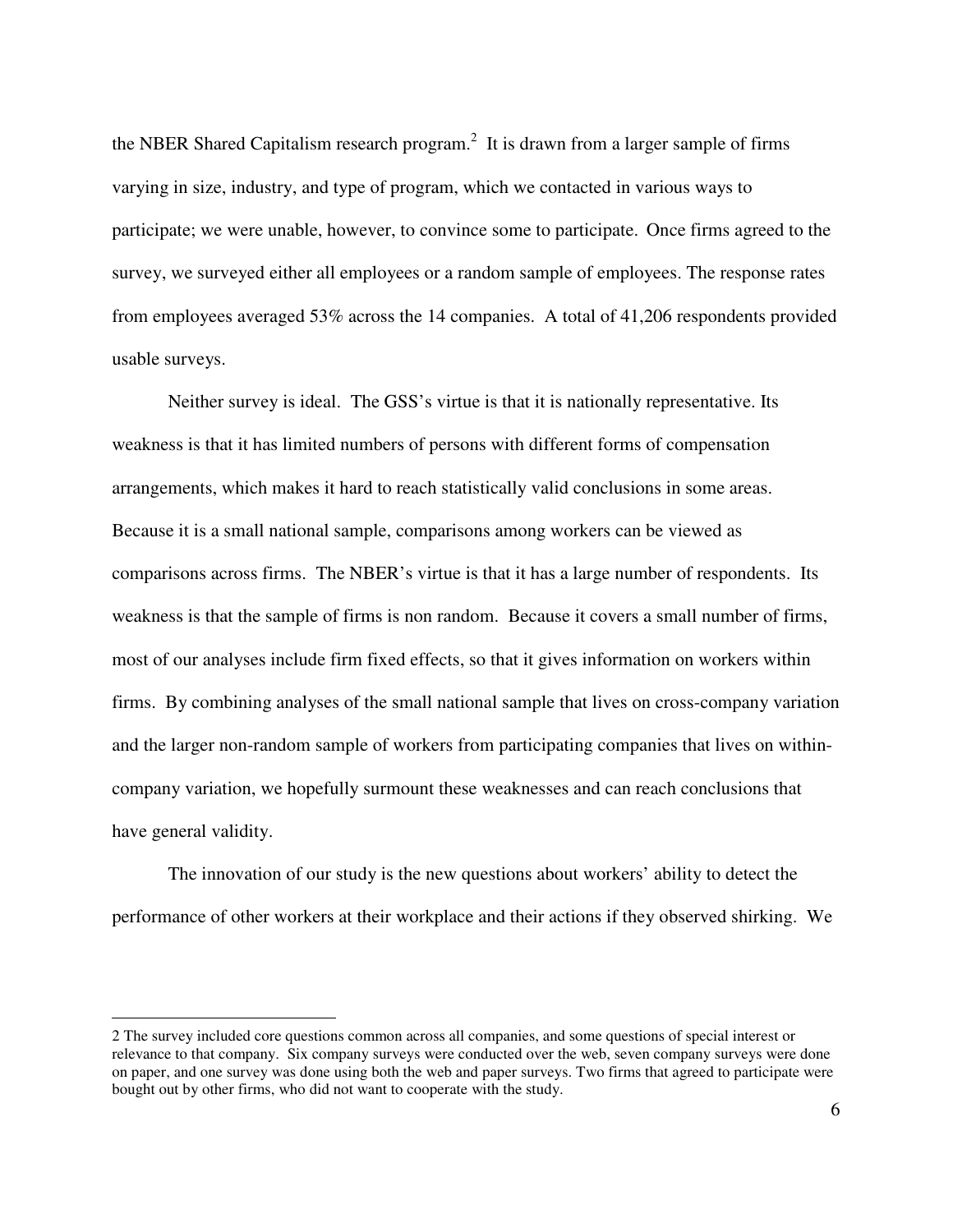the NBER Shared Capitalism research program.[2] It is drawn from a larger sample of firms varying in size, industry, and type of program, which we contacted in various ways to participate; we were unable, however, to convince some to participate. Once firms agreed to the survey, we surveyed either all employees or a random sample of employees. The response rates from employees averaged 53% across the 14 companies. A total of 41,206 respondents provided usable surveys.

Neither survey is ideal. The GSS's virtue is that it is nationally representative. Its weakness is that it has limited numbers of persons with different forms of compensation arrangements, which makes it hard to reach statistically valid conclusions in some areas. Because it is a small national sample, comparisons among workers can be viewed as comparisons across firms. The NBER's virtue is that it has a large number of respondents. Its weakness is that the sample of firms is non random. Because it covers a small number of firms, most of our analyses include firm fixed effects, so that it gives information on workers within firms. By combining analyses of the small national sample that lives on cross-company variation and the larger non-random sample of workers from participating companies that lives on within-company variation, we hopefully surmount these weaknesses and can reach conclusions that have general validity.

The innovation of our study is the new questions about workers' ability to detect the performance of other workers at their workplace and their actions if they observed shirking. We

---

2 The survey included core questions common across all companies, and some questions of special interest or relevance to that company. Six company surveys were conducted over the web, seven company surveys were done on paper, and one survey was done using both the web and paper surveys. Two firms that agreed to participate were bought out by other firms, who did not want to cooperate with the study.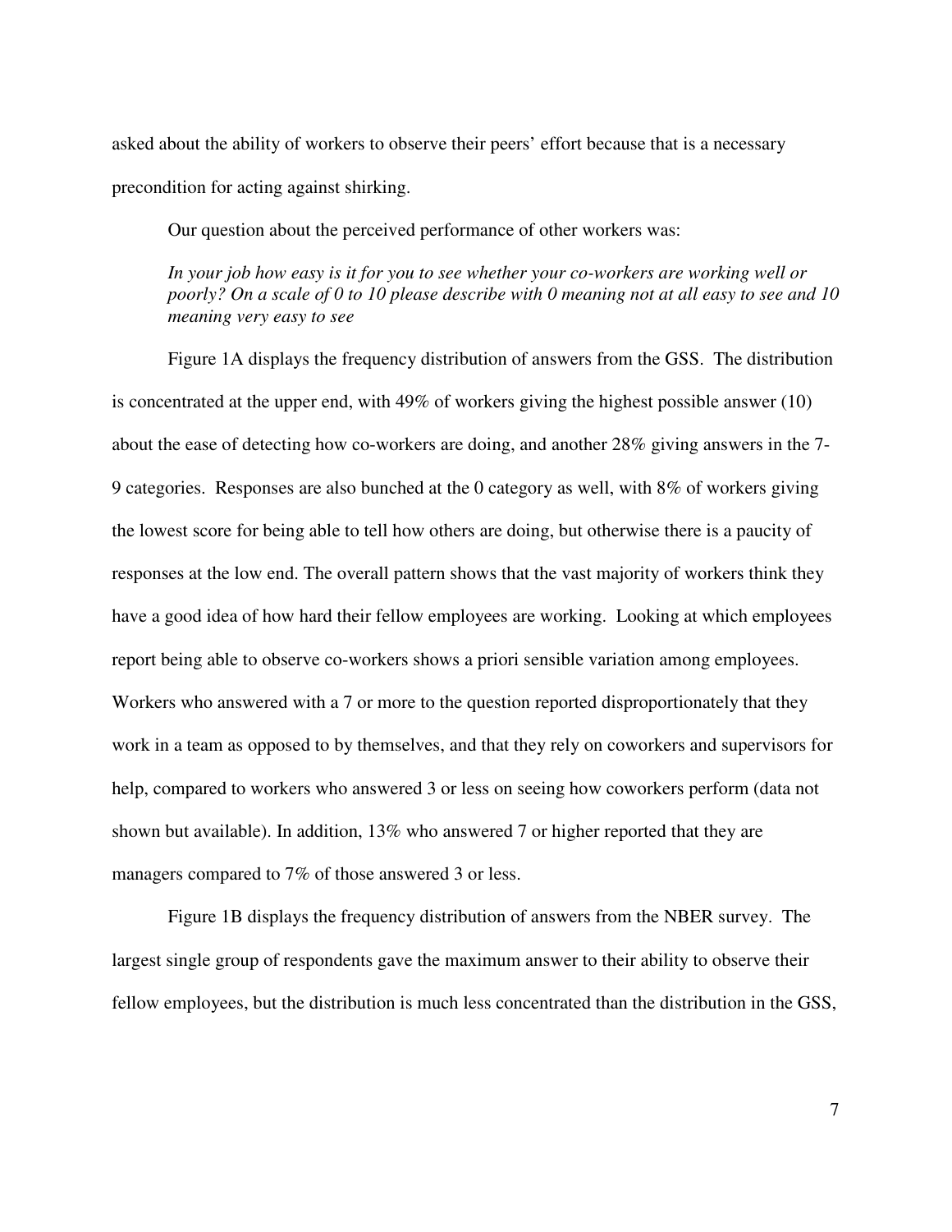asked about the ability of workers to observe their peers' effort because that is a necessary precondition for acting against shirking.

Our question about the perceived performance of other workers was:

> *In your job how easy is it for you to see whether your co-workers are working well or poorly? On a scale of 0 to 10 please describe with 0 meaning not at all easy to see and 10 meaning very easy to see*

Figure 1A displays the frequency distribution of answers from the GSS. The distribution is concentrated at the upper end, with 49% of workers giving the highest possible answer (10) about the ease of detecting how co-workers are doing, and another 28% giving answers in the 7-9 categories. Responses are also bunched at the 0 category as well, with 8% of workers giving the lowest score for being able to tell how others are doing, but otherwise there is a paucity of responses at the low end. The overall pattern shows that the vast majority of workers think they have a good idea of how hard their fellow employees are working. Looking at which employees report being able to observe co-workers shows a priori sensible variation among employees. Workers who answered with a 7 or more to the question reported disproportionately that they work in a team as opposed to by themselves, and that they rely on coworkers and supervisors for help, compared to workers who answered 3 or less on seeing how coworkers perform (data not shown but available). In addition, 13% who answered 7 or higher reported that they are managers compared to 7% of those answered 3 or less.

Figure 1B displays the frequency distribution of answers from the NBER survey. The largest single group of respondents gave the maximum answer to their ability to observe their fellow employees, but the distribution is much less concentrated than the distribution in the GSS,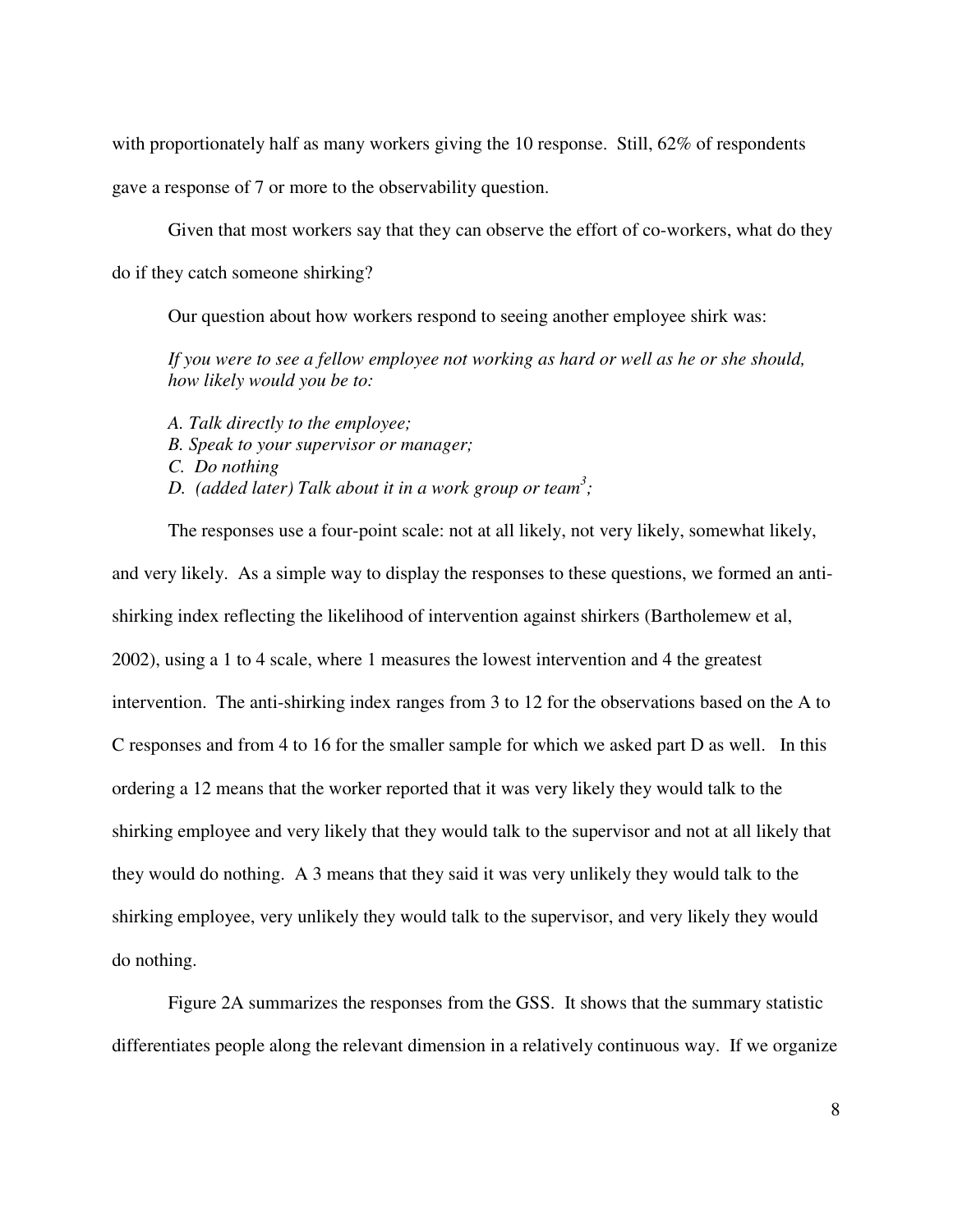with proportionately half as many workers giving the 10 response. Still, 62% of respondents gave a response of 7 or more to the observability question.

Given that most workers say that they can observe the effort of co-workers, what do they do if they catch someone shirking?

Our question about how workers respond to seeing another employee shirk was:

*If you were to see a fellow employee not working as hard or well as he or she should, how likely would you be to:*

*A. Talk directly to the employee;*  
*B. Speak to your supervisor or manager;*  
*C. Do nothing*  
*D. (added later) Talk about it in a work group or team*[3]*;*

The responses use a four-point scale: not at all likely, not very likely, somewhat likely, and very likely. As a simple way to display the responses to these questions, we formed an anti-shirking index reflecting the likelihood of intervention against shirkers (Bartholemew et al, 2002), using a 1 to 4 scale, where 1 measures the lowest intervention and 4 the greatest intervention. The anti-shirking index ranges from 3 to 12 for the observations based on the A to C responses and from 4 to 16 for the smaller sample for which we asked part D as well. In this ordering a 12 means that the worker reported that it was very likely they would talk to the shirking employee and very likely that they would talk to the supervisor and not at all likely that they would do nothing. A 3 means that they said it was very unlikely they would talk to the shirking employee, very unlikely they would talk to the supervisor, and very likely they would do nothing.

Figure 2A summarizes the responses from the GSS. It shows that the summary statistic differentiates people along the relevant dimension in a relatively continuous way. If we organize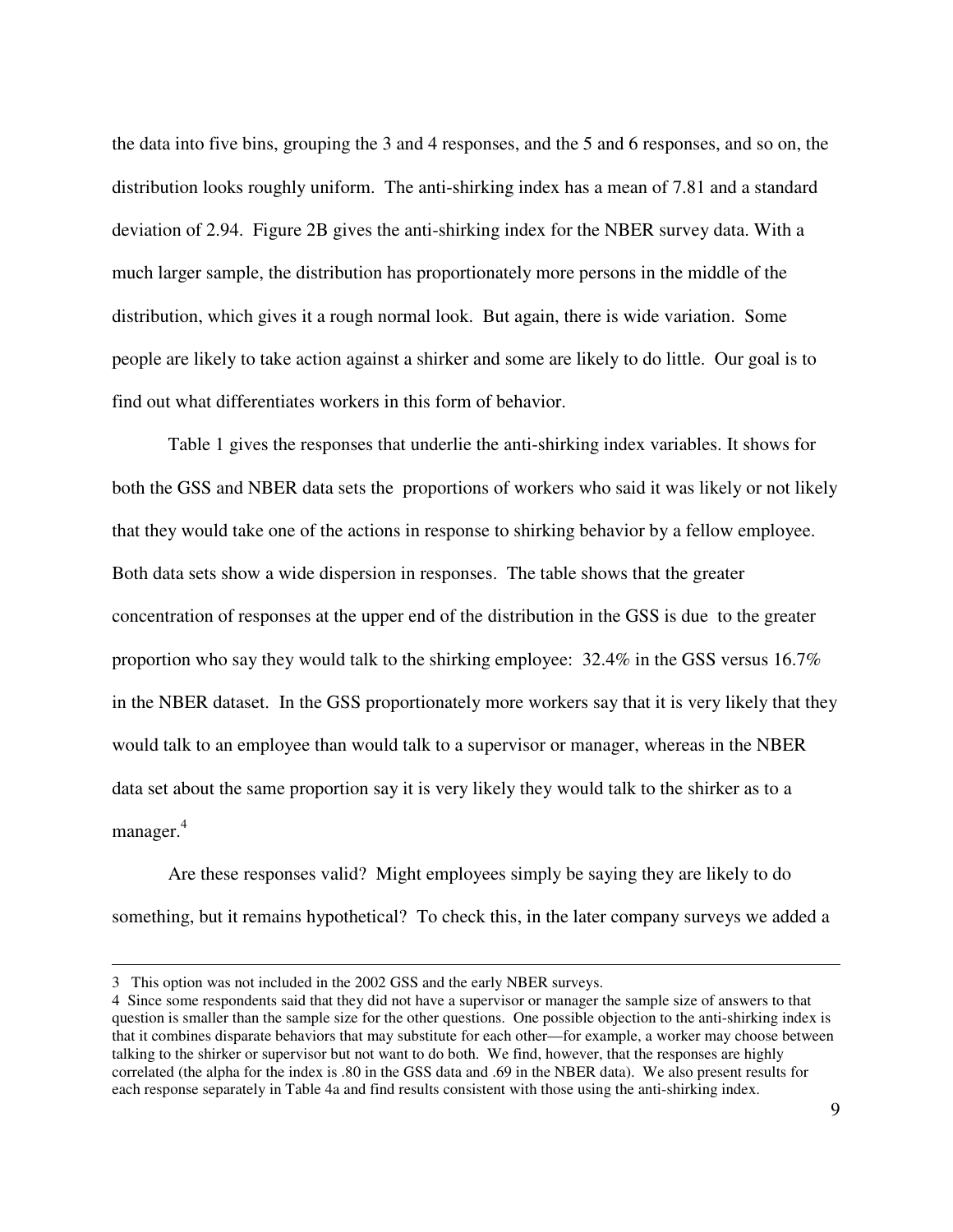the data into five bins, grouping the 3 and 4 responses, and the 5 and 6 responses, and so on, the distribution looks roughly uniform. The anti-shirking index has a mean of 7.81 and a standard deviation of 2.94. Figure 2B gives the anti-shirking index for the NBER survey data. With a much larger sample, the distribution has proportionately more persons in the middle of the distribution, which gives it a rough normal look. But again, there is wide variation. Some people are likely to take action against a shirker and some are likely to do little. Our goal is to find out what differentiates workers in this form of behavior.

Table 1 gives the responses that underlie the anti-shirking index variables. It shows for both the GSS and NBER data sets the proportions of workers who said it was likely or not likely that they would take one of the actions in response to shirking behavior by a fellow employee. Both data sets show a wide dispersion in responses. The table shows that the greater concentration of responses at the upper end of the distribution in the GSS is due to the greater proportion who say they would talk to the shirking employee: 32.4% in the GSS versus 16.7% in the NBER dataset. In the GSS proportionately more workers say that it is very likely that they would talk to an employee than would talk to a supervisor or manager, whereas in the NBER data set about the same proportion say it is very likely they would talk to the shirker as to a manager.[4]

Are these responses valid? Might employees simply be saying they are likely to do something, but it remains hypothetical? To check this, in the later company surveys we added a

---

3 This option was not included in the 2002 GSS and the early NBER surveys.

4 Since some respondents said that they did not have a supervisor or manager the sample size of answers to that question is smaller than the sample size for the other questions. One possible objection to the anti-shirking index is that it combines disparate behaviors that may substitute for each other—for example, a worker may choose between talking to the shirker or supervisor but not want to do both. We find, however, that the responses are highly correlated (the alpha for the index is .80 in the GSS data and .69 in the NBER data). We also present results for each response separately in Table 4a and find results consistent with those using the anti-shirking index.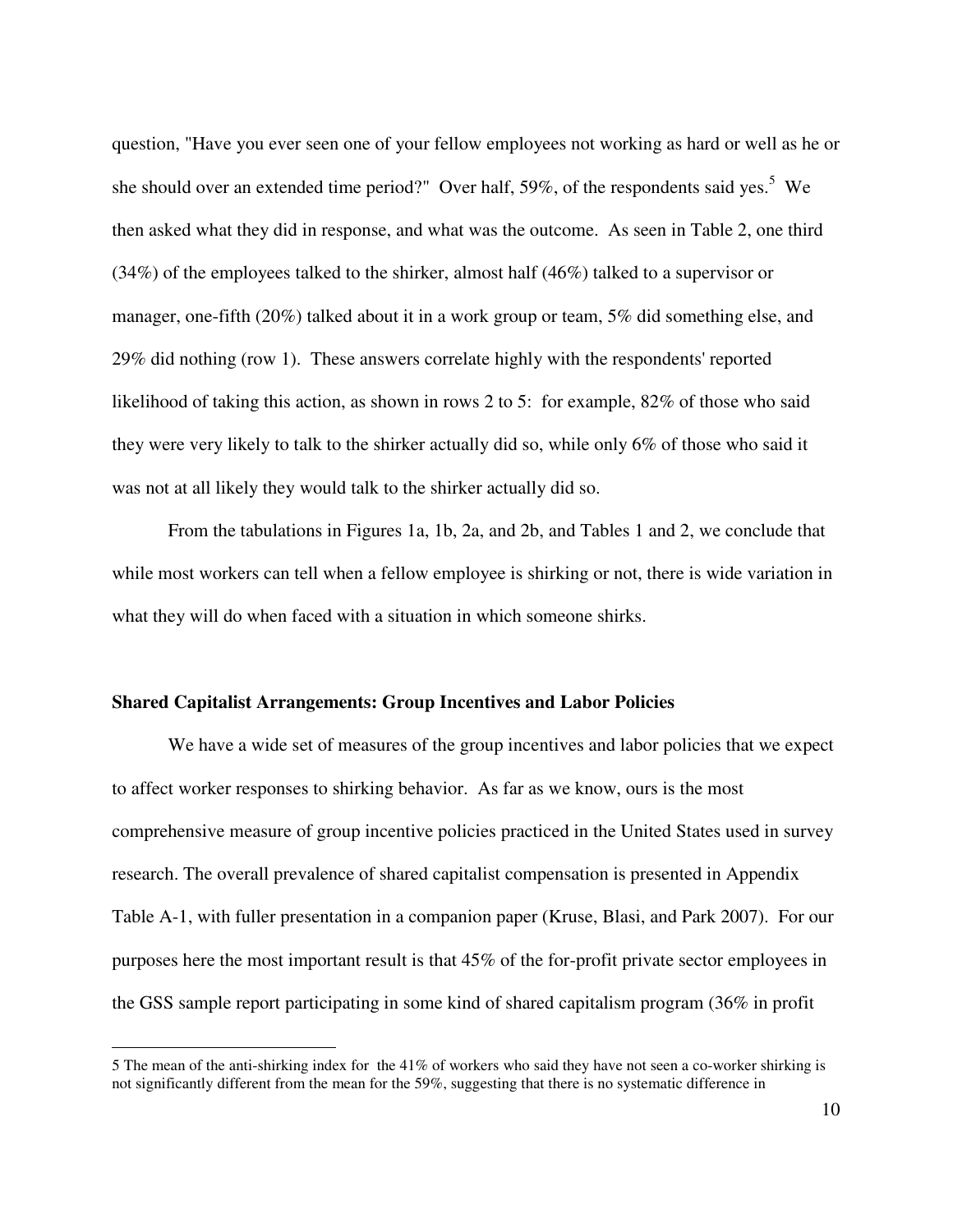question, "Have you ever seen one of your fellow employees not working as hard or well as he or she should over an extended time period?" Over half, 59%, of the respondents said yes.[5] We then asked what they did in response, and what was the outcome. As seen in Table 2, one third (34%) of the employees talked to the shirker, almost half (46%) talked to a supervisor or manager, one-fifth (20%) talked about it in a work group or team, 5% did something else, and 29% did nothing (row 1). These answers correlate highly with the respondents' reported likelihood of taking this action, as shown in rows 2 to 5: for example, 82% of those who said they were very likely to talk to the shirker actually did so, while only 6% of those who said it was not at all likely they would talk to the shirker actually did so.

From the tabulations in Figures 1a, 1b, 2a, and 2b, and Tables 1 and 2, we conclude that while most workers can tell when a fellow employee is shirking or not, there is wide variation in what they will do when faced with a situation in which someone shirks.

**Shared Capitalist Arrangements: Group Incentives and Labor Policies**

We have a wide set of measures of the group incentives and labor policies that we expect to affect worker responses to shirking behavior. As far as we know, ours is the most comprehensive measure of group incentive policies practiced in the United States used in survey research. The overall prevalence of shared capitalist compensation is presented in Appendix Table A-1, with fuller presentation in a companion paper (Kruse, Blasi, and Park 2007). For our purposes here the most important result is that 45% of the for-profit private sector employees in the GSS sample report participating in some kind of shared capitalism program (36% in profit

5 The mean of the anti-shirking index for the 41% of workers who said they have not seen a co-worker shirking is not significantly different from the mean for the 59%, suggesting that there is no systematic difference in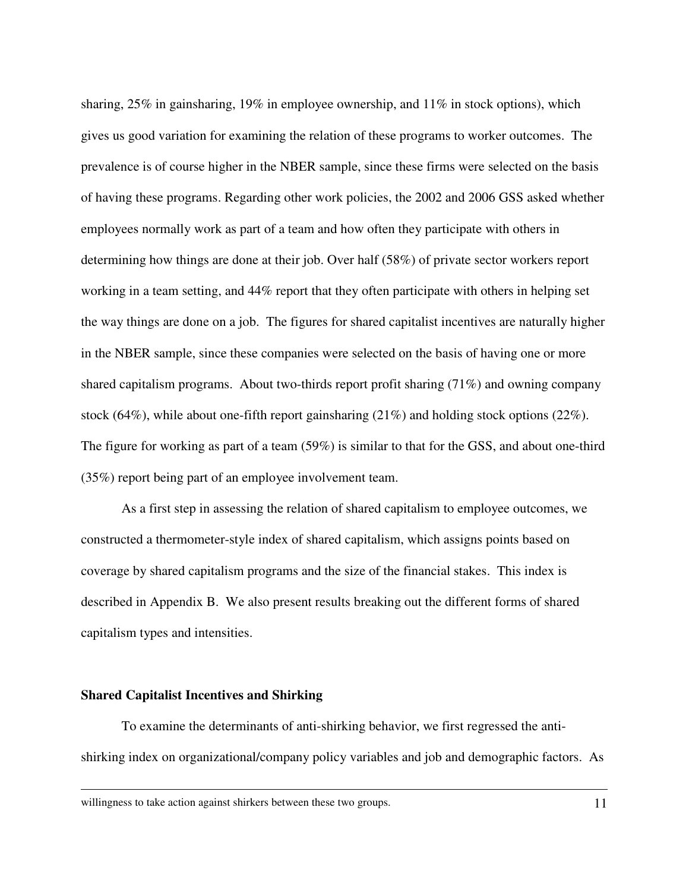sharing, 25% in gainsharing, 19% in employee ownership, and 11% in stock options), which gives us good variation for examining the relation of these programs to worker outcomes. The prevalence is of course higher in the NBER sample, since these firms were selected on the basis of having these programs. Regarding other work policies, the 2002 and 2006 GSS asked whether employees normally work as part of a team and how often they participate with others in determining how things are done at their job. Over half (58%) of private sector workers report working in a team setting, and 44% report that they often participate with others in helping set the way things are done on a job. The figures for shared capitalist incentives are naturally higher in the NBER sample, since these companies were selected on the basis of having one or more shared capitalism programs. About two-thirds report profit sharing (71%) and owning company stock (64%), while about one-fifth report gainsharing (21%) and holding stock options (22%). The figure for working as part of a team (59%) is similar to that for the GSS, and about one-third (35%) report being part of an employee involvement team.

As a first step in assessing the relation of shared capitalism to employee outcomes, we constructed a thermometer-style index of shared capitalism, which assigns points based on coverage by shared capitalism programs and the size of the financial stakes. This index is described in Appendix B. We also present results breaking out the different forms of shared capitalism types and intensities.

**Shared Capitalist Incentives and Shirking**

To examine the determinants of anti-shirking behavior, we first regressed the anti-shirking index on organizational/company policy variables and job and demographic factors. As

willingness to take action against shirkers between these two groups.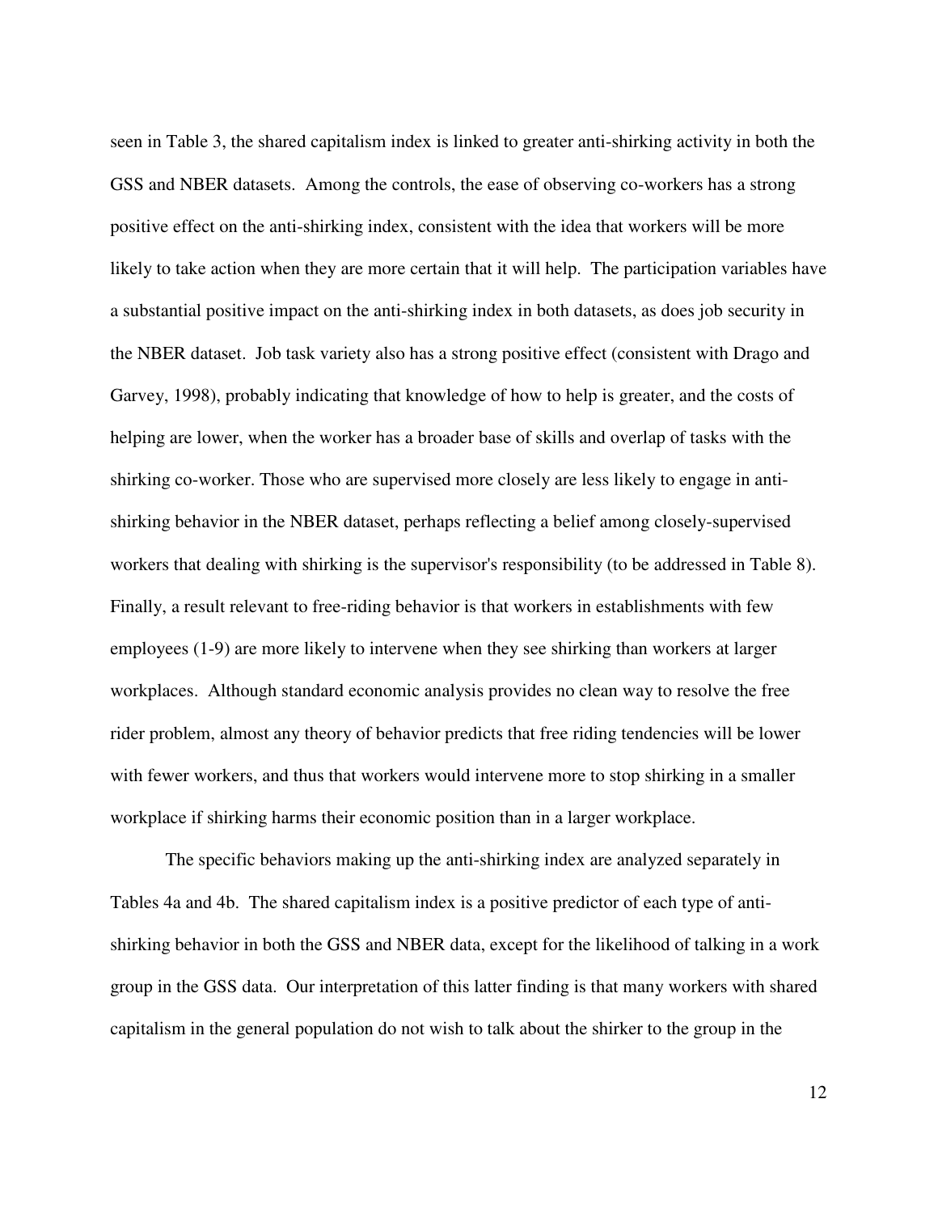seen in Table 3, the shared capitalism index is linked to greater anti-shirking activity in both the GSS and NBER datasets. Among the controls, the ease of observing co-workers has a strong positive effect on the anti-shirking index, consistent with the idea that workers will be more likely to take action when they are more certain that it will help. The participation variables have a substantial positive impact on the anti-shirking index in both datasets, as does job security in the NBER dataset. Job task variety also has a strong positive effect (consistent with Drago and Garvey, 1998), probably indicating that knowledge of how to help is greater, and the costs of helping are lower, when the worker has a broader base of skills and overlap of tasks with the shirking co-worker. Those who are supervised more closely are less likely to engage in anti-shirking behavior in the NBER dataset, perhaps reflecting a belief among closely-supervised workers that dealing with shirking is the supervisor's responsibility (to be addressed in Table 8). Finally, a result relevant to free-riding behavior is that workers in establishments with few employees (1-9) are more likely to intervene when they see shirking than workers at larger workplaces. Although standard economic analysis provides no clean way to resolve the free rider problem, almost any theory of behavior predicts that free riding tendencies will be lower with fewer workers, and thus that workers would intervene more to stop shirking in a smaller workplace if shirking harms their economic position than in a larger workplace.

The specific behaviors making up the anti-shirking index are analyzed separately in Tables 4a and 4b. The shared capitalism index is a positive predictor of each type of anti-shirking behavior in both the GSS and NBER data, except for the likelihood of talking in a work group in the GSS data. Our interpretation of this latter finding is that many workers with shared capitalism in the general population do not wish to talk about the shirker to the group in the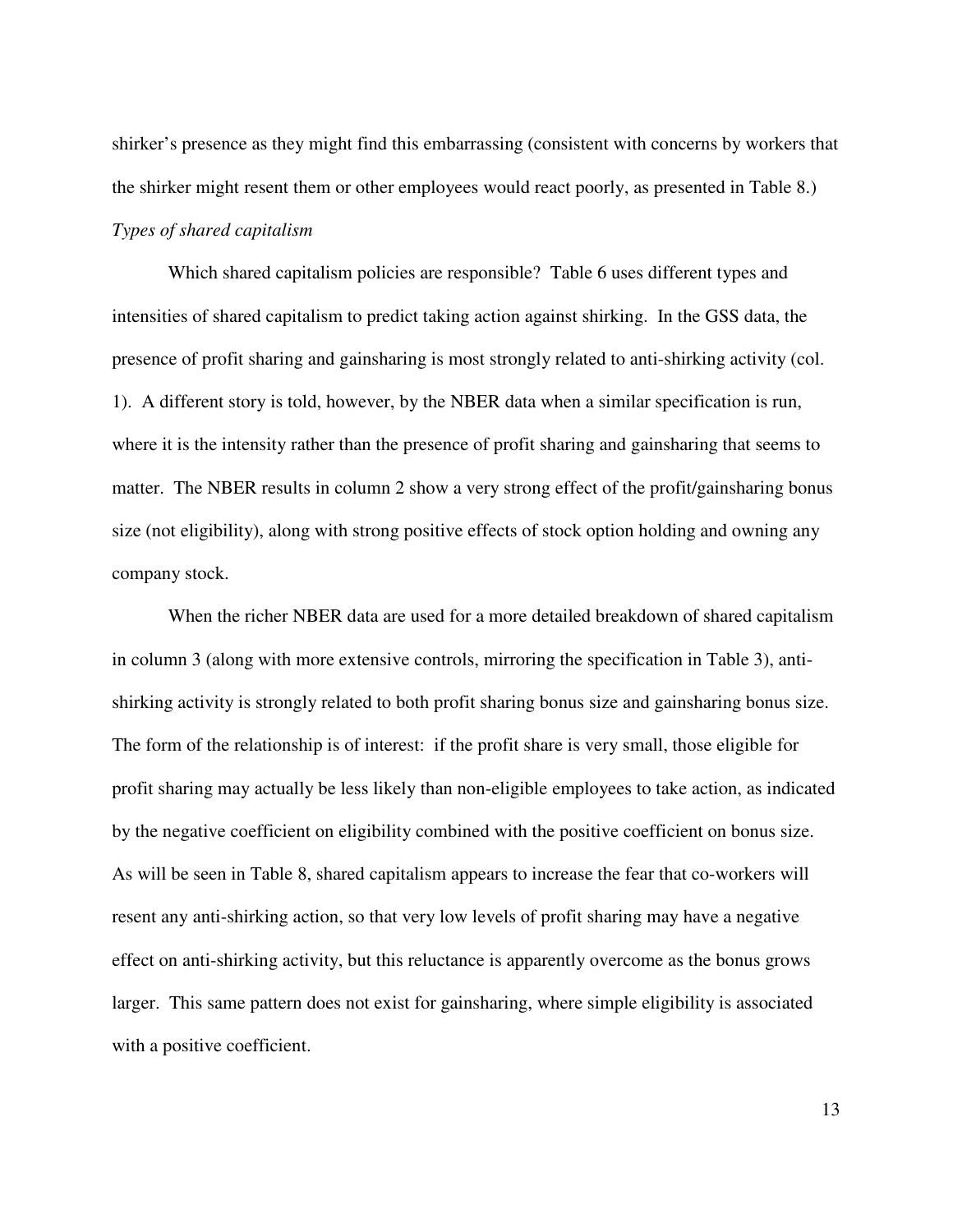shirker's presence as they might find this embarrassing (consistent with concerns by workers that the shirker might resent them or other employees would react poorly, as presented in Table 8.)

*Types of shared capitalism*

Which shared capitalism policies are responsible? Table 6 uses different types and intensities of shared capitalism to predict taking action against shirking. In the GSS data, the presence of profit sharing and gainsharing is most strongly related to anti-shirking activity (col. 1). A different story is told, however, by the NBER data when a similar specification is run, where it is the intensity rather than the presence of profit sharing and gainsharing that seems to matter. The NBER results in column 2 show a very strong effect of the profit/gainsharing bonus size (not eligibility), along with strong positive effects of stock option holding and owning any company stock.

When the richer NBER data are used for a more detailed breakdown of shared capitalism in column 3 (along with more extensive controls, mirroring the specification in Table 3), anti-shirking activity is strongly related to both profit sharing bonus size and gainsharing bonus size. The form of the relationship is of interest: if the profit share is very small, those eligible for profit sharing may actually be less likely than non-eligible employees to take action, as indicated by the negative coefficient on eligibility combined with the positive coefficient on bonus size. As will be seen in Table 8, shared capitalism appears to increase the fear that co-workers will resent any anti-shirking action, so that very low levels of profit sharing may have a negative effect on anti-shirking activity, but this reluctance is apparently overcome as the bonus grows larger. This same pattern does not exist for gainsharing, where simple eligibility is associated with a positive coefficient.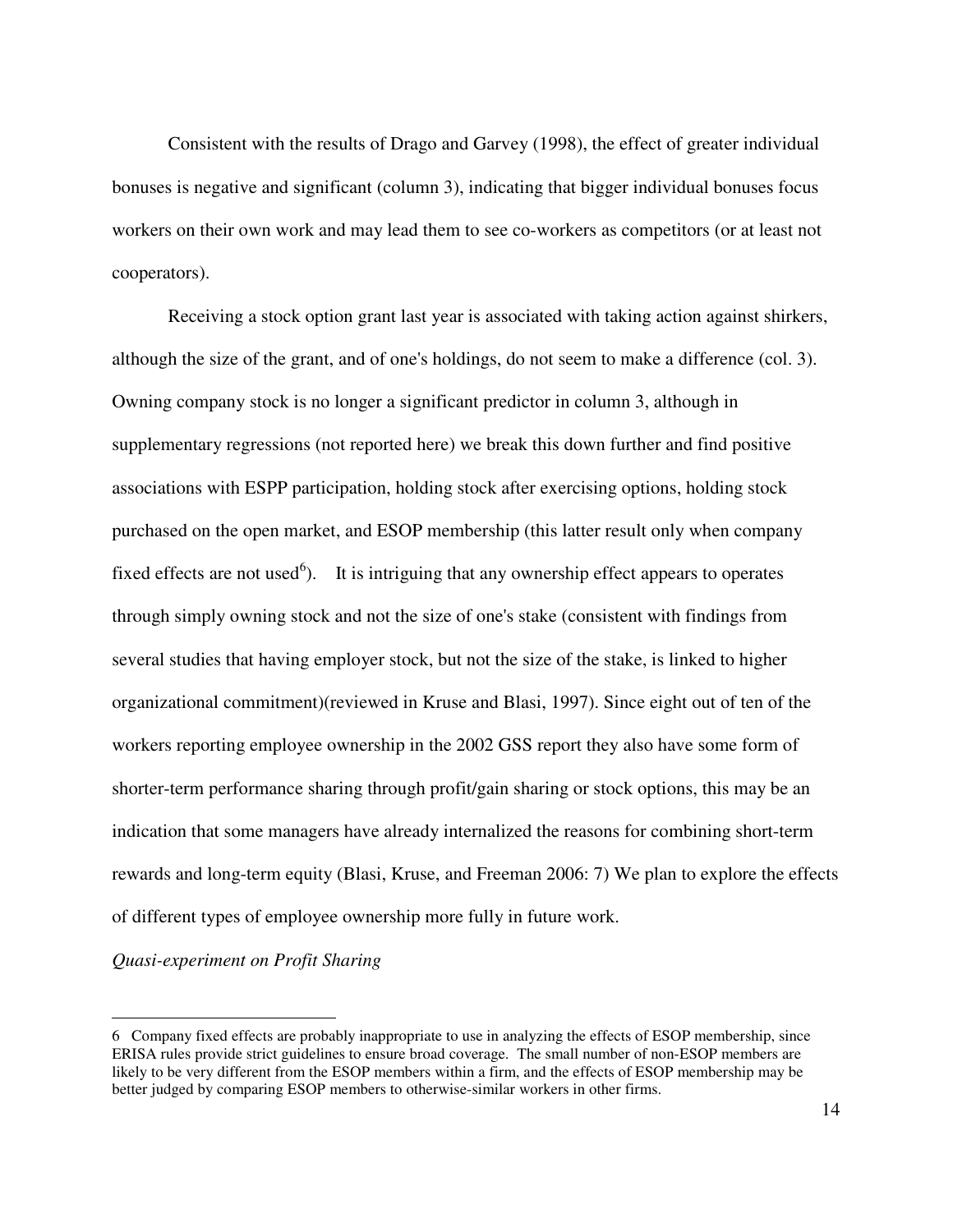Consistent with the results of Drago and Garvey (1998), the effect of greater individual bonuses is negative and significant (column 3), indicating that bigger individual bonuses focus workers on their own work and may lead them to see co-workers as competitors (or at least not cooperators).

Receiving a stock option grant last year is associated with taking action against shirkers, although the size of the grant, and of one's holdings, do not seem to make a difference (col. 3). Owning company stock is no longer a significant predictor in column 3, although in supplementary regressions (not reported here) we break this down further and find positive associations with ESPP participation, holding stock after exercising options, holding stock purchased on the open market, and ESOP membership (this latter result only when company fixed effects are not used[6]). It is intriguing that any ownership effect appears to operates through simply owning stock and not the size of one's stake (consistent with findings from several studies that having employer stock, but not the size of the stake, is linked to higher organizational commitment)(reviewed in Kruse and Blasi, 1997). Since eight out of ten of the workers reporting employee ownership in the 2002 GSS report they also have some form of shorter-term performance sharing through profit/gain sharing or stock options, this may be an indication that some managers have already internalized the reasons for combining short-term rewards and long-term equity (Blasi, Kruse, and Freeman 2006: 7) We plan to explore the effects of different types of employee ownership more fully in future work.

*Quasi-experiment on Profit Sharing*

---

6 Company fixed effects are probably inappropriate to use in analyzing the effects of ESOP membership, since ERISA rules provide strict guidelines to ensure broad coverage. The small number of non-ESOP members are likely to be very different from the ESOP members within a firm, and the effects of ESOP membership may be better judged by comparing ESOP members to otherwise-similar workers in other firms.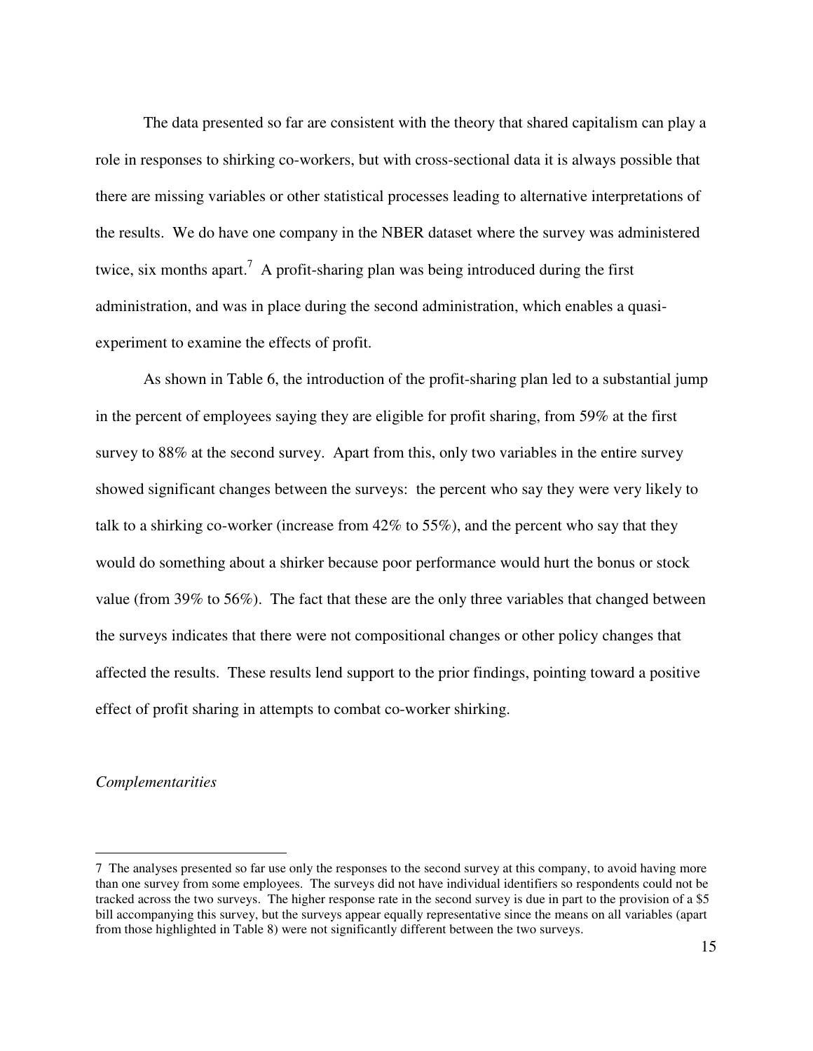The data presented so far are consistent with the theory that shared capitalism can play a role in responses to shirking co-workers, but with cross-sectional data it is always possible that there are missing variables or other statistical processes leading to alternative interpretations of the results. We do have one company in the NBER dataset where the survey was administered twice, six months apart.[7] A profit-sharing plan was being introduced during the first administration, and was in place during the second administration, which enables a quasi-experiment to examine the effects of profit.

As shown in Table 6, the introduction of the profit-sharing plan led to a substantial jump in the percent of employees saying they are eligible for profit sharing, from 59% at the first survey to 88% at the second survey. Apart from this, only two variables in the entire survey showed significant changes between the surveys: the percent who say they were very likely to talk to a shirking co-worker (increase from 42% to 55%), and the percent who say that they would do something about a shirker because poor performance would hurt the bonus or stock value (from 39% to 56%). The fact that these are the only three variables that changed between the surveys indicates that there were not compositional changes or other policy changes that affected the results. These results lend support to the prior findings, pointing toward a positive effect of profit sharing in attempts to combat co-worker shirking.

*Complementarities*

---

7 The analyses presented so far use only the responses to the second survey at this company, to avoid having more than one survey from some employees. The surveys did not have individual identifiers so respondents could not be tracked across the two surveys. The higher response rate in the second survey is due in part to the provision of a $5 bill accompanying this survey, but the surveys appear equally representative since the means on all variables (apart from those highlighted in Table 8) were not significantly different between the two surveys.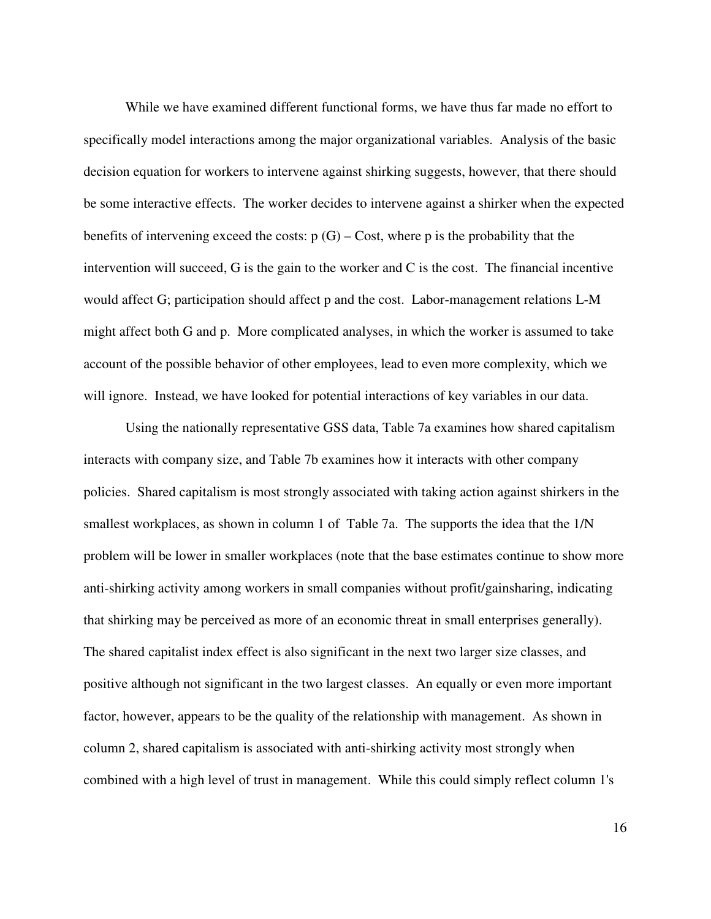While we have examined different functional forms, we have thus far made no effort to specifically model interactions among the major organizational variables. Analysis of the basic decision equation for workers to intervene against shirking suggests, however, that there should be some interactive effects. The worker decides to intervene against a shirker when the expected benefits of intervening exceed the costs: $p\ (G)$ – Cost, where $p$ is the probability that the intervention will succeed, $G$ is the gain to the worker and $C$ is the cost. The financial incentive would affect $G$; participation should affect $p$ and the cost. Labor-management relations L-M might affect both $G$ and $p$. More complicated analyses, in which the worker is assumed to take account of the possible behavior of other employees, lead to even more complexity, which we will ignore. Instead, we have looked for potential interactions of key variables in our data.

Using the nationally representative GSS data, Table 7a examines how shared capitalism interacts with company size, and Table 7b examines how it interacts with other company policies. Shared capitalism is most strongly associated with taking action against shirkers in the smallest workplaces, as shown in column 1 of Table 7a. The supports the idea that the 1/N problem will be lower in smaller workplaces (note that the base estimates continue to show more anti-shirking activity among workers in small companies without profit/gainsharing, indicating that shirking may be perceived as more of an economic threat in small enterprises generally). The shared capitalist index effect is also significant in the next two larger size classes, and positive although not significant in the two largest classes. An equally or even more important factor, however, appears to be the quality of the relationship with management. As shown in column 2, shared capitalism is associated with anti-shirking activity most strongly when combined with a high level of trust in management. While this could simply reflect column 1's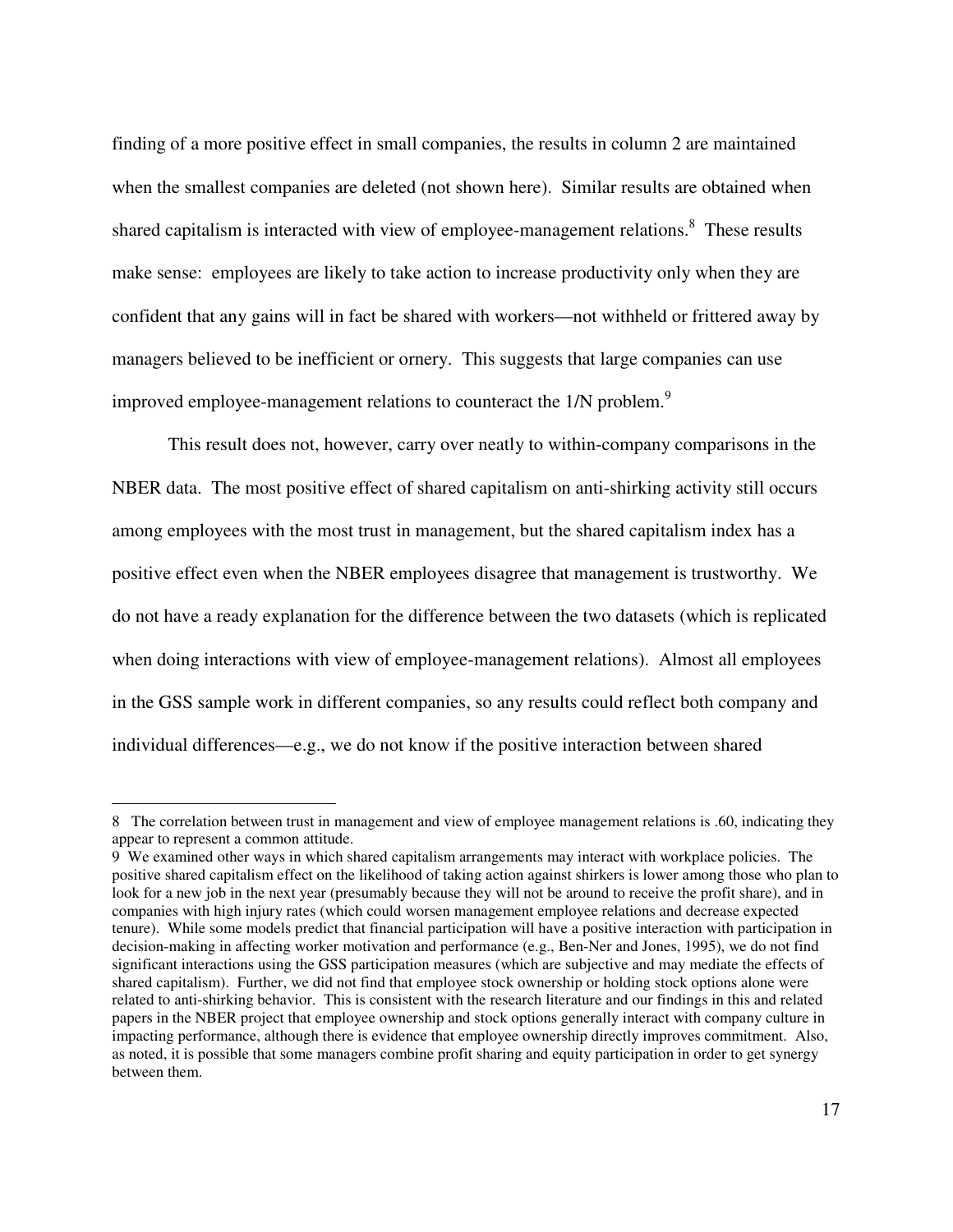finding of a more positive effect in small companies, the results in column 2 are maintained when the smallest companies are deleted (not shown here). Similar results are obtained when shared capitalism is interacted with view of employee-management relations.[8] These results make sense: employees are likely to take action to increase productivity only when they are confident that any gains will in fact be shared with workers—not withheld or frittered away by managers believed to be inefficient or ornery. This suggests that large companies can use improved employee-management relations to counteract the 1/N problem.[9]

This result does not, however, carry over neatly to within-company comparisons in the NBER data. The most positive effect of shared capitalism on anti-shirking activity still occurs among employees with the most trust in management, but the shared capitalism index has a positive effect even when the NBER employees disagree that management is trustworthy. We do not have a ready explanation for the difference between the two datasets (which is replicated when doing interactions with view of employee-management relations). Almost all employees in the GSS sample work in different companies, so any results could reflect both company and individual differences—e.g., we do not know if the positive interaction between shared

---

8 The correlation between trust in management and view of employee management relations is .60, indicating they appear to represent a common attitude.

9 We examined other ways in which shared capitalism arrangements may interact with workplace policies. The positive shared capitalism effect on the likelihood of taking action against shirkers is lower among those who plan to look for a new job in the next year (presumably because they will not be around to receive the profit share), and in companies with high injury rates (which could worsen management employee relations and decrease expected tenure). While some models predict that financial participation will have a positive interaction with participation in decision-making in affecting worker motivation and performance (e.g., Ben-Ner and Jones, 1995), we do not find significant interactions using the GSS participation measures (which are subjective and may mediate the effects of shared capitalism). Further, we did not find that employee stock ownership or holding stock options alone were related to anti-shirking behavior. This is consistent with the research literature and our findings in this and related papers in the NBER project that employee ownership and stock options generally interact with company culture in impacting performance, although there is evidence that employee ownership directly improves commitment. Also, as noted, it is possible that some managers combine profit sharing and equity participation in order to get synergy between them.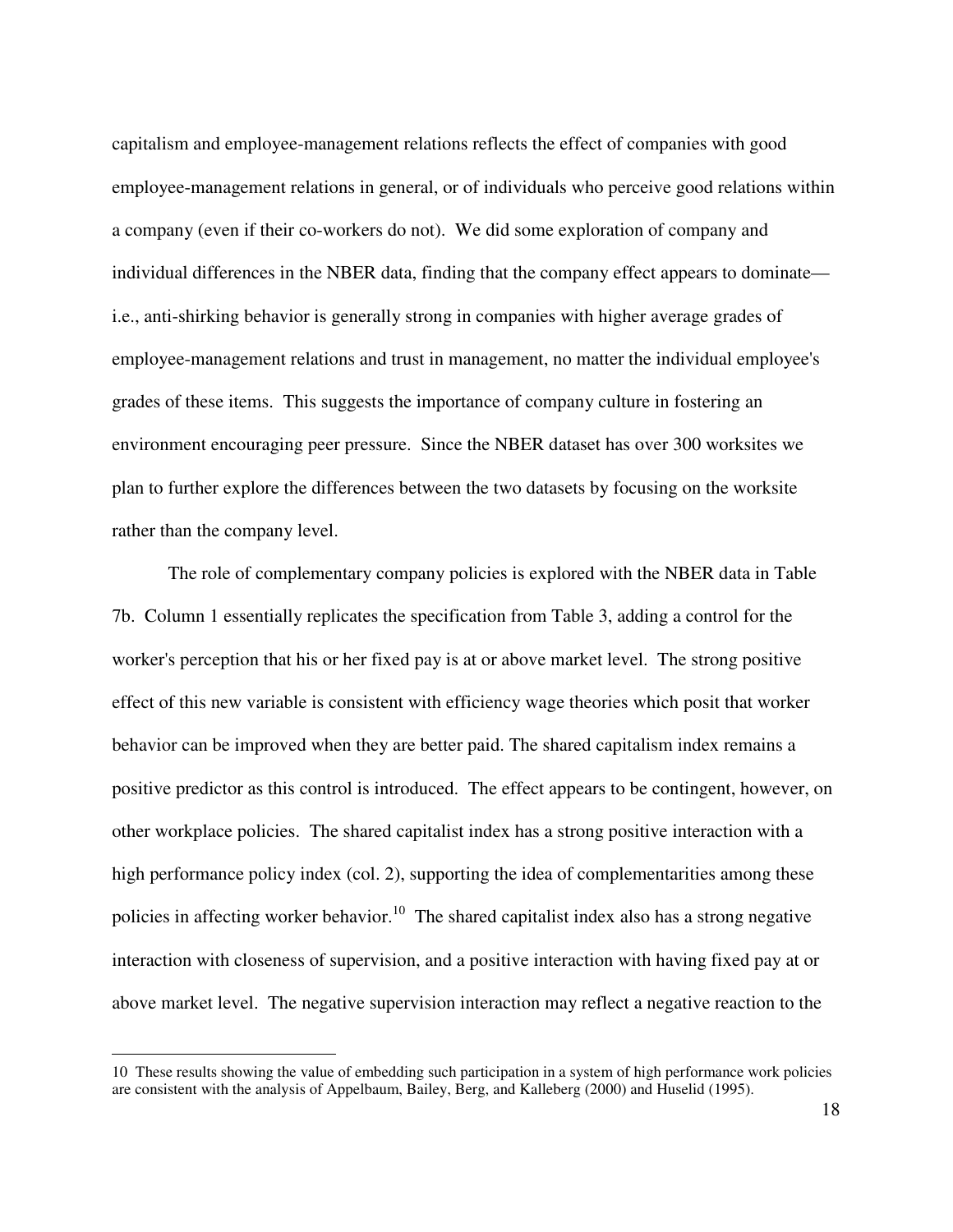capitalism and employee-management relations reflects the effect of companies with good employee-management relations in general, or of individuals who perceive good relations within a company (even if their co-workers do not). We did some exploration of company and individual differences in the NBER data, finding that the company effect appears to dominate—i.e., anti-shirking behavior is generally strong in companies with higher average grades of employee-management relations and trust in management, no matter the individual employee's grades of these items. This suggests the importance of company culture in fostering an environment encouraging peer pressure. Since the NBER dataset has over 300 worksites we plan to further explore the differences between the two datasets by focusing on the worksite rather than the company level.

The role of complementary company policies is explored with the NBER data in Table 7b. Column 1 essentially replicates the specification from Table 3, adding a control for the worker's perception that his or her fixed pay is at or above market level. The strong positive effect of this new variable is consistent with efficiency wage theories which posit that worker behavior can be improved when they are better paid. The shared capitalism index remains a positive predictor as this control is introduced. The effect appears to be contingent, however, on other workplace policies. The shared capitalist index has a strong positive interaction with a high performance policy index (col. 2), supporting the idea of complementarities among these policies in affecting worker behavior.[10] The shared capitalist index also has a strong negative interaction with closeness of supervision, and a positive interaction with having fixed pay at or above market level. The negative supervision interaction may reflect a negative reaction to the

---

[10] These results showing the value of embedding such participation in a system of high performance work policies are consistent with the analysis of Appelbaum, Bailey, Berg, and Kalleberg (2000) and Huselid (1995).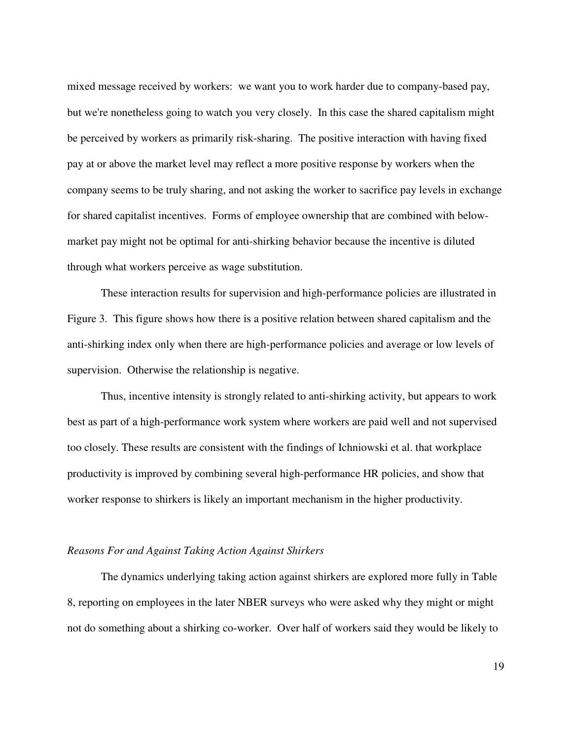mixed message received by workers: we want you to work harder due to company-based pay, but we're nonetheless going to watch you very closely. In this case the shared capitalism might be perceived by workers as primarily risk-sharing. The positive interaction with having fixed pay at or above the market level may reflect a more positive response by workers when the company seems to be truly sharing, and not asking the worker to sacrifice pay levels in exchange for shared capitalist incentives. Forms of employee ownership that are combined with below-market pay might not be optimal for anti-shirking behavior because the incentive is diluted through what workers perceive as wage substitution.

These interaction results for supervision and high-performance policies are illustrated in Figure 3. This figure shows how there is a positive relation between shared capitalism and the anti-shirking index only when there are high-performance policies and average or low levels of supervision. Otherwise the relationship is negative.

Thus, incentive intensity is strongly related to anti-shirking activity, but appears to work best as part of a high-performance work system where workers are paid well and not supervised too closely. These results are consistent with the findings of Ichniowski et al. that workplace productivity is improved by combining several high-performance HR policies, and show that worker response to shirkers is likely an important mechanism in the higher productivity.

*Reasons For and Against Taking Action Against Shirkers*

The dynamics underlying taking action against shirkers are explored more fully in Table 8, reporting on employees in the later NBER surveys who were asked why they might or might not do something about a shirking co-worker. Over half of workers said they would be likely to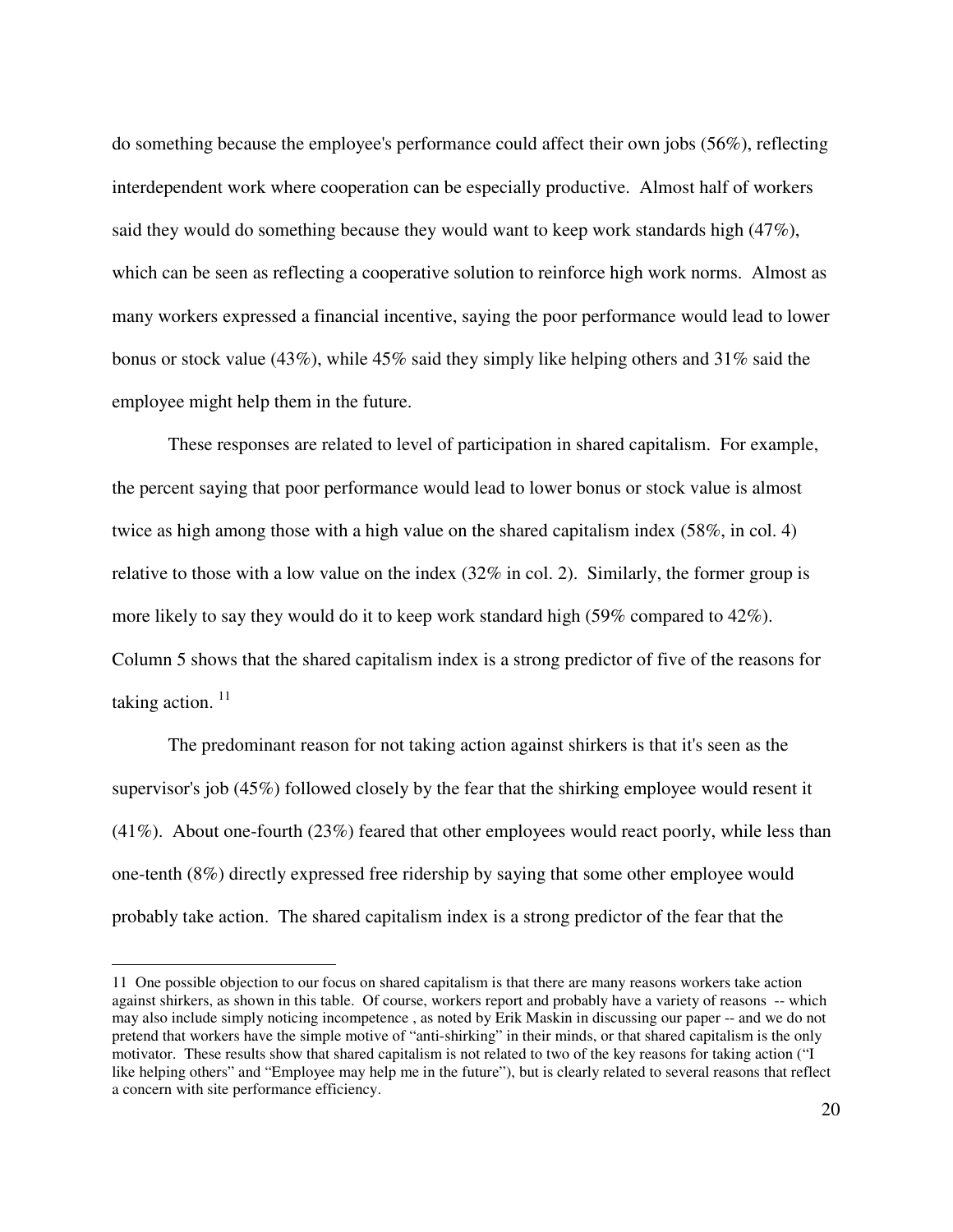do something because the employee's performance could affect their own jobs (56%), reflecting interdependent work where cooperation can be especially productive. Almost half of workers said they would do something because they would want to keep work standards high (47%), which can be seen as reflecting a cooperative solution to reinforce high work norms. Almost as many workers expressed a financial incentive, saying the poor performance would lead to lower bonus or stock value (43%), while 45% said they simply like helping others and 31% said the employee might help them in the future.

These responses are related to level of participation in shared capitalism. For example, the percent saying that poor performance would lead to lower bonus or stock value is almost twice as high among those with a high value on the shared capitalism index (58%, in col. 4) relative to those with a low value on the index (32% in col. 2). Similarly, the former group is more likely to say they would do it to keep work standard high (59% compared to 42%). Column 5 shows that the shared capitalism index is a strong predictor of five of the reasons for taking action. [11]

The predominant reason for not taking action against shirkers is that it's seen as the supervisor's job (45%) followed closely by the fear that the shirking employee would resent it (41%). About one-fourth (23%) feared that other employees would react poorly, while less than one-tenth (8%) directly expressed free ridership by saying that some other employee would probably take action. The shared capitalism index is a strong predictor of the fear that the

---

11 One possible objection to our focus on shared capitalism is that there are many reasons workers take action against shirkers, as shown in this table. Of course, workers report and probably have a variety of reasons -- which may also include simply noticing incompetence , as noted by Erik Maskin in discussing our paper -- and we do not pretend that workers have the simple motive of "anti-shirking" in their minds, or that shared capitalism is the only motivator. These results show that shared capitalism is not related to two of the key reasons for taking action ("I like helping others" and "Employee may help me in the future"), but is clearly related to several reasons that reflect a concern with site performance efficiency.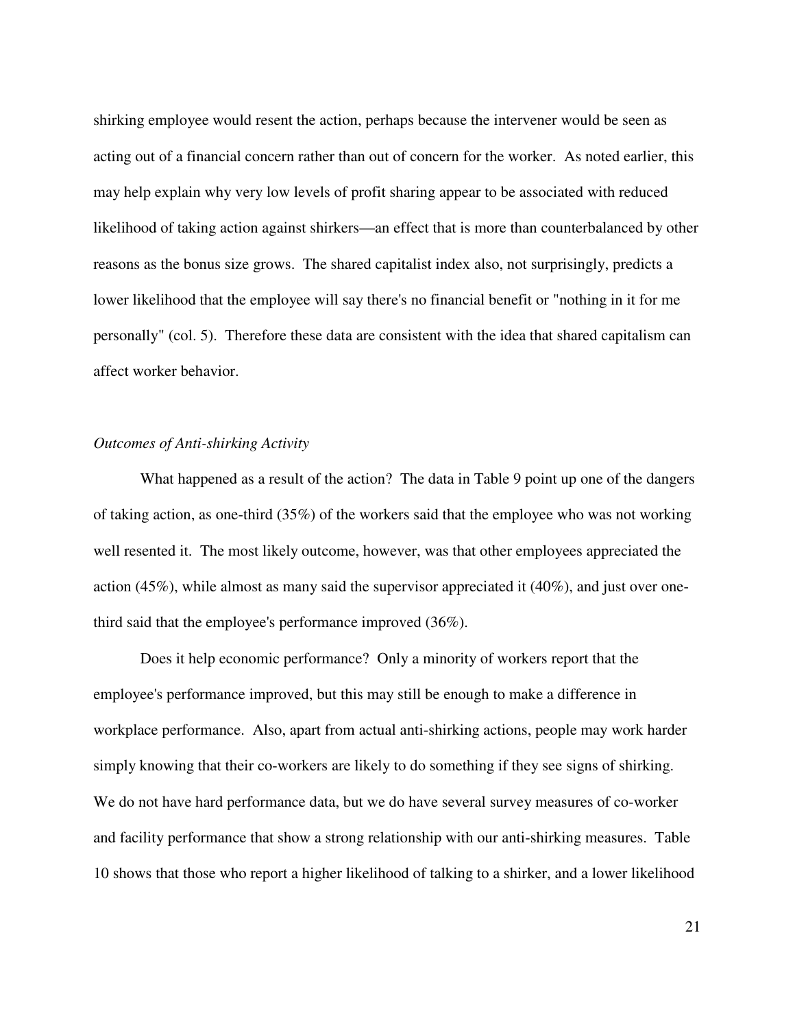shirking employee would resent the action, perhaps because the intervener would be seen as acting out of a financial concern rather than out of concern for the worker. As noted earlier, this may help explain why very low levels of profit sharing appear to be associated with reduced likelihood of taking action against shirkers—an effect that is more than counterbalanced by other reasons as the bonus size grows. The shared capitalist index also, not surprisingly, predicts a lower likelihood that the employee will say there's no financial benefit or "nothing in it for me personally" (col. 5). Therefore these data are consistent with the idea that shared capitalism can affect worker behavior.

*Outcomes of Anti-shirking Activity*

What happened as a result of the action? The data in Table 9 point up one of the dangers of taking action, as one-third (35%) of the workers said that the employee who was not working well resented it. The most likely outcome, however, was that other employees appreciated the action (45%), while almost as many said the supervisor appreciated it (40%), and just over one-third said that the employee's performance improved (36%).

Does it help economic performance? Only a minority of workers report that the employee's performance improved, but this may still be enough to make a difference in workplace performance. Also, apart from actual anti-shirking actions, people may work harder simply knowing that their co-workers are likely to do something if they see signs of shirking. We do not have hard performance data, but we do have several survey measures of co-worker and facility performance that show a strong relationship with our anti-shirking measures. Table 10 shows that those who report a higher likelihood of talking to a shirker, and a lower likelihood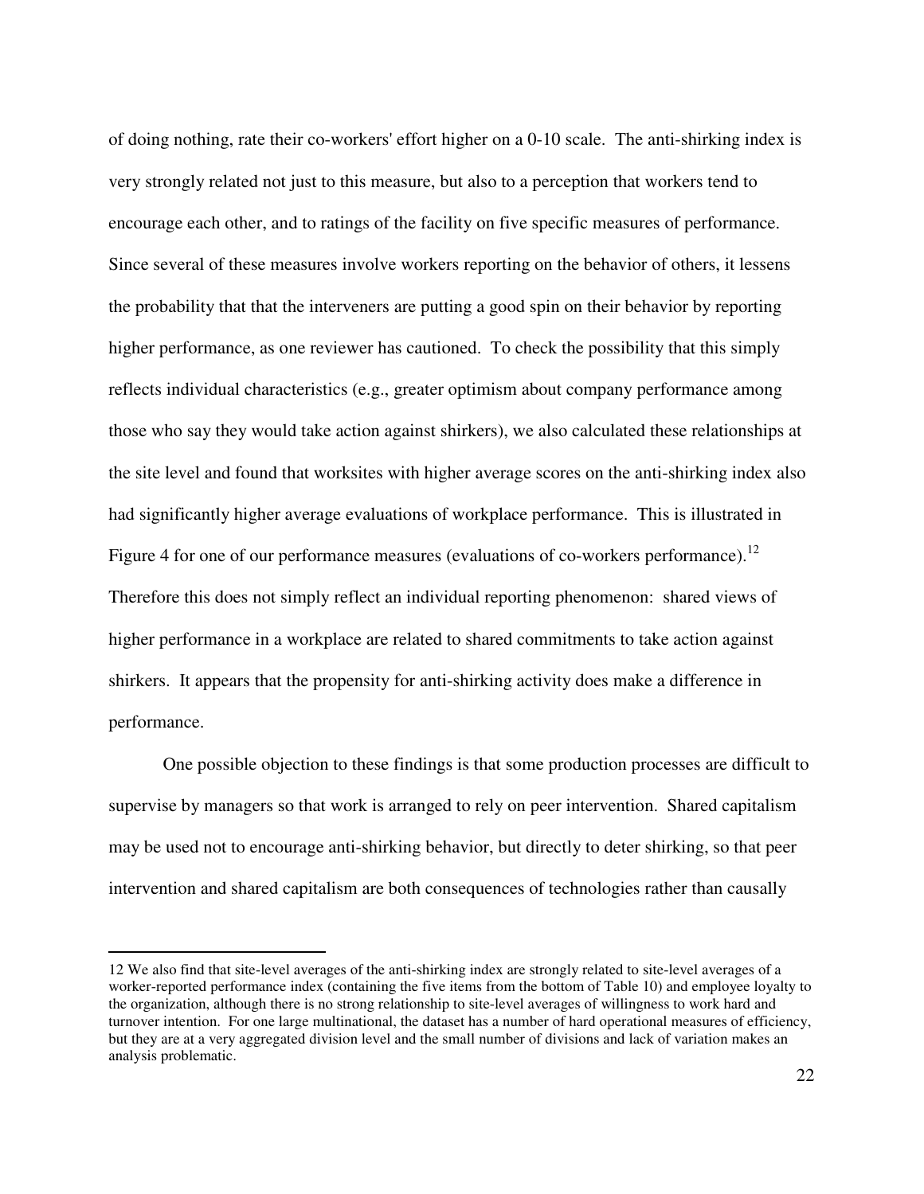of doing nothing, rate their co-workers' effort higher on a 0-10 scale. The anti-shirking index is very strongly related not just to this measure, but also to a perception that workers tend to encourage each other, and to ratings of the facility on five specific measures of performance. Since several of these measures involve workers reporting on the behavior of others, it lessens the probability that that the interveners are putting a good spin on their behavior by reporting higher performance, as one reviewer has cautioned. To check the possibility that this simply reflects individual characteristics (e.g., greater optimism about company performance among those who say they would take action against shirkers), we also calculated these relationships at the site level and found that worksites with higher average scores on the anti-shirking index also had significantly higher average evaluations of workplace performance. This is illustrated in Figure 4 for one of our performance measures (evaluations of co-workers performance).[12] Therefore this does not simply reflect an individual reporting phenomenon: shared views of higher performance in a workplace are related to shared commitments to take action against shirkers. It appears that the propensity for anti-shirking activity does make a difference in performance.

One possible objection to these findings is that some production processes are difficult to supervise by managers so that work is arranged to rely on peer intervention. Shared capitalism may be used not to encourage anti-shirking behavior, but directly to deter shirking, so that peer intervention and shared capitalism are both consequences of technologies rather than causally

---

12 We also find that site-level averages of the anti-shirking index are strongly related to site-level averages of a worker-reported performance index (containing the five items from the bottom of Table 10) and employee loyalty to the organization, although there is no strong relationship to site-level averages of willingness to work hard and turnover intention. For one large multinational, the dataset has a number of hard operational measures of efficiency, but they are at a very aggregated division level and the small number of divisions and lack of variation makes an analysis problematic.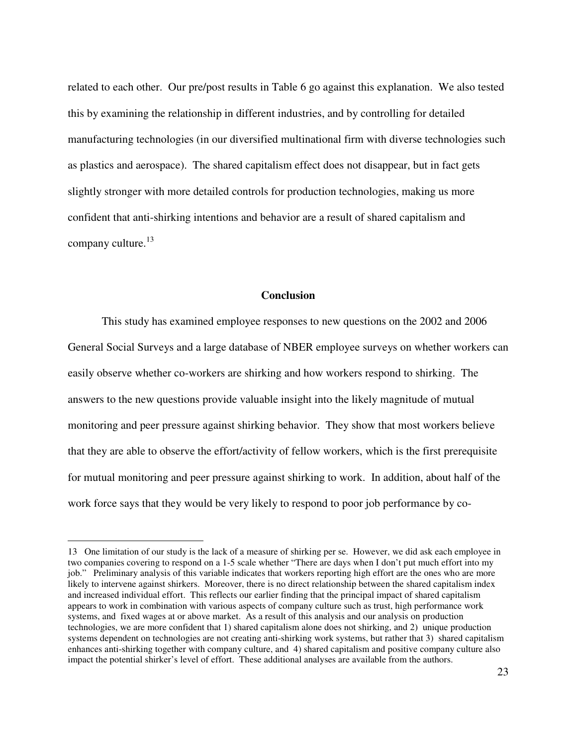related to each other. Our pre/post results in Table 6 go against this explanation. We also tested this by examining the relationship in different industries, and by controlling for detailed manufacturing technologies (in our diversified multinational firm with diverse technologies such as plastics and aerospace). The shared capitalism effect does not disappear, but in fact gets slightly stronger with more detailed controls for production technologies, making us more confident that anti-shirking intentions and behavior are a result of shared capitalism and company culture.[13]

## Conclusion

This study has examined employee responses to new questions on the 2002 and 2006 General Social Surveys and a large database of NBER employee surveys on whether workers can easily observe whether co-workers are shirking and how workers respond to shirking. The answers to the new questions provide valuable insight into the likely magnitude of mutual monitoring and peer pressure against shirking behavior. They show that most workers believe that they are able to observe the effort/activity of fellow workers, which is the first prerequisite for mutual monitoring and peer pressure against shirking to work. In addition, about half of the work force says that they would be very likely to respond to poor job performance by co-

---

13 One limitation of our study is the lack of a measure of shirking per se. However, we did ask each employee in two companies covering to respond on a 1-5 scale whether "There are days when I don't put much effort into my job." Preliminary analysis of this variable indicates that workers reporting high effort are the ones who are more likely to intervene against shirkers. Moreover, there is no direct relationship between the shared capitalism index and increased individual effort. This reflects our earlier finding that the principal impact of shared capitalism appears to work in combination with various aspects of company culture such as trust, high performance work systems, and fixed wages at or above market. As a result of this analysis and our analysis on production technologies, we are more confident that 1) shared capitalism alone does not shirking, and 2) unique production systems dependent on technologies are not creating anti-shirking work systems, but rather that 3) shared capitalism enhances anti-shirking together with company culture, and 4) shared capitalism and positive company culture also impact the potential shirker's level of effort. These additional analyses are available from the authors.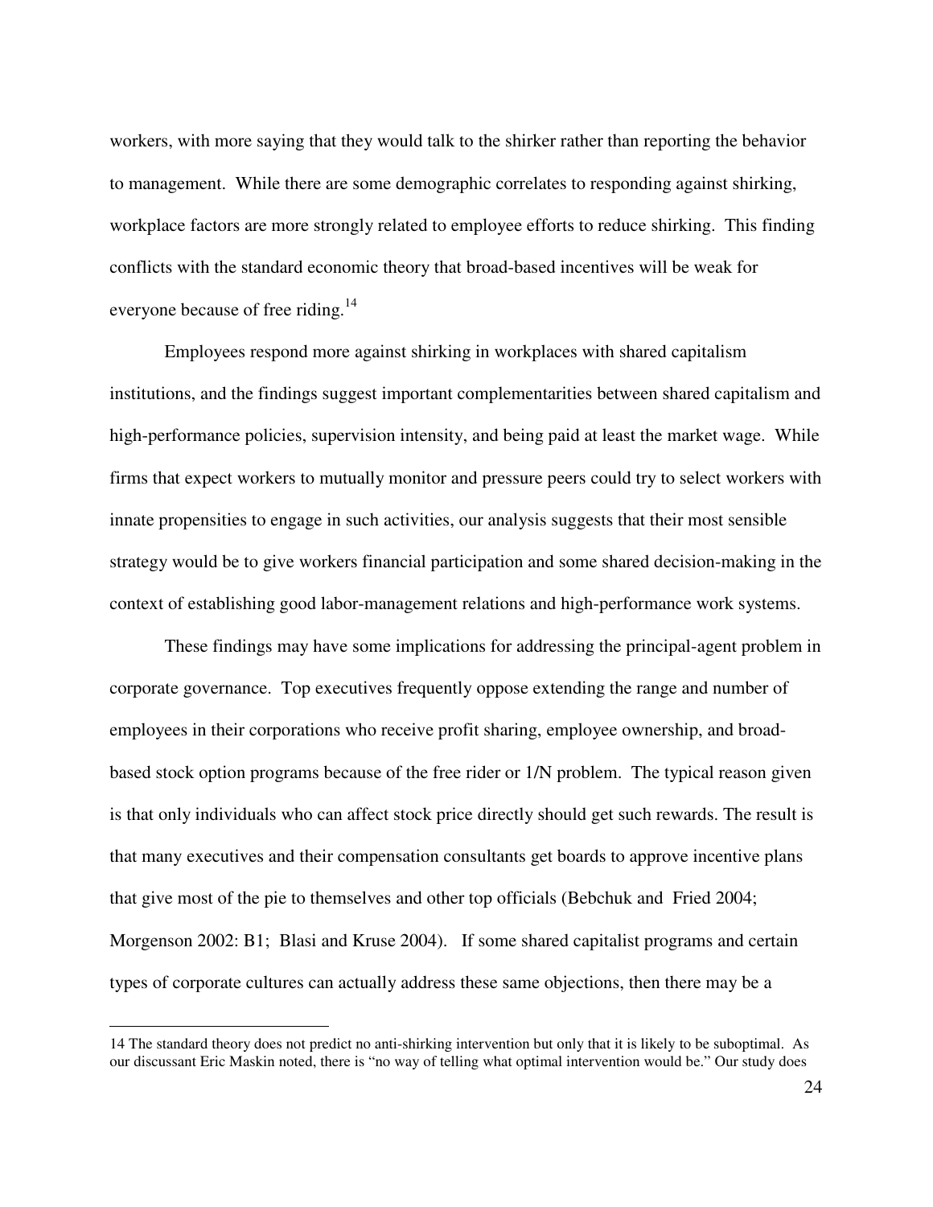workers, with more saying that they would talk to the shirker rather than reporting the behavior to management. While there are some demographic correlates to responding against shirking, workplace factors are more strongly related to employee efforts to reduce shirking. This finding conflicts with the standard economic theory that broad-based incentives will be weak for everyone because of free riding.[14]

Employees respond more against shirking in workplaces with shared capitalism institutions, and the findings suggest important complementarities between shared capitalism and high-performance policies, supervision intensity, and being paid at least the market wage. While firms that expect workers to mutually monitor and pressure peers could try to select workers with innate propensities to engage in such activities, our analysis suggests that their most sensible strategy would be to give workers financial participation and some shared decision-making in the context of establishing good labor-management relations and high-performance work systems.

These findings may have some implications for addressing the principal-agent problem in corporate governance. Top executives frequently oppose extending the range and number of employees in their corporations who receive profit sharing, employee ownership, and broad-based stock option programs because of the free rider or 1/N problem. The typical reason given is that only individuals who can affect stock price directly should get such rewards. The result is that many executives and their compensation consultants get boards to approve incentive plans that give most of the pie to themselves and other top officials (Bebchuk and Fried 2004; Morgenson 2002: B1; Blasi and Kruse 2004). If some shared capitalist programs and certain types of corporate cultures can actually address these same objections, then there may be a

---

14 The standard theory does not predict no anti-shirking intervention but only that it is likely to be suboptimal. As our discussant Eric Maskin noted, there is "no way of telling what optimal intervention would be." Our study does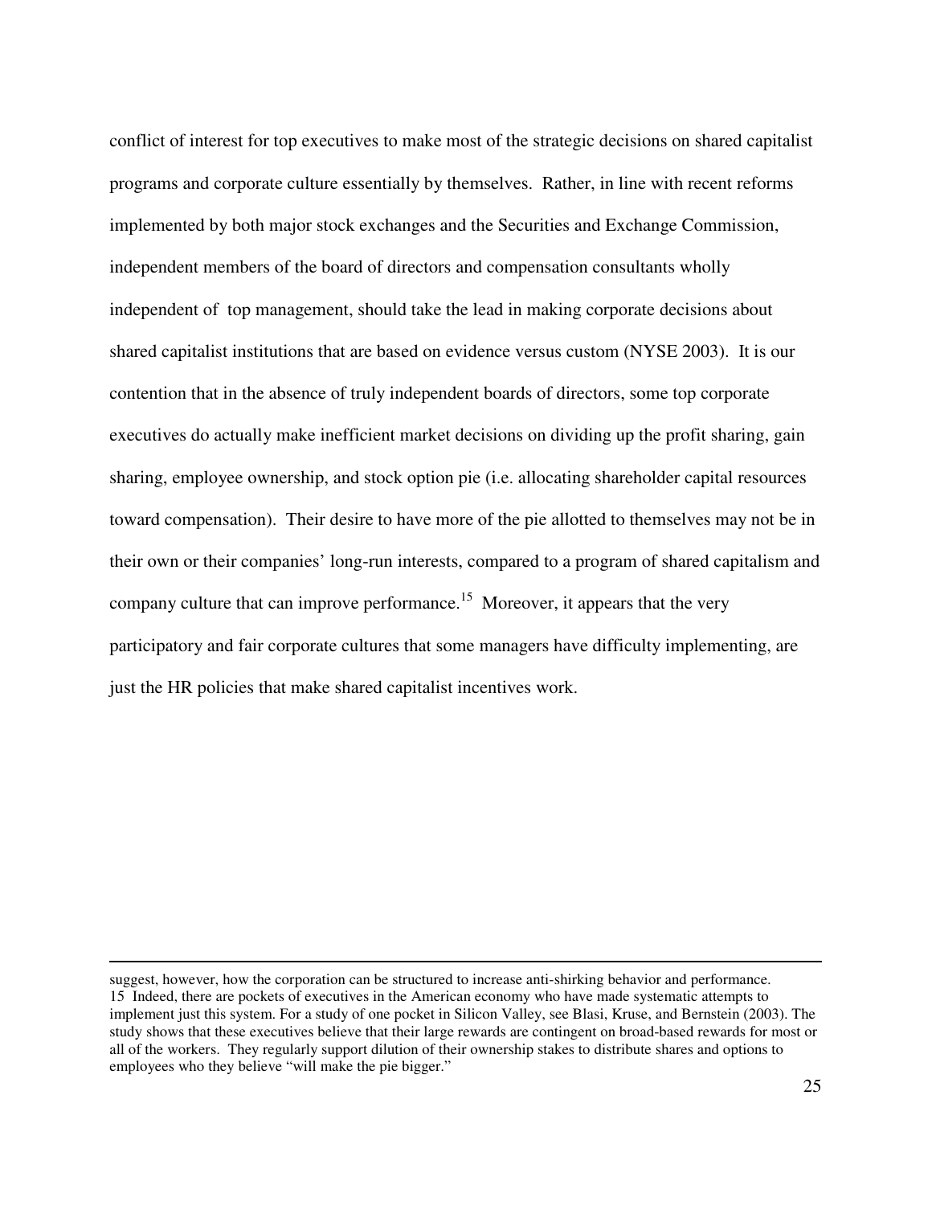conflict of interest for top executives to make most of the strategic decisions on shared capitalist programs and corporate culture essentially by themselves. Rather, in line with recent reforms implemented by both major stock exchanges and the Securities and Exchange Commission, independent members of the board of directors and compensation consultants wholly independent of top management, should take the lead in making corporate decisions about shared capitalist institutions that are based on evidence versus custom (NYSE 2003). It is our contention that in the absence of truly independent boards of directors, some top corporate executives do actually make inefficient market decisions on dividing up the profit sharing, gain sharing, employee ownership, and stock option pie (i.e. allocating shareholder capital resources toward compensation). Their desire to have more of the pie allotted to themselves may not be in their own or their companies' long-run interests, compared to a program of shared capitalism and company culture that can improve performance.[15] Moreover, it appears that the very participatory and fair corporate cultures that some managers have difficulty implementing, are just the HR policies that make shared capitalist incentives work.

---

suggest, however, how the corporation can be structured to increase anti-shirking behavior and performance.

15 Indeed, there are pockets of executives in the American economy who have made systematic attempts to implement just this system. For a study of one pocket in Silicon Valley, see Blasi, Kruse, and Bernstein (2003). The study shows that these executives believe that their large rewards are contingent on broad-based rewards for most or all of the workers. They regularly support dilution of their ownership stakes to distribute shares and options to employees who they believe "will make the pie bigger."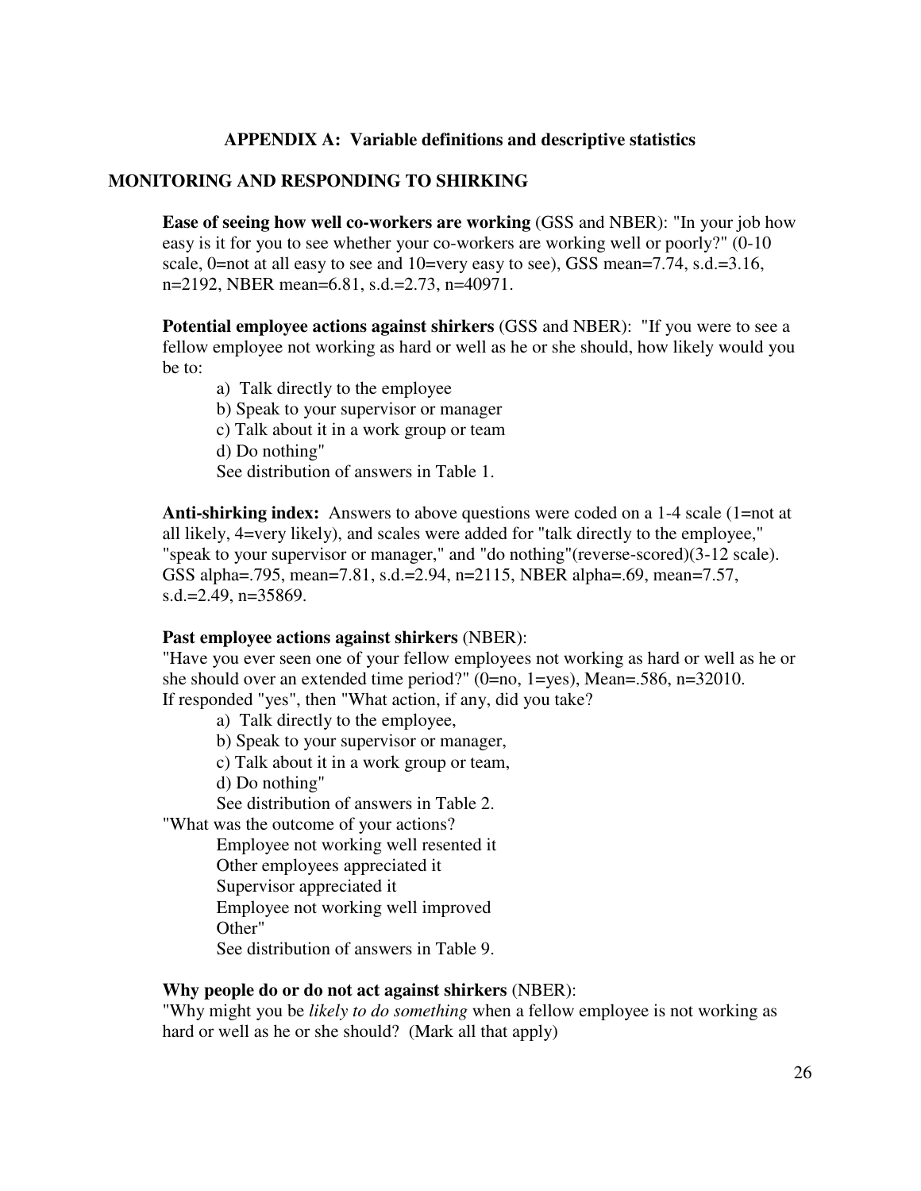## APPENDIX A: Variable definitions and descriptive statistics

## MONITORING AND RESPONDING TO SHIRKING

**Ease of seeing how well co-workers are working** (GSS and NBER): "In your job how easy is it for you to see whether your co-workers are working well or poorly?" (0-10 scale, 0=not at all easy to see and 10=very easy to see), GSS mean=7.74, s.d.=3.16, n=2192, NBER mean=6.81, s.d.=2.73, n=40971.

**Potential employee actions against shirkers** (GSS and NBER): "If you were to see a fellow employee not working as hard or well as he or she should, how likely would you be to:

a) Talk directly to the employee
b) Speak to your supervisor or manager
c) Talk about it in a work group or team
d) Do nothing"
See distribution of answers in Table 1.

**Anti-shirking index:** Answers to above questions were coded on a 1-4 scale (1=not at all likely, 4=very likely), and scales were added for "talk directly to the employee," "speak to your supervisor or manager," and "do nothing"(reverse-scored)(3-12 scale). GSS alpha=.795, mean=7.81, s.d.=2.94, n=2115, NBER alpha=.69, mean=7.57, s.d.=2.49, n=35869.

**Past employee actions against shirkers** (NBER):
"Have you ever seen one of your fellow employees not working as hard or well as he or she should over an extended time period?" (0=no, 1=yes), Mean=.586, n=32010.
If responded "yes", then "What action, if any, did you take?

a) Talk directly to the employee,
b) Speak to your supervisor or manager,
c) Talk about it in a work group or team,
d) Do nothing"
See distribution of answers in Table 2.

"What was the outcome of your actions?

Employee not working well resented it
Other employees appreciated it
Supervisor appreciated it
Employee not working well improved
Other"
See distribution of answers in Table 9.

**Why people do or do not act against shirkers** (NBER):
"Why might you be *likely to do something* when a fellow employee is not working as hard or well as he or she should? (Mark all that apply)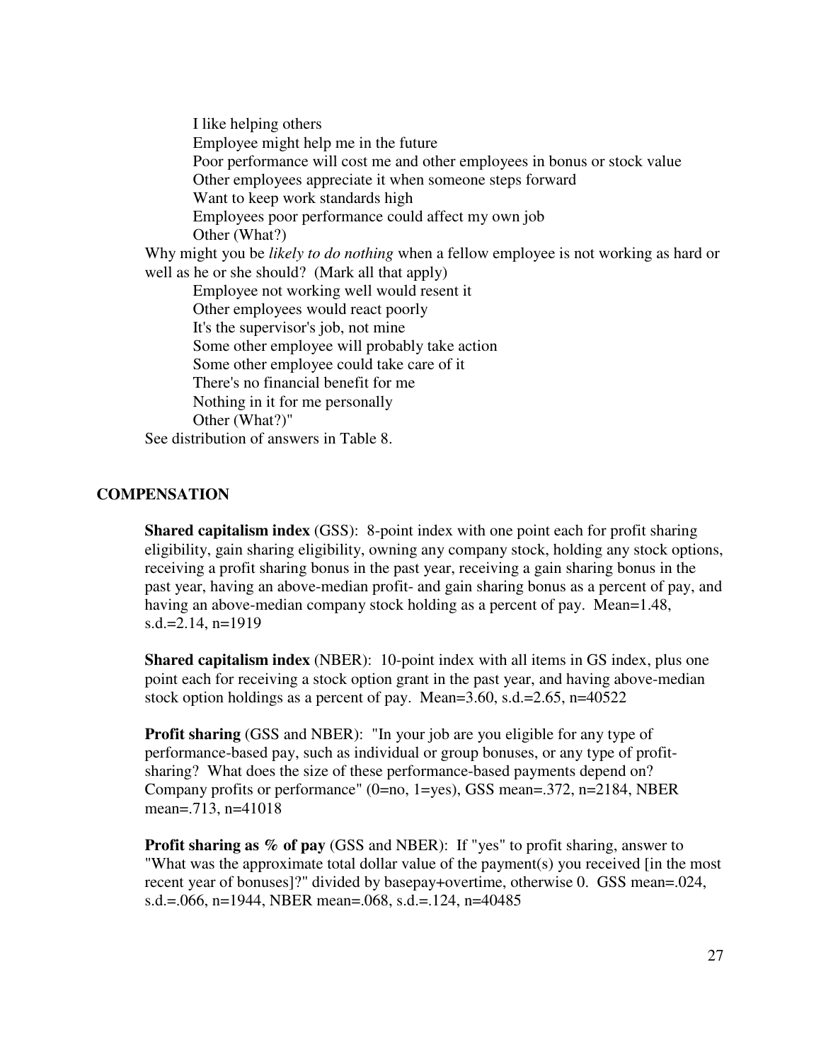I like helping others
Employee might help me in the future
Poor performance will cost me and other employees in bonus or stock value
Other employees appreciate it when someone steps forward
Want to keep work standards high
Employees poor performance could affect my own job
Other (What?)

Why might you be *likely to do nothing* when a fellow employee is not working as hard or well as he or she should? (Mark all that apply)

Employee not working well would resent it
Other employees would react poorly
It's the supervisor's job, not mine
Some other employee will probably take action
Some other employee could take care of it
There's no financial benefit for me
Nothing in it for me personally
Other (What?)"

See distribution of answers in Table 8.

## COMPENSATION

**Shared capitalism index** (GSS): 8-point index with one point each for profit sharing eligibility, gain sharing eligibility, owning any company stock, holding any stock options, receiving a profit sharing bonus in the past year, receiving a gain sharing bonus in the past year, having an above-median profit- and gain sharing bonus as a percent of pay, and having an above-median company stock holding as a percent of pay. Mean=1.48, s.d.=2.14, n=1919

**Shared capitalism index** (NBER): 10-point index with all items in GS index, plus one point each for receiving a stock option grant in the past year, and having above-median stock option holdings as a percent of pay. Mean=3.60, s.d.=2.65, n=40522

**Profit sharing** (GSS and NBER): "In your job are you eligible for any type of performance-based pay, such as individual or group bonuses, or any type of profit-sharing? What does the size of these performance-based payments depend on? Company profits or performance" (0=no, 1=yes), GSS mean=.372, n=2184, NBER mean=.713, n=41018

**Profit sharing as % of pay** (GSS and NBER): If "yes" to profit sharing, answer to "What was the approximate total dollar value of the payment(s) you received [in the most recent year of bonuses]?" divided by basepay+overtime, otherwise 0. GSS mean=.024, s.d.=.066, n=1944, NBER mean=.068, s.d.=.124, n=40485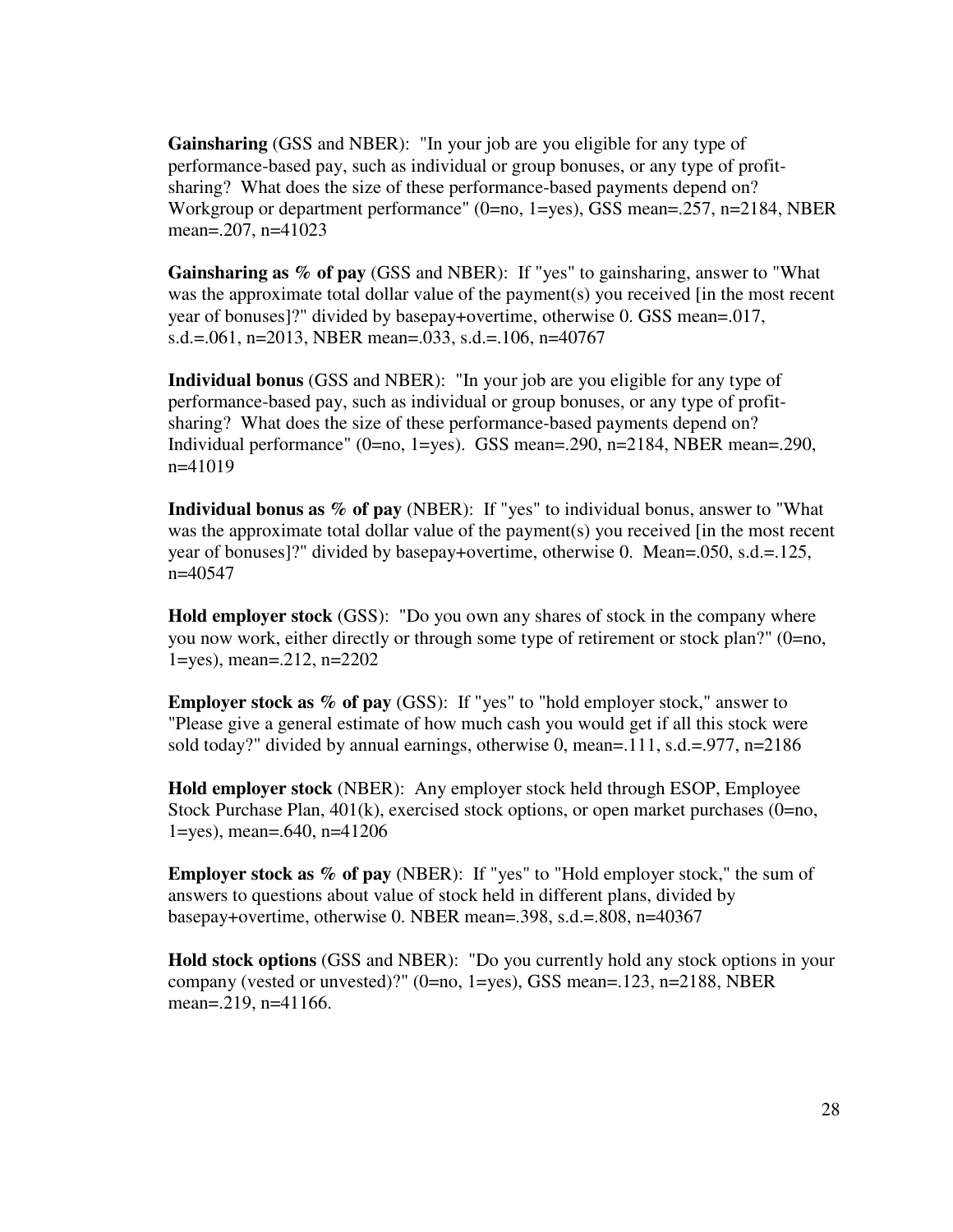**Gainsharing** (GSS and NBER): "In your job are you eligible for any type of performance-based pay, such as individual or group bonuses, or any type of profit-sharing? What does the size of these performance-based payments depend on? Workgroup or department performance" (0=no, 1=yes), GSS mean=.257, n=2184, NBER mean=.207, n=41023

**Gainsharing as % of pay** (GSS and NBER): If "yes" to gainsharing, answer to "What was the approximate total dollar value of the payment(s) you received [in the most recent year of bonuses]?" divided by basepay+overtime, otherwise 0. GSS mean=.017, s.d.=.061, n=2013, NBER mean=.033, s.d.=.106, n=40767

**Individual bonus** (GSS and NBER): "In your job are you eligible for any type of performance-based pay, such as individual or group bonuses, or any type of profit-sharing? What does the size of these performance-based payments depend on? Individual performance" (0=no, 1=yes). GSS mean=.290, n=2184, NBER mean=.290, n=41019

**Individual bonus as % of pay** (NBER): If "yes" to individual bonus, answer to "What was the approximate total dollar value of the payment(s) you received [in the most recent year of bonuses]?" divided by basepay+overtime, otherwise 0. Mean=.050, s.d.=.125, n=40547

**Hold employer stock** (GSS): "Do you own any shares of stock in the company where you now work, either directly or through some type of retirement or stock plan?" (0=no, 1=yes), mean=.212, n=2202

**Employer stock as % of pay** (GSS): If "yes" to "hold employer stock," answer to "Please give a general estimate of how much cash you would get if all this stock were sold today?" divided by annual earnings, otherwise 0, mean=.111, s.d.=.977, n=2186

**Hold employer stock** (NBER): Any employer stock held through ESOP, Employee Stock Purchase Plan, 401(k), exercised stock options, or open market purchases (0=no, 1=yes), mean=.640, n=41206

**Employer stock as % of pay** (NBER): If "yes" to "Hold employer stock," the sum of answers to questions about value of stock held in different plans, divided by basepay+overtime, otherwise 0. NBER mean=.398, s.d.=.808, n=40367

**Hold stock options** (GSS and NBER): "Do you currently hold any stock options in your company (vested or unvested)?" (0=no, 1=yes), GSS mean=.123, n=2188, NBER mean=.219, n=41166.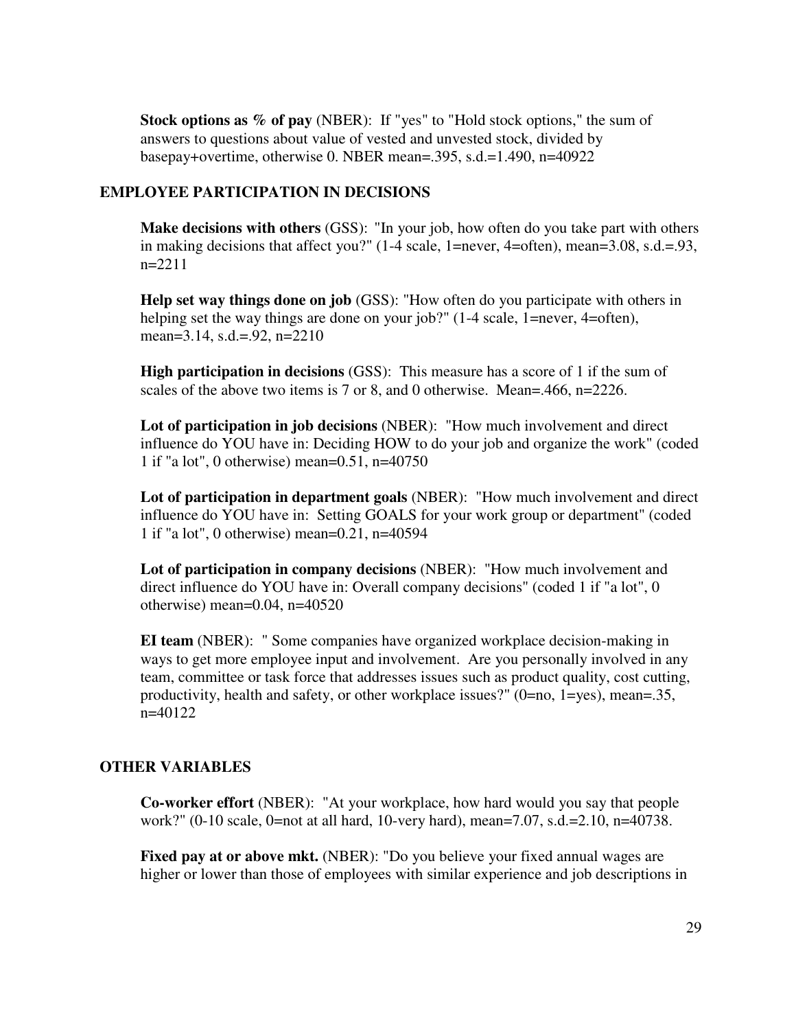**Stock options as % of pay** (NBER): If "yes" to "Hold stock options," the sum of answers to questions about value of vested and unvested stock, divided by basepay+overtime, otherwise 0. NBER mean=.395, s.d.=1.490, n=40922

## EMPLOYEE PARTICIPATION IN DECISIONS

**Make decisions with others** (GSS): "In your job, how often do you take part with others in making decisions that affect you?" (1-4 scale, 1=never, 4=often), mean=3.08, s.d.=.93, n=2211

**Help set way things done on job** (GSS): "How often do you participate with others in helping set the way things are done on your job?" (1-4 scale, 1=never, 4=often), mean=3.14, s.d.=.92, n=2210

**High participation in decisions** (GSS): This measure has a score of 1 if the sum of scales of the above two items is 7 or 8, and 0 otherwise. Mean=.466, n=2226.

**Lot of participation in job decisions** (NBER): "How much involvement and direct influence do YOU have in: Deciding HOW to do your job and organize the work" (coded 1 if "a lot", 0 otherwise) mean=0.51, n=40750

**Lot of participation in department goals** (NBER): "How much involvement and direct influence do YOU have in: Setting GOALS for your work group or department" (coded 1 if "a lot", 0 otherwise) mean=0.21, n=40594

**Lot of participation in company decisions** (NBER): "How much involvement and direct influence do YOU have in: Overall company decisions" (coded 1 if "a lot", 0 otherwise) mean=0.04, n=40520

**EI team** (NBER): " Some companies have organized workplace decision-making in ways to get more employee input and involvement. Are you personally involved in any team, committee or task force that addresses issues such as product quality, cost cutting, productivity, health and safety, or other workplace issues?" (0=no, 1=yes), mean=.35, n=40122

## OTHER VARIABLES

**Co-worker effort** (NBER): "At your workplace, how hard would you say that people work?" (0-10 scale, 0=not at all hard, 10-very hard), mean=7.07, s.d.=2.10, n=40738.

**Fixed pay at or above mkt.** (NBER): "Do you believe your fixed annual wages are higher or lower than those of employees with similar experience and job descriptions in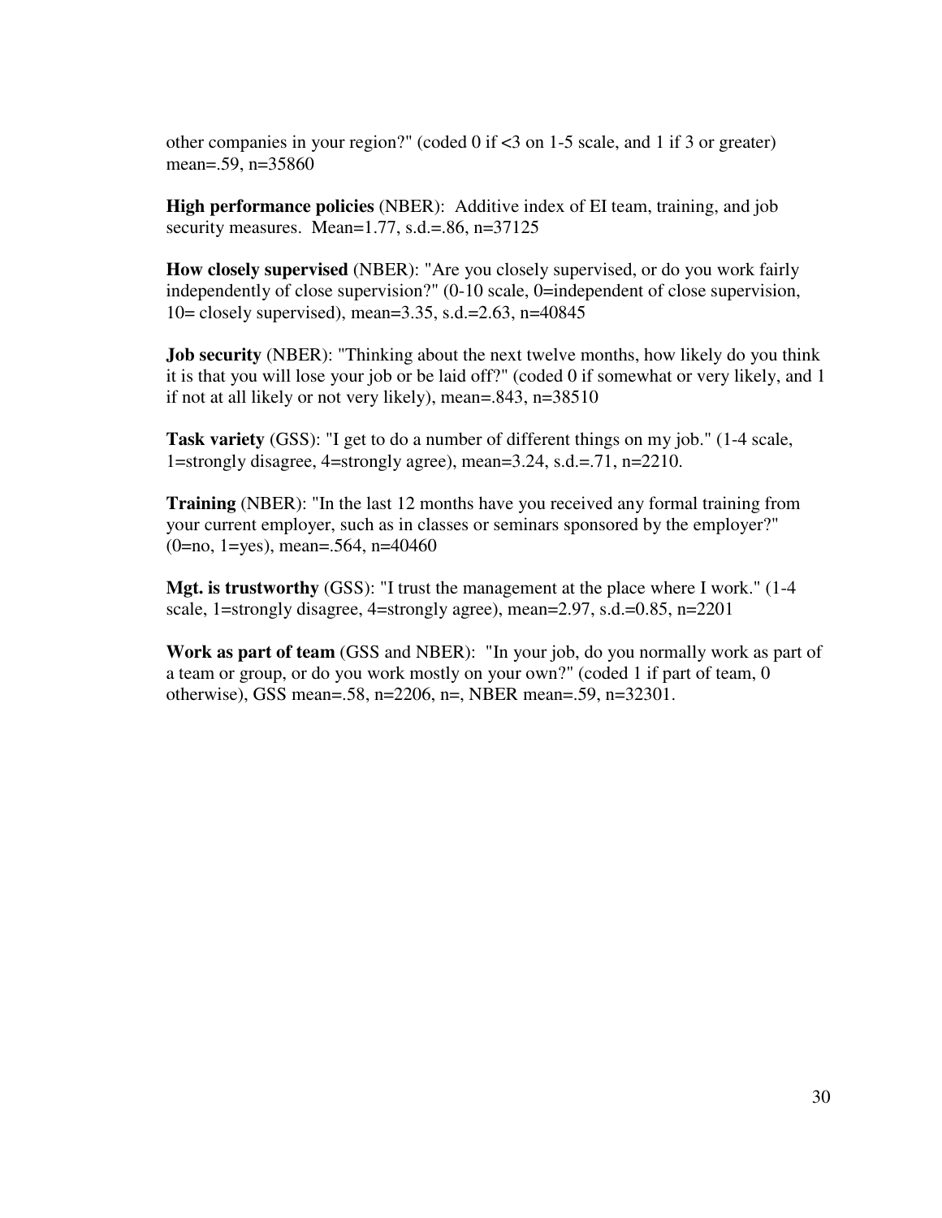other companies in your region?" (coded 0 if <3 on 1-5 scale, and 1 if 3 or greater) mean=.59, n=35860

**High performance policies** (NBER): Additive index of EI team, training, and job security measures. Mean=1.77, s.d.=.86, n=37125

**How closely supervised** (NBER): "Are you closely supervised, or do you work fairly independently of close supervision?" (0-10 scale, 0=independent of close supervision, 10= closely supervised), mean=3.35, s.d.=2.63, n=40845

**Job security** (NBER): "Thinking about the next twelve months, how likely do you think it is that you will lose your job or be laid off?" (coded 0 if somewhat or very likely, and 1 if not at all likely or not very likely), mean=.843, n=38510

**Task variety** (GSS): "I get to do a number of different things on my job." (1-4 scale, 1=strongly disagree, 4=strongly agree), mean=3.24, s.d.=.71, n=2210.

**Training** (NBER): "In the last 12 months have you received any formal training from your current employer, such as in classes or seminars sponsored by the employer?" (0=no, 1=yes), mean=.564, n=40460

**Mgt. is trustworthy** (GSS): "I trust the management at the place where I work." (1-4 scale, 1=strongly disagree, 4=strongly agree), mean=2.97, s.d.=0.85, n=2201

**Work as part of team** (GSS and NBER): "In your job, do you normally work as part of a team or group, or do you work mostly on your own?" (coded 1 if part of team, 0 otherwise), GSS mean=.58, n=2206, n=, NBER mean=.59, n=32301.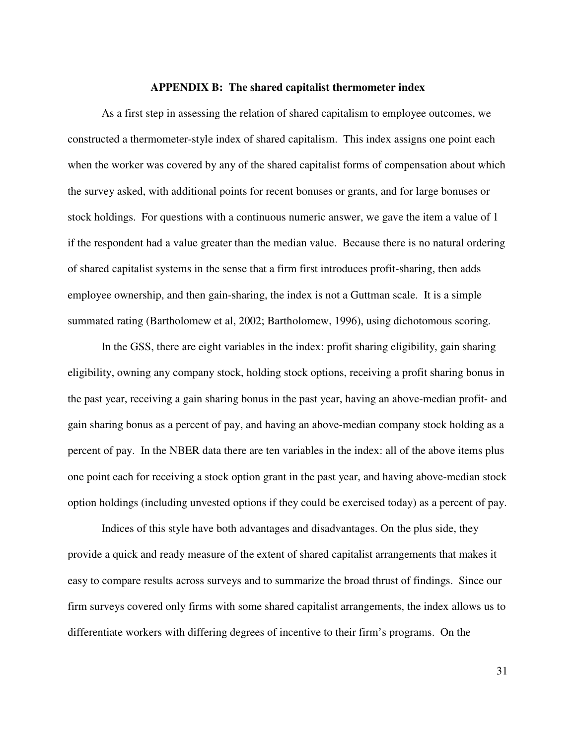## APPENDIX B: The shared capitalist thermometer index

As a first step in assessing the relation of shared capitalism to employee outcomes, we constructed a thermometer-style index of shared capitalism. This index assigns one point each when the worker was covered by any of the shared capitalist forms of compensation about which the survey asked, with additional points for recent bonuses or grants, and for large bonuses or stock holdings. For questions with a continuous numeric answer, we gave the item a value of 1 if the respondent had a value greater than the median value. Because there is no natural ordering of shared capitalist systems in the sense that a firm first introduces profit-sharing, then adds employee ownership, and then gain-sharing, the index is not a Guttman scale. It is a simple summated rating (Bartholomew et al, 2002; Bartholomew, 1996), using dichotomous scoring.

In the GSS, there are eight variables in the index: profit sharing eligibility, gain sharing eligibility, owning any company stock, holding stock options, receiving a profit sharing bonus in the past year, receiving a gain sharing bonus in the past year, having an above-median profit- and gain sharing bonus as a percent of pay, and having an above-median company stock holding as a percent of pay. In the NBER data there are ten variables in the index: all of the above items plus one point each for receiving a stock option grant in the past year, and having above-median stock option holdings (including unvested options if they could be exercised today) as a percent of pay.

Indices of this style have both advantages and disadvantages. On the plus side, they provide a quick and ready measure of the extent of shared capitalist arrangements that makes it easy to compare results across surveys and to summarize the broad thrust of findings. Since our firm surveys covered only firms with some shared capitalist arrangements, the index allows us to differentiate workers with differing degrees of incentive to their firm's programs. On the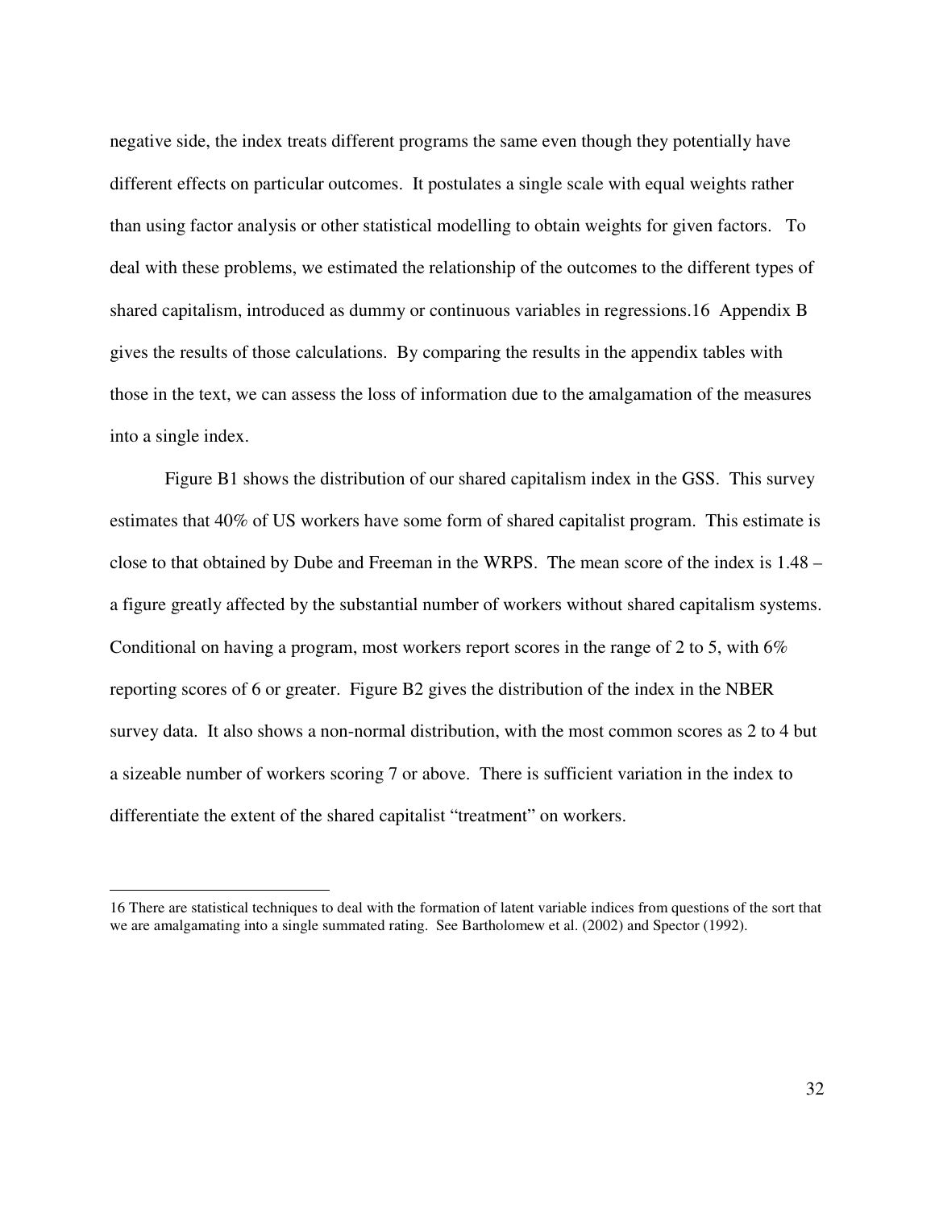negative side, the index treats different programs the same even though they potentially have different effects on particular outcomes. It postulates a single scale with equal weights rather than using factor analysis or other statistical modelling to obtain weights for given factors. To deal with these problems, we estimated the relationship of the outcomes to the different types of shared capitalism, introduced as dummy or continuous variables in regressions.16 Appendix B gives the results of those calculations. By comparing the results in the appendix tables with those in the text, we can assess the loss of information due to the amalgamation of the measures into a single index.

Figure B1 shows the distribution of our shared capitalism index in the GSS. This survey estimates that 40% of US workers have some form of shared capitalist program. This estimate is close to that obtained by Dube and Freeman in the WRPS. The mean score of the index is 1.48 – a figure greatly affected by the substantial number of workers without shared capitalism systems. Conditional on having a program, most workers report scores in the range of 2 to 5, with 6% reporting scores of 6 or greater. Figure B2 gives the distribution of the index in the NBER survey data. It also shows a non-normal distribution, with the most common scores as 2 to 4 but a sizeable number of workers scoring 7 or above. There is sufficient variation in the index to differentiate the extent of the shared capitalist "treatment" on workers.

---

16 There are statistical techniques to deal with the formation of latent variable indices from questions of the sort that we are amalgamating into a single summated rating. See Bartholomew et al. (2002) and Spector (1992).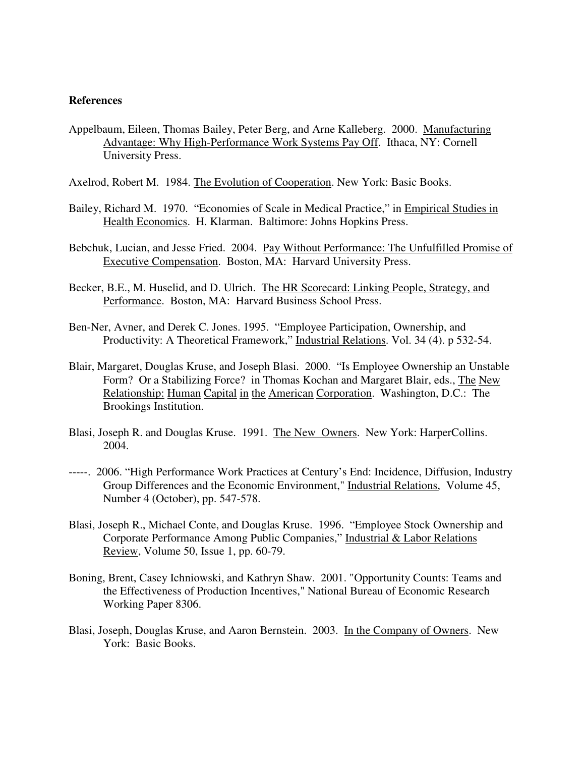**References**

Appelbaum, Eileen, Thomas Bailey, Peter Berg, and Arne Kalleberg. 2000. Manufacturing Advantage: Why High-Performance Work Systems Pay Off. Ithaca, NY: Cornell University Press.

Axelrod, Robert M. 1984. The Evolution of Cooperation. New York: Basic Books.

Bailey, Richard M. 1970. "Economies of Scale in Medical Practice," in Empirical Studies in Health Economics. H. Klarman. Baltimore: Johns Hopkins Press.

Bebchuk, Lucian, and Jesse Fried. 2004. Pay Without Performance: The Unfulfilled Promise of Executive Compensation. Boston, MA: Harvard University Press.

Becker, B.E., M. Huselid, and D. Ulrich. The HR Scorecard: Linking People, Strategy, and Performance. Boston, MA: Harvard Business School Press.

Ben-Ner, Avner, and Derek C. Jones. 1995. "Employee Participation, Ownership, and Productivity: A Theoretical Framework," Industrial Relations. Vol. 34 (4). p 532-54.

Blair, Margaret, Douglas Kruse, and Joseph Blasi. 2000. "Is Employee Ownership an Unstable Form? Or a Stabilizing Force? in Thomas Kochan and Margaret Blair, eds., The New Relationship: Human Capital in the American Corporation. Washington, D.C.: The Brookings Institution.

Blasi, Joseph R. and Douglas Kruse. 1991. The New Owners. New York: HarperCollins. 2004.

-----. 2006. "High Performance Work Practices at Century's End: Incidence, Diffusion, Industry Group Differences and the Economic Environment," Industrial Relations, Volume 45, Number 4 (October), pp. 547-578.

Blasi, Joseph R., Michael Conte, and Douglas Kruse. 1996. "Employee Stock Ownership and Corporate Performance Among Public Companies," Industrial & Labor Relations Review, Volume 50, Issue 1, pp. 60-79.

Boning, Brent, Casey Ichniowski, and Kathryn Shaw. 2001. "Opportunity Counts: Teams and the Effectiveness of Production Incentives," National Bureau of Economic Research Working Paper 8306.

Blasi, Joseph, Douglas Kruse, and Aaron Bernstein. 2003. In the Company of Owners. New York: Basic Books.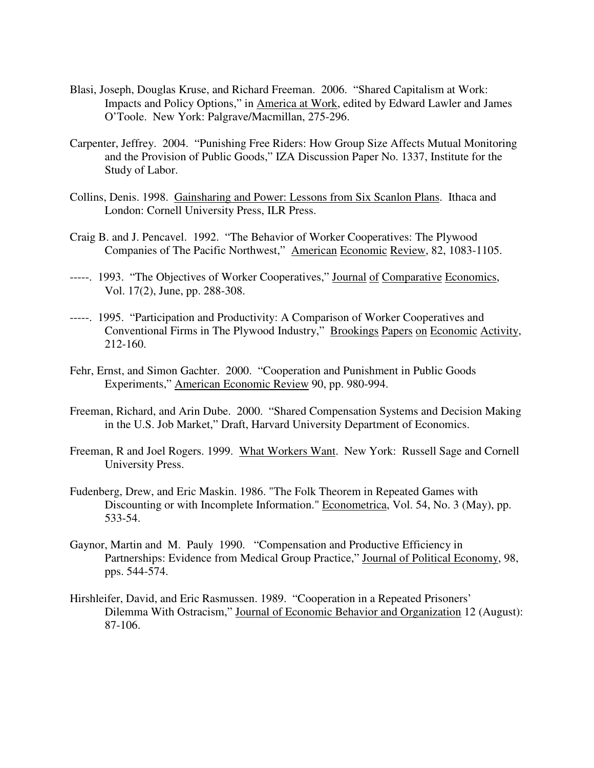Blasi, Joseph, Douglas Kruse, and Richard Freeman. 2006. "Shared Capitalism at Work: Impacts and Policy Options," in America at Work, edited by Edward Lawler and James O'Toole. New York: Palgrave/Macmillan, 275-296.

Carpenter, Jeffrey. 2004. "Punishing Free Riders: How Group Size Affects Mutual Monitoring and the Provision of Public Goods," IZA Discussion Paper No. 1337, Institute for the Study of Labor.

Collins, Denis. 1998. Gainsharing and Power: Lessons from Six Scanlon Plans. Ithaca and London: Cornell University Press, ILR Press.

Craig B. and J. Pencavel. 1992. "The Behavior of Worker Cooperatives: The Plywood Companies of The Pacific Northwest," American Economic Review, 82, 1083-1105.

-----. 1993. "The Objectives of Worker Cooperatives," Journal of Comparative Economics, Vol. 17(2), June, pp. 288-308.

-----. 1995. "Participation and Productivity: A Comparison of Worker Cooperatives and Conventional Firms in The Plywood Industry," Brookings Papers on Economic Activity, 212-160.

Fehr, Ernst, and Simon Gachter. 2000. "Cooperation and Punishment in Public Goods Experiments," American Economic Review 90, pp. 980-994.

Freeman, Richard, and Arin Dube. 2000. "Shared Compensation Systems and Decision Making in the U.S. Job Market," Draft, Harvard University Department of Economics.

Freeman, R and Joel Rogers. 1999. What Workers Want. New York: Russell Sage and Cornell University Press.

Fudenberg, Drew, and Eric Maskin. 1986. "The Folk Theorem in Repeated Games with Discounting or with Incomplete Information." Econometrica, Vol. 54, No. 3 (May), pp. 533-54.

Gaynor, Martin and M. Pauly 1990. "Compensation and Productive Efficiency in Partnerships: Evidence from Medical Group Practice," Journal of Political Economy, 98, pps. 544-574.

Hirshleifer, David, and Eric Rasmussen. 1989. "Cooperation in a Repeated Prisoners' Dilemma With Ostracism," Journal of Economic Behavior and Organization 12 (August): 87-106.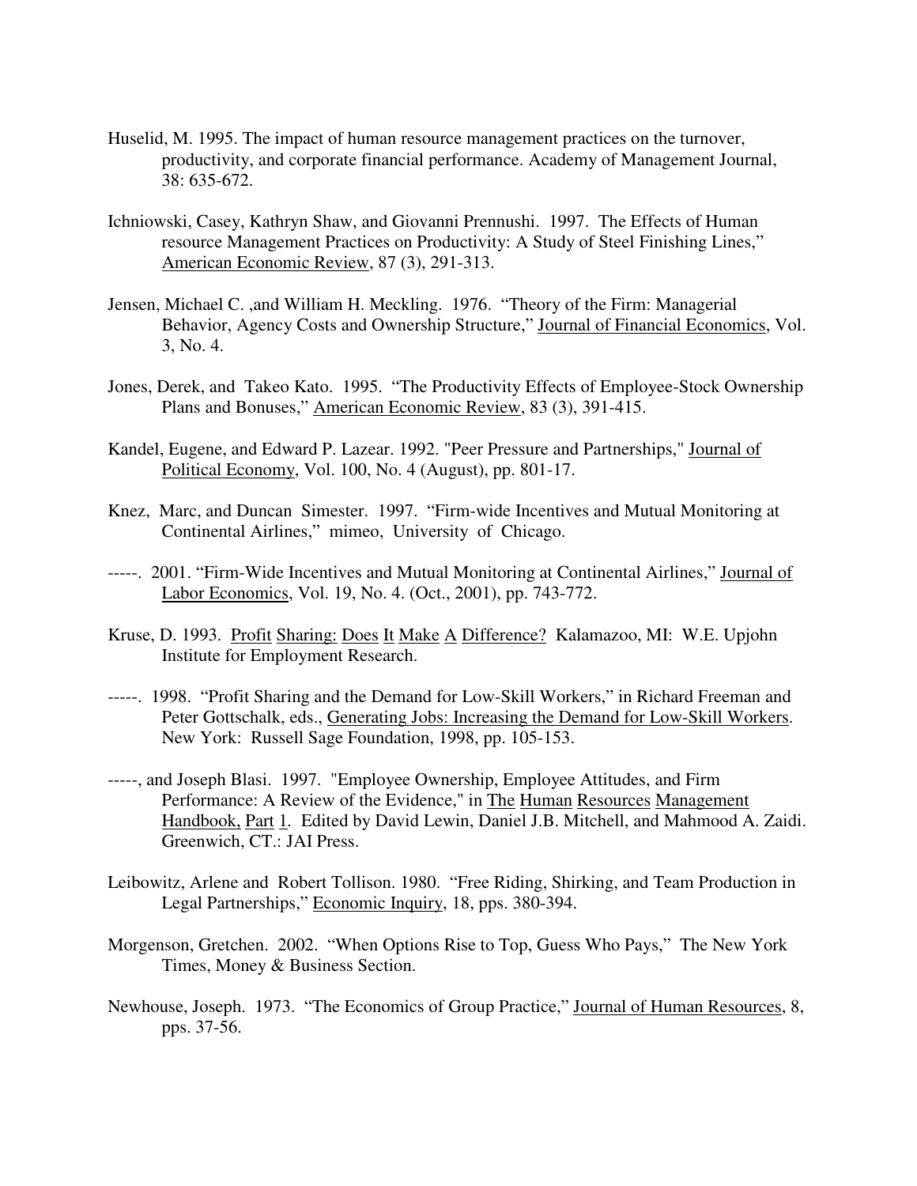Huselid, M. 1995. The impact of human resource management practices on the turnover, productivity, and corporate financial performance. Academy of Management Journal, 38: 635-672.

Ichniowski, Casey, Kathryn Shaw, and Giovanni Prennushi. 1997. The Effects of Human resource Management Practices on Productivity: A Study of Steel Finishing Lines," American Economic Review, 87 (3), 291-313.

Jensen, Michael C. ,and William H. Meckling. 1976. "Theory of the Firm: Managerial Behavior, Agency Costs and Ownership Structure," Journal of Financial Economics, Vol. 3, No. 4.

Jones, Derek, and Takeo Kato. 1995. "The Productivity Effects of Employee-Stock Ownership Plans and Bonuses," American Economic Review, 83 (3), 391-415.

Kandel, Eugene, and Edward P. Lazear. 1992. "Peer Pressure and Partnerships," Journal of Political Economy, Vol. 100, No. 4 (August), pp. 801-17.

Knez, Marc, and Duncan Simester. 1997. "Firm-wide Incentives and Mutual Monitoring at Continental Airlines," mimeo, University of Chicago.

-----. 2001. "Firm-Wide Incentives and Mutual Monitoring at Continental Airlines," Journal of Labor Economics, Vol. 19, No. 4. (Oct., 2001), pp. 743-772.

Kruse, D. 1993. Profit Sharing: Does It Make A Difference? Kalamazoo, MI: W.E. Upjohn Institute for Employment Research.

-----. 1998. "Profit Sharing and the Demand for Low-Skill Workers," in Richard Freeman and Peter Gottschalk, eds., Generating Jobs: Increasing the Demand for Low-Skill Workers. New York: Russell Sage Foundation, 1998, pp. 105-153.

-----, and Joseph Blasi. 1997. "Employee Ownership, Employee Attitudes, and Firm Performance: A Review of the Evidence," in The Human Resources Management Handbook, Part 1. Edited by David Lewin, Daniel J.B. Mitchell, and Mahmood A. Zaidi. Greenwich, CT.: JAI Press.

Leibowitz, Arlene and Robert Tollison. 1980. "Free Riding, Shirking, and Team Production in Legal Partnerships," Economic Inquiry, 18, pps. 380-394.

Morgenson, Gretchen. 2002. "When Options Rise to Top, Guess Who Pays," The New York Times, Money & Business Section.

Newhouse, Joseph. 1973. "The Economics of Group Practice," Journal of Human Resources, 8, pps. 37-56.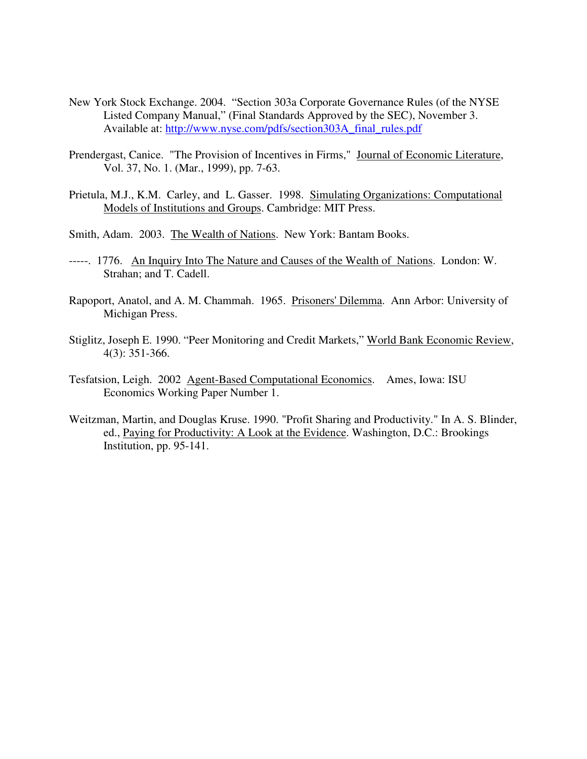New York Stock Exchange. 2004. "Section 303a Corporate Governance Rules (of the NYSE Listed Company Manual," (Final Standards Approved by the SEC), November 3. Available at: http://www.nyse.com/pdfs/section303A_final_rules.pdf

Prendergast, Canice. "The Provision of Incentives in Firms," Journal of Economic Literature, Vol. 37, No. 1. (Mar., 1999), pp. 7-63.

Prietula, M.J., K.M. Carley, and L. Gasser. 1998. Simulating Organizations: Computational Models of Institutions and Groups. Cambridge: MIT Press.

Smith, Adam. 2003. The Wealth of Nations. New York: Bantam Books.

-----. 1776. An Inquiry Into The Nature and Causes of the Wealth of Nations. London: W. Strahan; and T. Cadell.

Rapoport, Anatol, and A. M. Chammah. 1965. Prisoners' Dilemma. Ann Arbor: University of Michigan Press.

Stiglitz, Joseph E. 1990. "Peer Monitoring and Credit Markets," World Bank Economic Review, 4(3): 351-366.

Tesfatsion, Leigh. 2002 Agent-Based Computational Economics. Ames, Iowa: ISU Economics Working Paper Number 1.

Weitzman, Martin, and Douglas Kruse. 1990. "Profit Sharing and Productivity." In A. S. Blinder, ed., Paying for Productivity: A Look at the Evidence. Washington, D.C.: Brookings Institution, pp. 95-141.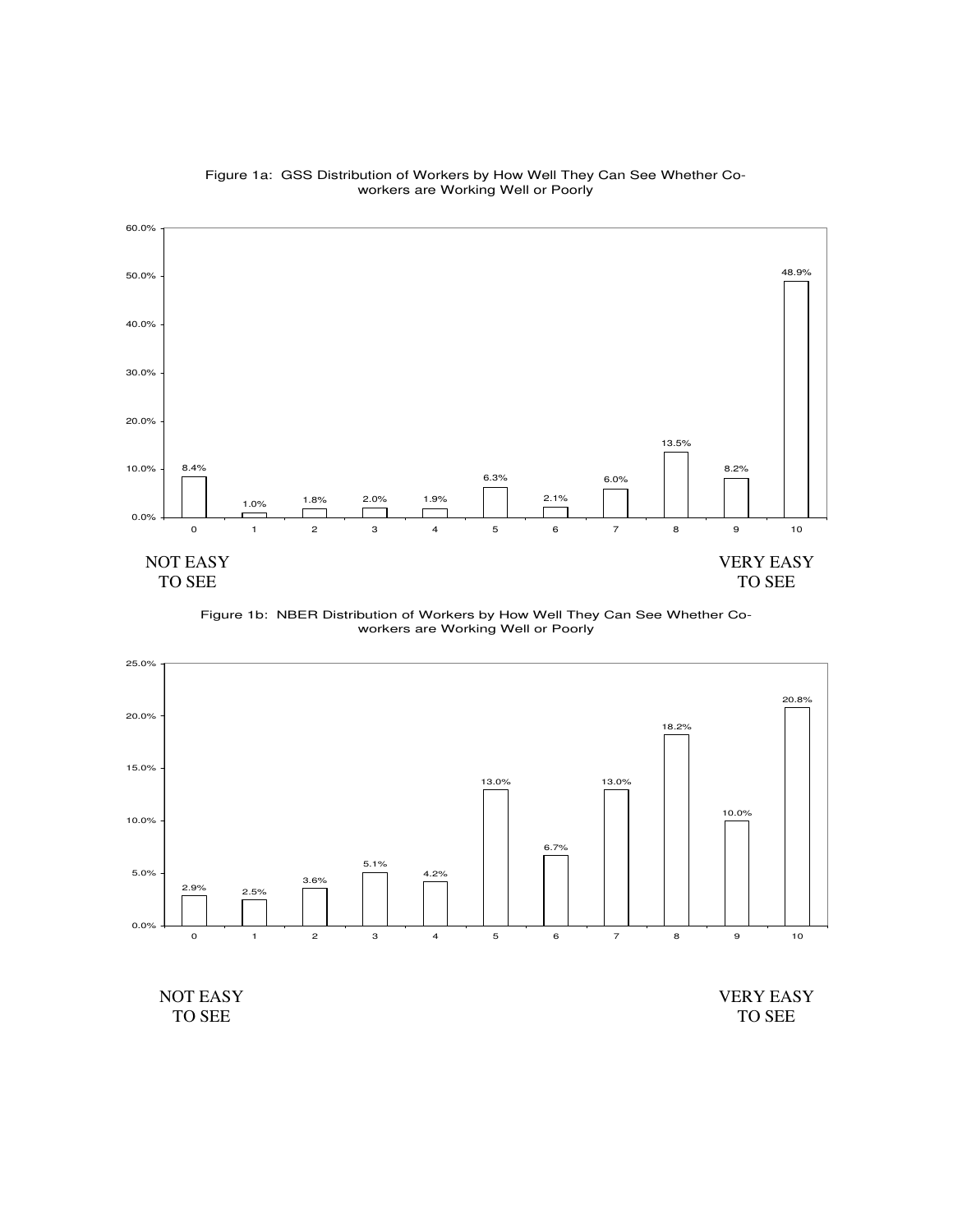Figure 1a: GSS Distribution of Workers by How Well They Can See Whether Co-workers are Working Well or Poorly

| 0 | 1 | 2 | 3 | 4 | 5 | 6 | 7 | 8 | 9 | 10 |
|---|---|---|---|---|---|---|---|---|---|---|
| 8.4% | 1.0% | 1.8% | 2.0% | 1.9% | 6.3% | 2.1% | 6.0% | 13.5% | 8.2% | 48.9% |

NOT EASY TO SEE — VERY EASY TO SEE

Figure 1b: NBER Distribution of Workers by How Well They Can See Whether Co-workers are Working Well or Poorly

| 0 | 1 | 2 | 3 | 4 | 5 | 6 | 7 | 8 | 9 | 10 |
|---|---|---|---|---|---|---|---|---|---|---|
| 2.9% | 2.5% | 3.6% | 5.1% | 4.2% | 13.0% | 6.7% | 13.0% | 18.2% | 10.0% | 20.8% |

NOT EASY TO SEE — VERY EASY TO SEE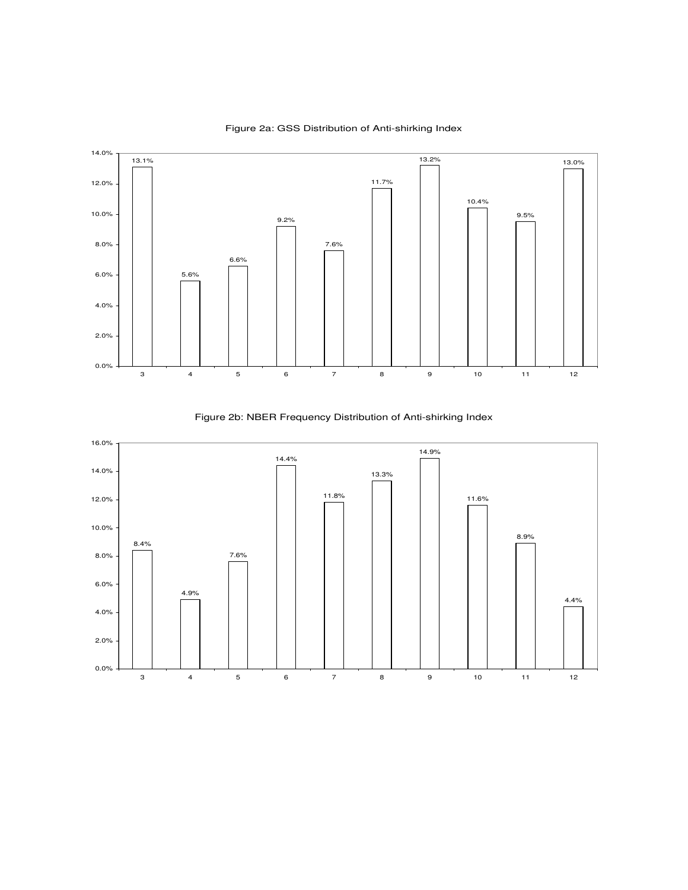Figure 2a: GSS Distribution of Anti-shirking Index

| Index | Percent |
|---|---|
| 3 | 13.1% |
| 4 | 5.6% |
| 5 | 6.6% |
| 6 | 9.2% |
| 7 | 7.6% |
| 8 | 11.7% |
| 9 | 13.2% |
| 10 | 10.4% |
| 11 | 9.5% |
| 12 | 13.0% |

Figure 2b: NBER Frequency Distribution of Anti-shirking Index

| Index | Percent |
|---|---|
| 3 | 8.4% |
| 4 | 4.9% |
| 5 | 7.6% |
| 6 | 14.4% |
| 7 | 11.8% |
| 8 | 13.3% |
| 9 | 14.9% |
| 10 | 11.6% |
| 11 | 8.9% |
| 12 | 4.4% |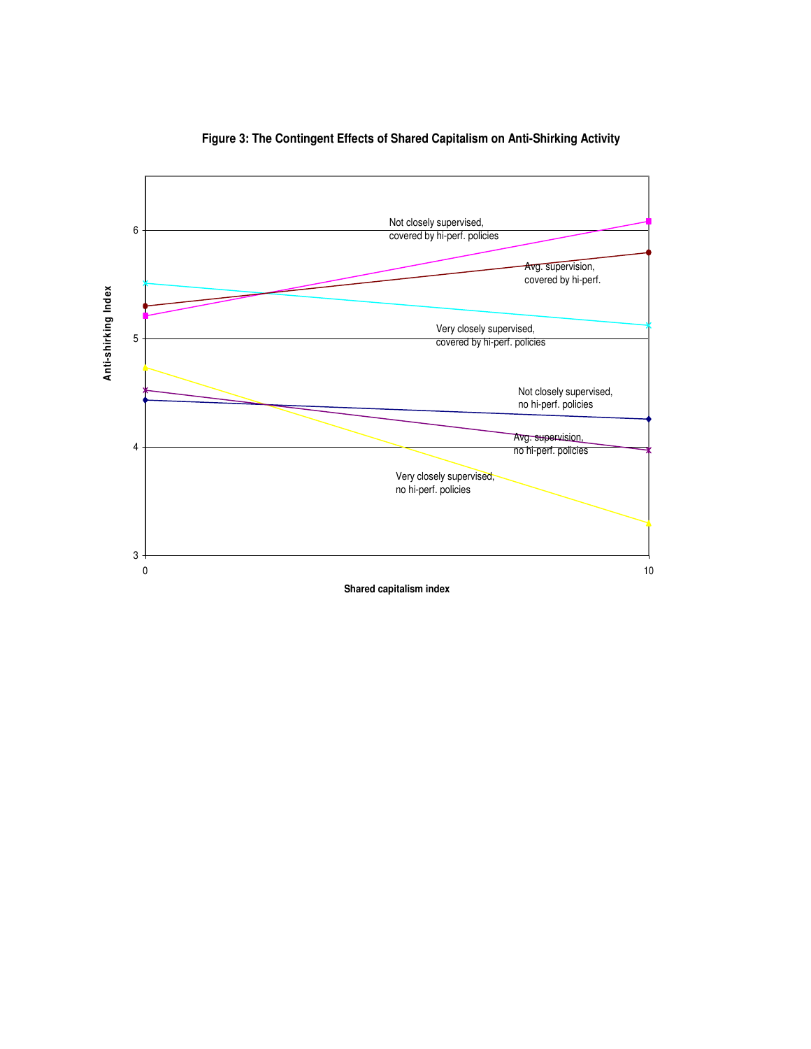**Figure 3: The Contingent Effects of Shared Capitalism on Anti-Shirking Activity**

Anti-shirking Index

Not closely supervised, covered by hi-perf. policies

Avg. supervision, covered by hi-perf.

Very closely supervised, covered by hi-perf. policies

Not closely supervised, no hi-perf. policies

Avg. supervision, no hi-perf. policies

Very closely supervised, no hi-perf. policies

Shared capitalism index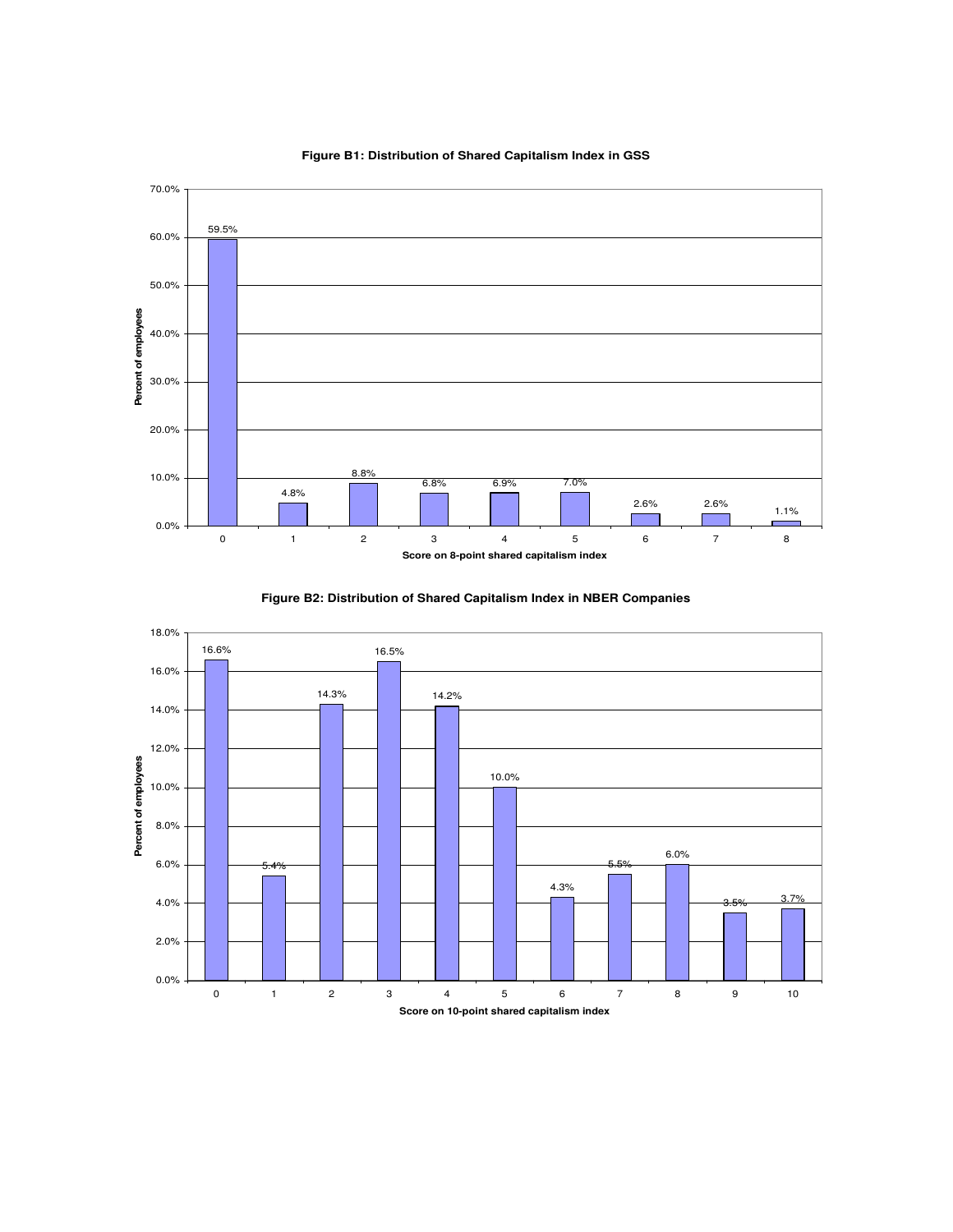**Figure B1: Distribution of Shared Capitalism Index in GSS**

| Score on 8-point shared capitalism index | Percent of employees |
|---|---|
| 0 | 59.5% |
| 1 | 4.8% |
| 2 | 8.8% |
| 3 | 6.8% |
| 4 | 6.9% |
| 5 | 7.0% |
| 6 | 2.6% |
| 7 | 2.6% |
| 8 | 1.1% |

**Figure B2: Distribution of Shared Capitalism Index in NBER Companies**

| Score on 10-point shared capitalism index | Percent of employees |
|---|---|
| 0 | 16.6% |
| 1 | 5.4% |
| 2 | 14.3% |
| 3 | 16.5% |
| 4 | 14.2% |
| 5 | 10.0% |
| 6 | 4.3% |
| 7 | 5.5% |
| 8 | 6.0% |
| 9 | 3.5% |
| 10 | 3.7% |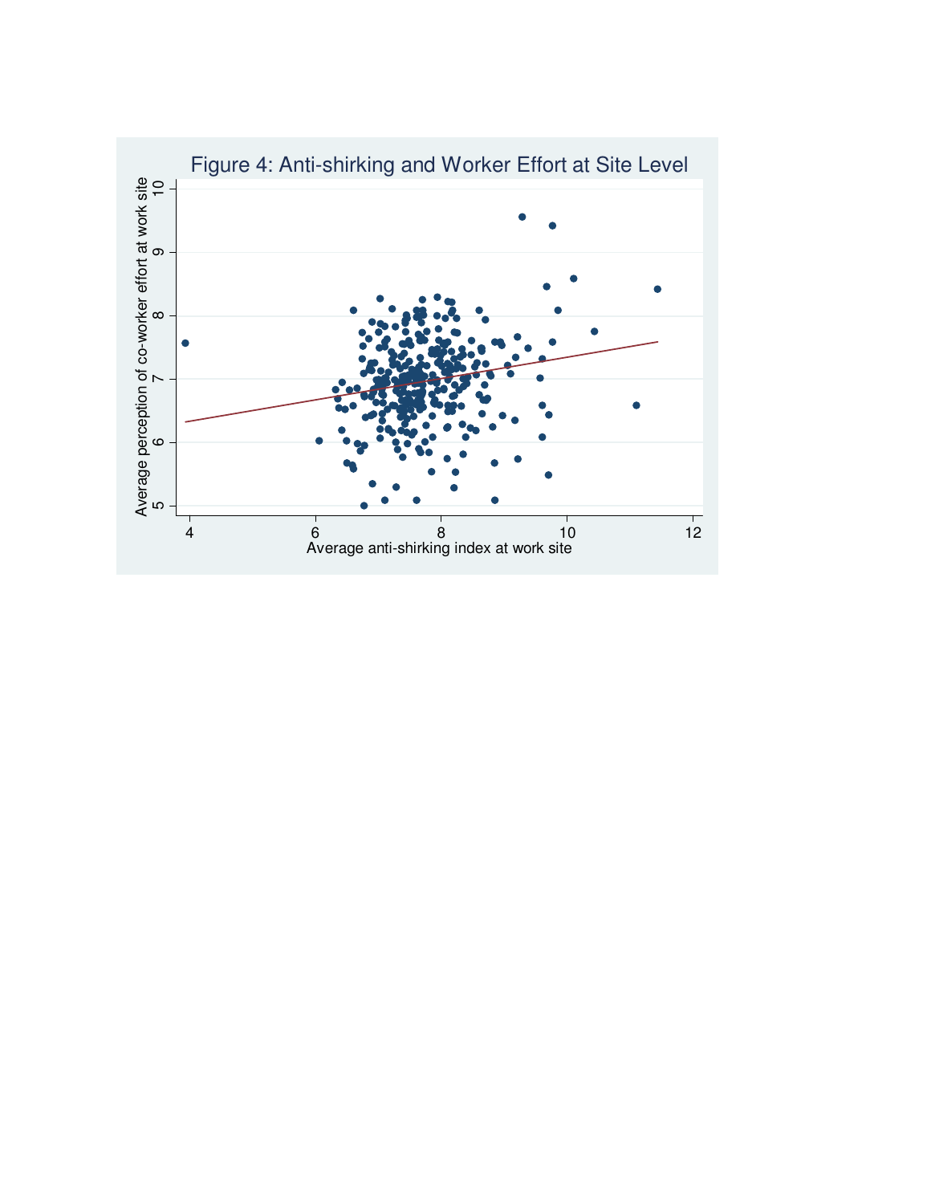Figure 4: Anti-shirking and Worker Effort at Site Level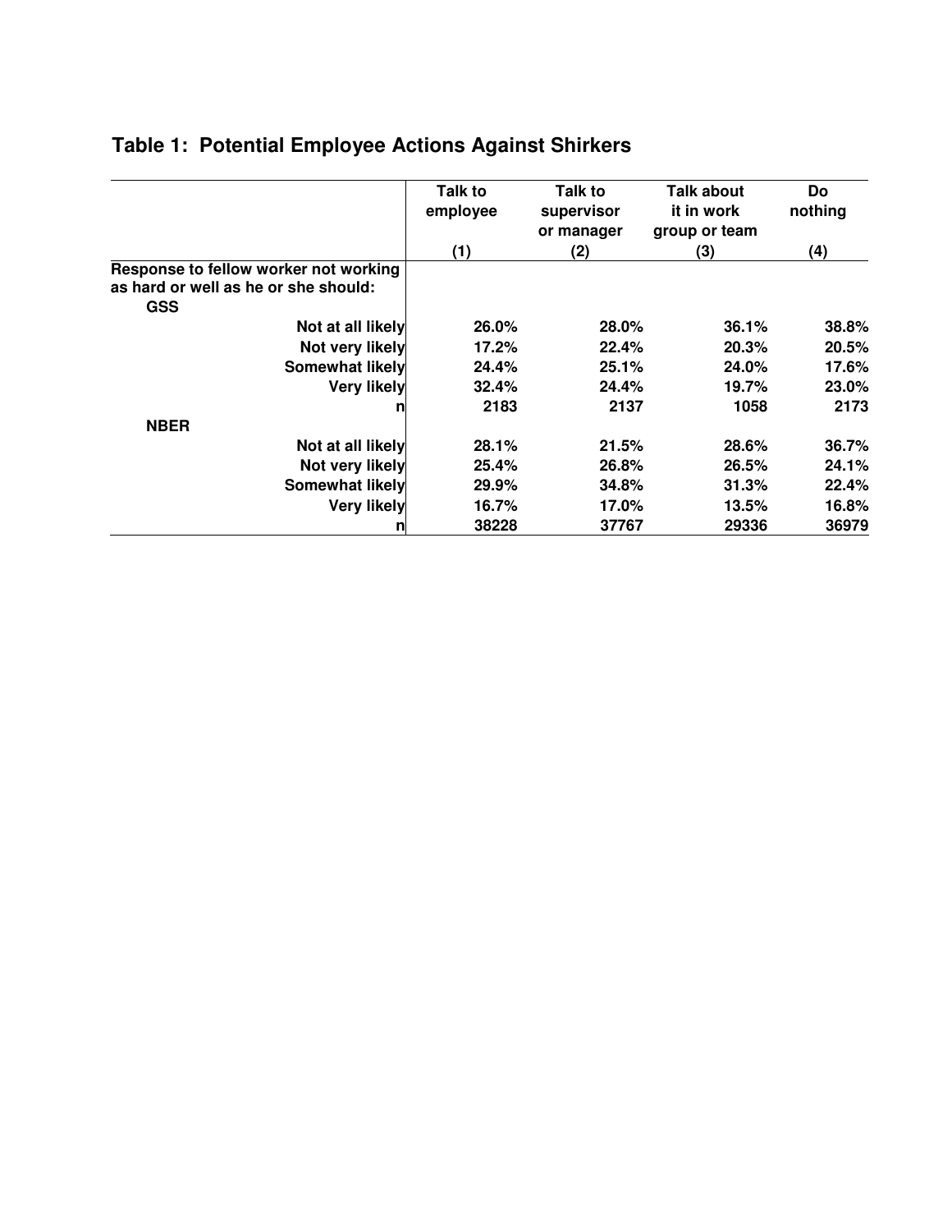## Table 1: Potential Employee Actions Against Shirkers

| | Talk to employee | Talk to supervisor or manager | Talk about it in work group or team | Do nothing |
|---|---|---|---|---|
| | (1) | (2) | (3) | (4) |
| **Response to fellow worker not working as hard or well as he or she should:** | | | | |
| **GSS** | | | | |
| Not at all likely | 26.0% | 28.0% | 36.1% | 38.8% |
| Not very likely | 17.2% | 22.4% | 20.3% | 20.5% |
| Somewhat likely | 24.4% | 25.1% | 24.0% | 17.6% |
| Very likely | 32.4% | 24.4% | 19.7% | 23.0% |
| n | 2183 | 2137 | 1058 | 2173 |
| **NBER** | | | | |
| Not at all likely | 28.1% | 21.5% | 28.6% | 36.7% |
| Not very likely | 25.4% | 26.8% | 26.5% | 24.1% |
| Somewhat likely | 29.9% | 34.8% | 31.3% | 22.4% |
| Very likely | 16.7% | 17.0% | 13.5% | 16.8% |
| n | 38228 | 37767 | 29336 | 36979 |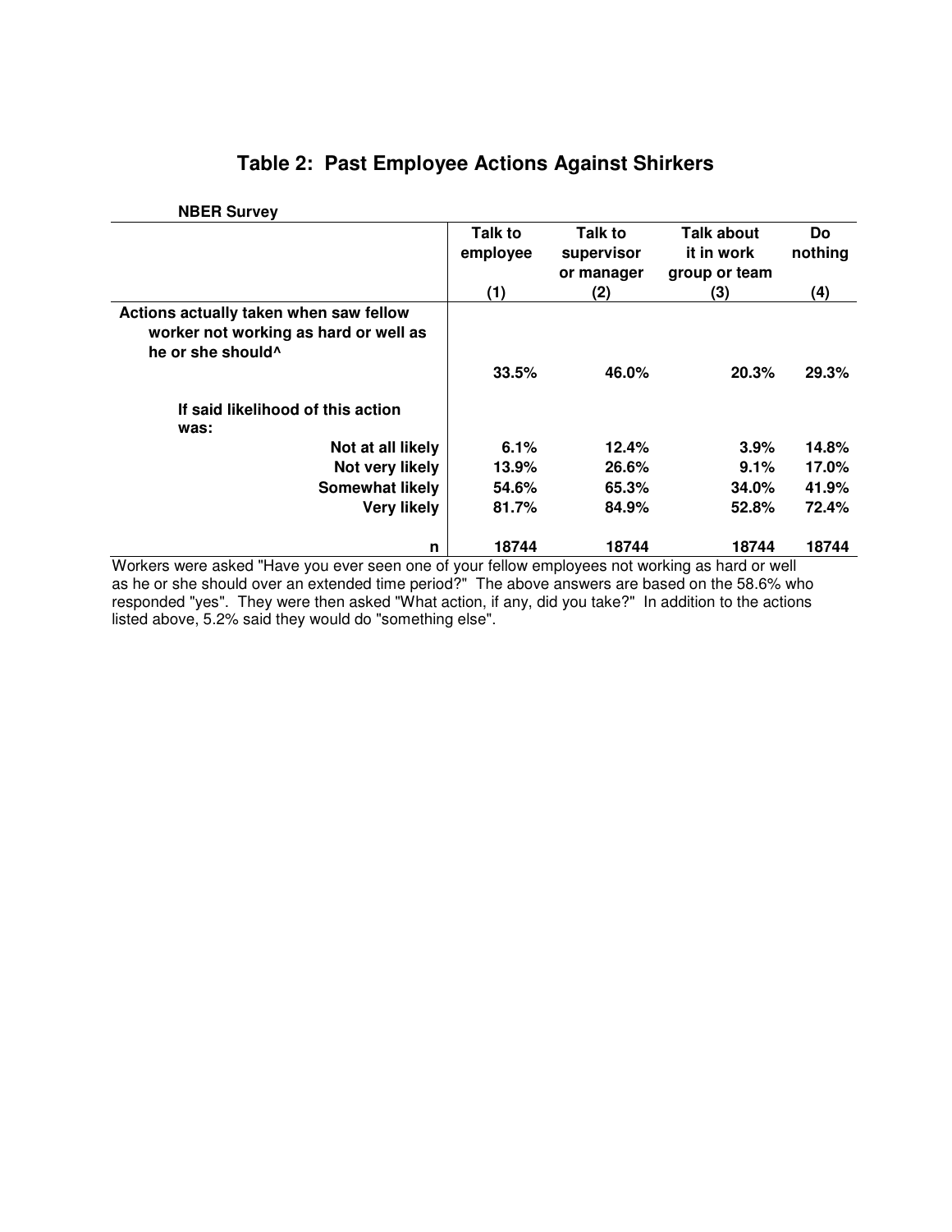## Table 2: Past Employee Actions Against Shirkers

**NBER Survey**

| | Talk to employee | Talk to supervisor or manager | Talk about it in work group or team | Do nothing |
|---|---|---|---|---|
| | (1) | (2) | (3) | (4) |
| **Actions actually taken when saw fellow worker not working as hard or well as he or she should^** | **33.5%** | **46.0%** | **20.3%** | **29.3%** |
| **If said likelihood of this action was:** | | | | |
| **Not at all likely** | **6.1%** | **12.4%** | **3.9%** | **14.8%** |
| **Not very likely** | **13.9%** | **26.6%** | **9.1%** | **17.0%** |
| **Somewhat likely** | **54.6%** | **65.3%** | **34.0%** | **41.9%** |
| **Very likely** | **81.7%** | **84.9%** | **52.8%** | **72.4%** |
| **n** | **18744** | **18744** | **18744** | **18744** |

Workers were asked "Have you ever seen one of your fellow employees not working as hard or well as he or she should over an extended time period?" The above answers are based on the 58.6% who responded "yes". They were then asked "What action, if any, did you take?" In addition to the actions listed above, 5.2% said they would do "something else".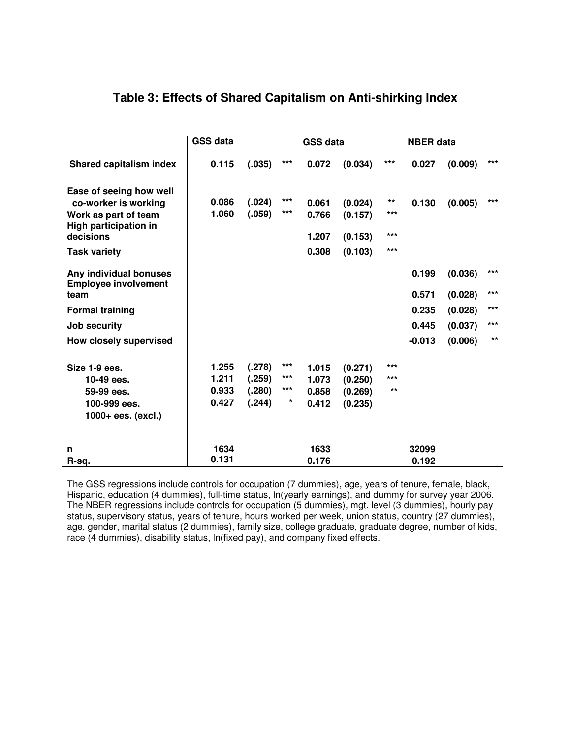# Table 3: Effects of Shared Capitalism on Anti-shirking Index

| | GSS data | | | GSS data | | | NBER data | | |
|---|---|---|---|---|---|---|---|---|---|
| Shared capitalism index | 0.115 | (.035) | *** | 0.072 | (0.034) | *** | 0.027 | (0.009) | *** |
| Ease of seeing how well co-worker is working | 0.086 | (.024) | *** | 0.061 | (0.024) | ** | 0.130 | (0.005) | *** |
| Work as part of team | 1.060 | (.059) | *** | 0.766 | (0.157) | *** | | | |
| High participation in decisions | | | | 1.207 | (0.153) | *** | | | |
| Task variety | | | | 0.308 | (0.103) | *** | | | |
| Any individual bonuses | | | | | | | 0.199 | (0.036) | *** |
| Employee involvement team | | | | | | | 0.571 | (0.028) | *** |
| Formal training | | | | | | | 0.235 | (0.028) | *** |
| Job security | | | | | | | 0.445 | (0.037) | *** |
| How closely supervised | | | | | | | -0.013 | (0.006) | ** |
| Size 1-9 ees. | 1.255 | (.278) | *** | 1.015 | (0.271) | *** | | | |
| 10-49 ees. | 1.211 | (.259) | *** | 1.073 | (0.250) | *** | | | |
| 59-99 ees. | 0.933 | (.280) | *** | 0.858 | (0.269) | ** | | | |
| 100-999 ees. | 0.427 | (.244) | * | 0.412 | (0.235) | | | | |
| 1000+ ees. (excl.) | | | | | | | | | |
| n | 1634 | | | 1633 | | | 32099 | | |
| R-sq. | 0.131 | | | 0.176 | | | 0.192 | | |

The GSS regressions include controls for occupation (7 dummies), age, years of tenure, female, black, Hispanic, education (4 dummies), full-time status, ln(yearly earnings), and dummy for survey year 2006. The NBER regressions include controls for occupation (5 dummies), mgt. level (3 dummies), hourly pay status, supervisory status, years of tenure, hours worked per week, union status, country (27 dummies), age, gender, marital status (2 dummies), family size, college graduate, graduate degree, number of kids, race (4 dummies), disability status, ln(fixed pay), and company fixed effects.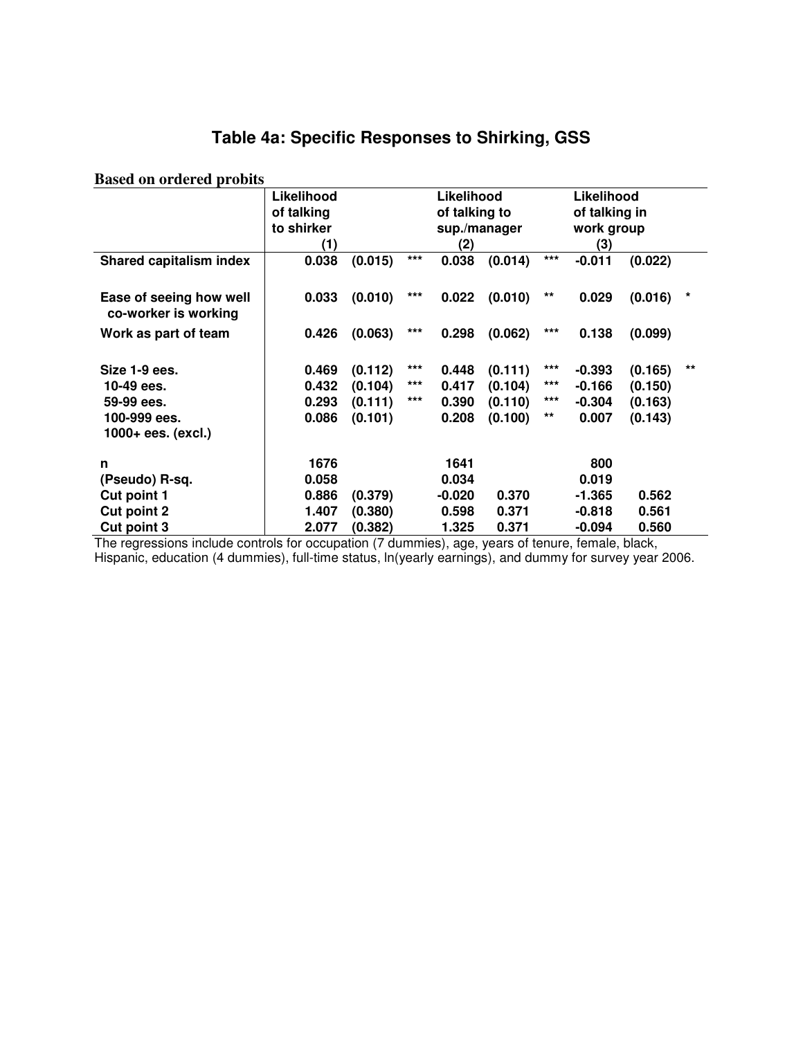# Table 4a: Specific Responses to Shirking, GSS

**Based on ordered probits**

| | Likelihood of talking to shirker (1) | | | Likelihood of talking to sup./manager (2) | | | Likelihood of talking in work group (3) | | |
|---|---|---|---|---|---|---|---|---|---|
| **Shared capitalism index** | 0.038 | (0.015) | *** | 0.038 | (0.014) | *** | -0.011 | (0.022) | |
| **Ease of seeing how well co-worker is working** | 0.033 | (0.010) | *** | 0.022 | (0.010) | ** | 0.029 | (0.016) | * |
| **Work as part of team** | 0.426 | (0.063) | *** | 0.298 | (0.062) | *** | 0.138 | (0.099) | |
| **Size 1-9 ees.** | 0.469 | (0.112) | *** | 0.448 | (0.111) | *** | -0.393 | (0.165) | ** |
| **10-49 ees.** | 0.432 | (0.104) | *** | 0.417 | (0.104) | *** | -0.166 | (0.150) | |
| **59-99 ees.** | 0.293 | (0.111) | *** | 0.390 | (0.110) | *** | -0.304 | (0.163) | |
| **100-999 ees.** | 0.086 | (0.101) | | 0.208 | (0.100) | ** | 0.007 | (0.143) | |
| **1000+ ees. (excl.)** | | | | | | | | | |
| **n** | 1676 | | | 1641 | | | 800 | | |
| **(Pseudo) R-sq.** | 0.058 | | | 0.034 | | | 0.019 | | |
| **Cut point 1** | 0.886 | (0.379) | | -0.020 | 0.370 | | -1.365 | 0.562 | |
| **Cut point 2** | 1.407 | (0.380) | | 0.598 | 0.371 | | -0.818 | 0.561 | |
| **Cut point 3** | 2.077 | (0.382) | | 1.325 | 0.371 | | -0.094 | 0.560 | |

The regressions include controls for occupation (7 dummies), age, years of tenure, female, black, Hispanic, education (4 dummies), full-time status, ln(yearly earnings), and dummy for survey year 2006.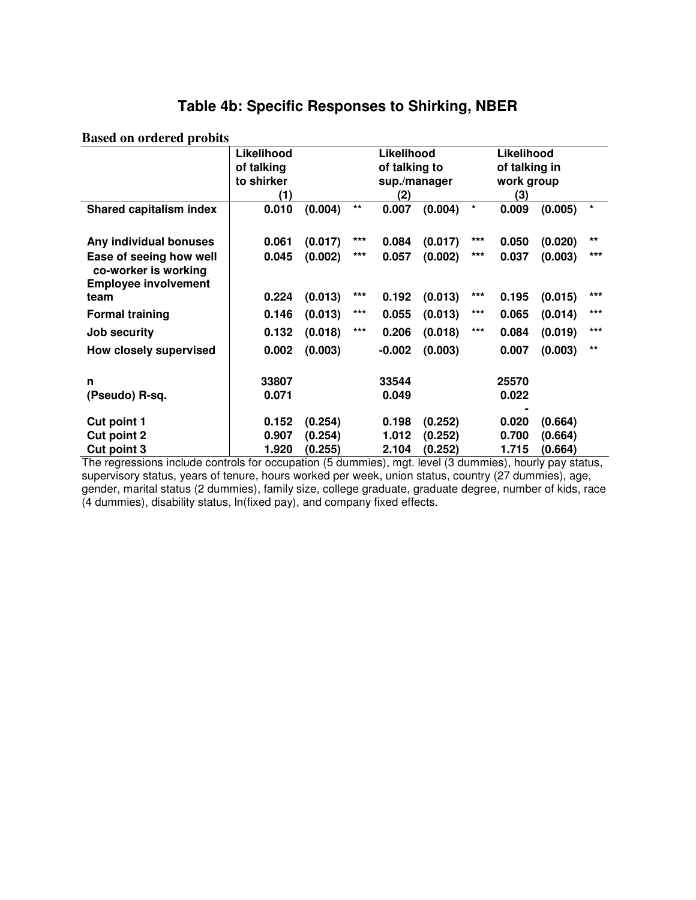# Table 4b: Specific Responses to Shirking, NBER

**Based on ordered probits**

| | Likelihood of talking to shirker (1) | | | Likelihood of talking to sup./manager (2) | | | Likelihood of talking in work group (3) | | |
|---|---|---|---|---|---|---|---|---|---|
| **Shared capitalism index** | **0.010** | **(0.004)** | ** | **0.007** | **(0.004)** | * | **0.009** | **(0.005)** | * |
| | | | | | | | | | |
| **Any individual bonuses** | **0.061** | **(0.017)** | *** | **0.084** | **(0.017)** | *** | **0.050** | **(0.020)** | ** |
| **Ease of seeing how well co-worker is working** | **0.045** | **(0.002)** | *** | **0.057** | **(0.002)** | *** | **0.037** | **(0.003)** | *** |
| **Employee involvement team** | **0.224** | **(0.013)** | *** | **0.192** | **(0.013)** | *** | **0.195** | **(0.015)** | *** |
| **Formal training** | **0.146** | **(0.013)** | *** | **0.055** | **(0.013)** | *** | **0.065** | **(0.014)** | *** |
| **Job security** | **0.132** | **(0.018)** | *** | **0.206** | **(0.018)** | *** | **0.084** | **(0.019)** | *** |
| **How closely supervised** | **0.002** | **(0.003)** | | **-0.002** | **(0.003)** | | **0.007** | **(0.003)** | ** |
| | | | | | | | | | |
| **n** | **33807** | | | **33544** | | | **25570** | | |
| **(Pseudo) R-sq.** | **0.071** | | | **0.049** | | | **0.022** | | |
| | | | | | | | | | |
| **Cut point 1** | **0.152** | **(0.254)** | | **0.198** | **(0.252)** | | **-0.020** | **(0.664)** | |
| **Cut point 2** | **0.907** | **(0.254)** | | **1.012** | **(0.252)** | | **0.700** | **(0.664)** | |
| **Cut point 3** | **1.920** | **(0.255)** | | **2.104** | **(0.252)** | | **1.715** | **(0.664)** | |

The regressions include controls for occupation (5 dummies), mgt. level (3 dummies), hourly pay status, supervisory status, years of tenure, hours worked per week, union status, country (27 dummies), age, gender, marital status (2 dummies), family size, college graduate, graduate degree, number of kids, race (4 dummies), disability status, ln(fixed pay), and company fixed effects.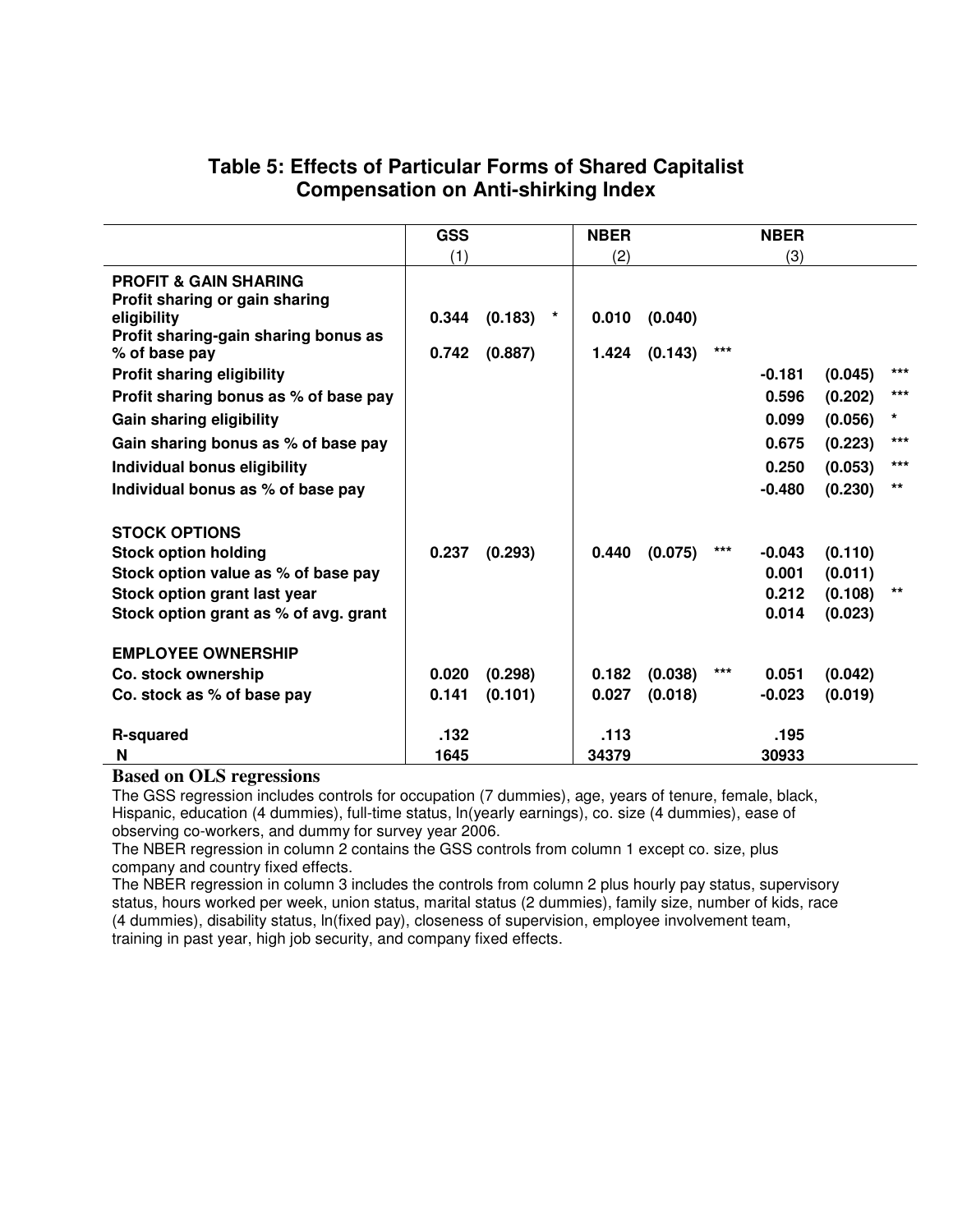## Table 5: Effects of Particular Forms of Shared Capitalist Compensation on Anti-shirking Index

| | GSS | | | NBER | | | NBER | | |
|---|---|---|---|---|---|---|---|---|---|
| | (1) | | | (2) | | | (3) | | |
| **PROFIT & GAIN SHARING** | | | | | | | | | |
| **Profit sharing or gain sharing eligibility** | **0.344** | **(0.183)** | * | **0.010** | **(0.040)** | | | | |
| **Profit sharing-gain sharing bonus as % of base pay** | **0.742** | **(0.887)** | | **1.424** | **(0.143)** | *** | | | |
| **Profit sharing eligibility** | | | | | | | **-0.181** | **(0.045)** | *** |
| **Profit sharing bonus as % of base pay** | | | | | | | **0.596** | **(0.202)** | *** |
| **Gain sharing eligibility** | | | | | | | **0.099** | **(0.056)** | * |
| **Gain sharing bonus as % of base pay** | | | | | | | **0.675** | **(0.223)** | *** |
| **Individual bonus eligibility** | | | | | | | **0.250** | **(0.053)** | *** |
| **Individual bonus as % of base pay** | | | | | | | **-0.480** | **(0.230)** | ** |
| **STOCK OPTIONS** | | | | | | | | | |
| **Stock option holding** | **0.237** | **(0.293)** | | **0.440** | **(0.075)** | *** | **-0.043** | **(0.110)** | |
| **Stock option value as % of base pay** | | | | | | | **0.001** | **(0.011)** | |
| **Stock option grant last year** | | | | | | | **0.212** | **(0.108)** | ** |
| **Stock option grant as % of avg. grant** | | | | | | | **0.014** | **(0.023)** | |
| **EMPLOYEE OWNERSHIP** | | | | | | | | | |
| **Co. stock ownership** | **0.020** | **(0.298)** | | **0.182** | **(0.038)** | *** | **0.051** | **(0.042)** | |
| **Co. stock as % of base pay** | **0.141** | **(0.101)** | | **0.027** | **(0.018)** | | **-0.023** | **(0.019)** | |
| **R-squared** | **.132** | | | **.113** | | | **.195** | | |
| **N** | **1645** | | | **34379** | | | **30933** | | |

**Based on OLS regressions**

The GSS regression includes controls for occupation (7 dummies), age, years of tenure, female, black, Hispanic, education (4 dummies), full-time status, ln(yearly earnings), co. size (4 dummies), ease of observing co-workers, and dummy for survey year 2006.

The NBER regression in column 2 contains the GSS controls from column 1 except co. size, plus company and country fixed effects.

The NBER regression in column 3 includes the controls from column 2 plus hourly pay status, supervisory status, hours worked per week, union status, marital status (2 dummies), family size, number of kids, race (4 dummies), disability status, ln(fixed pay), closeness of supervision, employee involvement team, training in past year, high job security, and company fixed effects.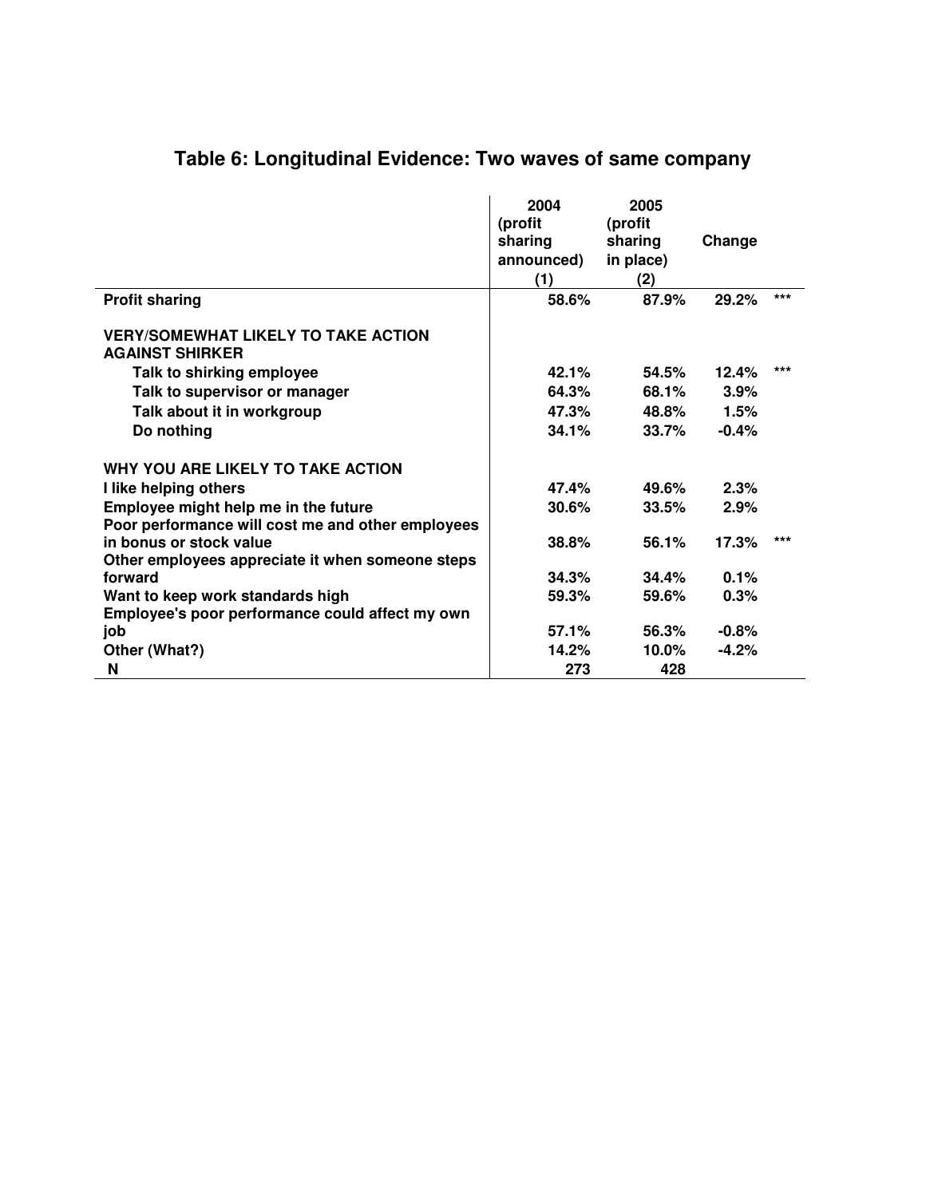# Table 6: Longitudinal Evidence: Two waves of same company

| | 2004 (profit sharing announced) (1) | 2005 (profit sharing in place) (2) | Change | |
|---|---|---|---|---|
| **Profit sharing** | 58.6% | 87.9% | 29.2% | *** |
| **VERY/SOMEWHAT LIKELY TO TAKE ACTION AGAINST SHIRKER** | | | | |
| Talk to shirking employee | 42.1% | 54.5% | 12.4% | *** |
| Talk to supervisor or manager | 64.3% | 68.1% | 3.9% | |
| Talk about it in workgroup | 47.3% | 48.8% | 1.5% | |
| Do nothing | 34.1% | 33.7% | -0.4% | |
| **WHY YOU ARE LIKELY TO TAKE ACTION** | | | | |
| I like helping others | 47.4% | 49.6% | 2.3% | |
| Employee might help me in the future | 30.6% | 33.5% | 2.9% | |
| Poor performance will cost me and other employees in bonus or stock value | 38.8% | 56.1% | 17.3% | *** |
| Other employees appreciate it when someone steps forward | 34.3% | 34.4% | 0.1% | |
| Want to keep work standards high | 59.3% | 59.6% | 0.3% | |
| Employee's poor performance could affect my own job | 57.1% | 56.3% | -0.8% | |
| Other (What?) | 14.2% | 10.0% | -4.2% | |
| N | 273 | 428 | | |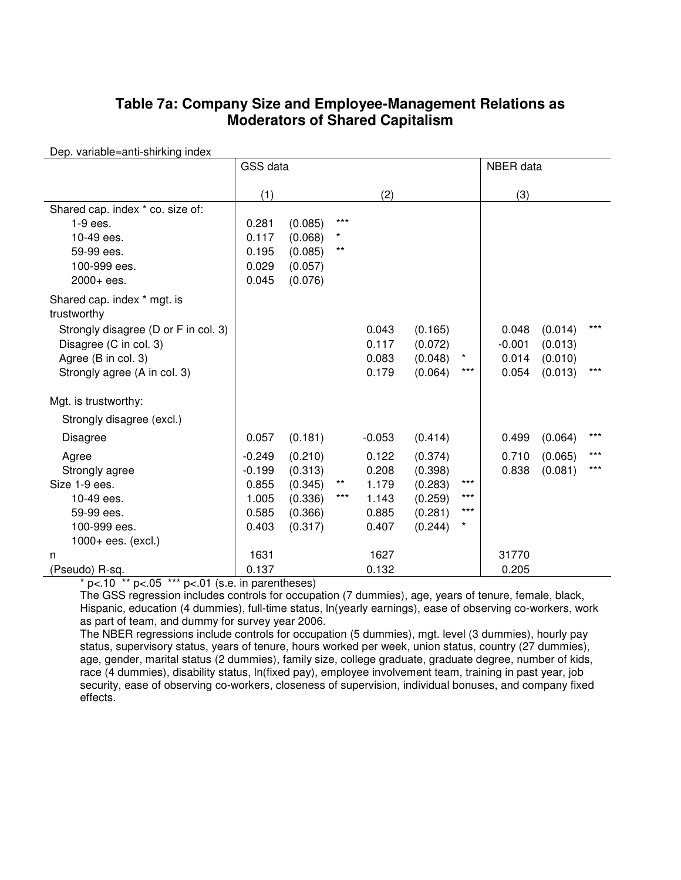## Table 7a: Company Size and Employee-Management Relations as Moderators of Shared Capitalism

Dep. variable=anti-shirking index

| | GSS data | | | | | | NBER data | | |
|---|---|---|---|---|---|---|---|---|---|
| | (1) | | | (2) | | | (3) | | |
| Shared cap. index * co. size of: | | | | | | | | | |
| 1-9 ees. | 0.281 | (0.085) | *** | | | | | | |
| 10-49 ees. | 0.117 | (0.068) | * | | | | | | |
| 59-99 ees. | 0.195 | (0.085) | ** | | | | | | |
| 100-999 ees. | 0.029 | (0.057) | | | | | | | |
| 2000+ ees. | 0.045 | (0.076) | | | | | | | |
| Shared cap. index * mgt. is trustworthy | | | | | | | | | |
| Strongly disagree (D or F in col. 3) | | | | 0.043 | (0.165) | | 0.048 | (0.014) | *** |
| Disagree (C in col. 3) | | | | 0.117 | (0.072) | | -0.001 | (0.013) | |
| Agree (B in col. 3) | | | | 0.083 | (0.048) | * | 0.014 | (0.010) | |
| Strongly agree (A in col. 3) | | | | 0.179 | (0.064) | *** | 0.054 | (0.013) | *** |
| Mgt. is trustworthy: | | | | | | | | | |
| Strongly disagree (excl.) | | | | | | | | | |
| Disagree | 0.057 | (0.181) | | -0.053 | (0.414) | | 0.499 | (0.064) | *** |
| Agree | -0.249 | (0.210) | | 0.122 | (0.374) | | 0.710 | (0.065) | *** |
| Strongly agree | -0.199 | (0.313) | | 0.208 | (0.398) | | 0.838 | (0.081) | *** |
| Size 1-9 ees. | 0.855 | (0.345) | ** | 1.179 | (0.283) | *** | | | |
| 10-49 ees. | 1.005 | (0.336) | *** | 1.143 | (0.259) | *** | | | |
| 59-99 ees. | 0.585 | (0.366) | | 0.885 | (0.281) | *** | | | |
| 100-999 ees. | 0.403 | (0.317) | | 0.407 | (0.244) | * | | | |
| 1000+ ees. (excl.) | | | | | | | | | |
| n | 1631 | | | 1627 | | | 31770 | | |
| (Pseudo) R-sq. | 0.137 | | | 0.132 | | | 0.205 | | |

\* p<.10 \** p<.05 \*** p<.01 (s.e. in parentheses)

The GSS regression includes controls for occupation (7 dummies), age, years of tenure, female, black, Hispanic, education (4 dummies), full-time status, ln(yearly earnings), ease of observing co-workers, work as part of team, and dummy for survey year 2006.

The NBER regressions include controls for occupation (5 dummies), mgt. level (3 dummies), hourly pay status, supervisory status, years of tenure, hours worked per week, union status, country (27 dummies), age, gender, marital status (2 dummies), family size, college graduate, graduate degree, number of kids, race (4 dummies), disability status, ln(fixed pay), employee involvement team, training in past year, job security, ease of observing co-workers, closeness of supervision, individual bonuses, and company fixed effects.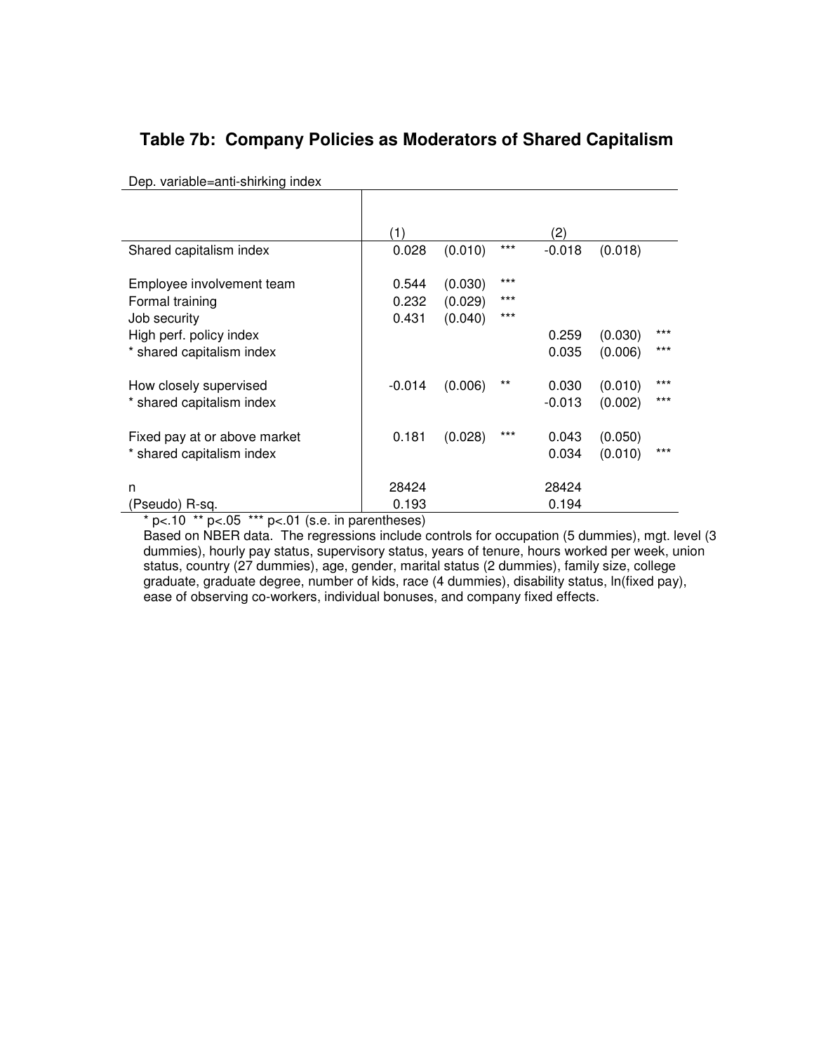# Table 7b: Company Policies as Moderators of Shared Capitalism

Dep. variable=anti-shirking index

| | (1) | | | (2) | | |
|---|---|---|---|---|---|---|
| Shared capitalism index | 0.028 | (0.010) | *** | -0.018 | (0.018) | |
| Employee involvement team | 0.544 | (0.030) | *** | | | |
| Formal training | 0.232 | (0.029) | *** | | | |
| Job security | 0.431 | (0.040) | *** | | | |
| High perf. policy index | | | | 0.259 | (0.030) | *** |
| * shared capitalism index | | | | 0.035 | (0.006) | *** |
| How closely supervised | -0.014 | (0.006) | ** | 0.030 | (0.010) | *** |
| * shared capitalism index | | | | -0.013 | (0.002) | *** |
| Fixed pay at or above market | 0.181 | (0.028) | *** | 0.043 | (0.050) | |
| * shared capitalism index | | | | 0.034 | (0.010) | *** |
| n | 28424 | | | 28424 | | |
| (Pseudo) R-sq. | 0.193 | | | 0.194 | | |

* p<.10 ** p<.05 *** p<.01 (s.e. in parentheses)

Based on NBER data. The regressions include controls for occupation (5 dummies), mgt. level (3 dummies), hourly pay status, supervisory status, years of tenure, hours worked per week, union status, country (27 dummies), age, gender, marital status (2 dummies), family size, college graduate, graduate degree, number of kids, race (4 dummies), disability status, ln(fixed pay), ease of observing co-workers, individual bonuses, and company fixed effects.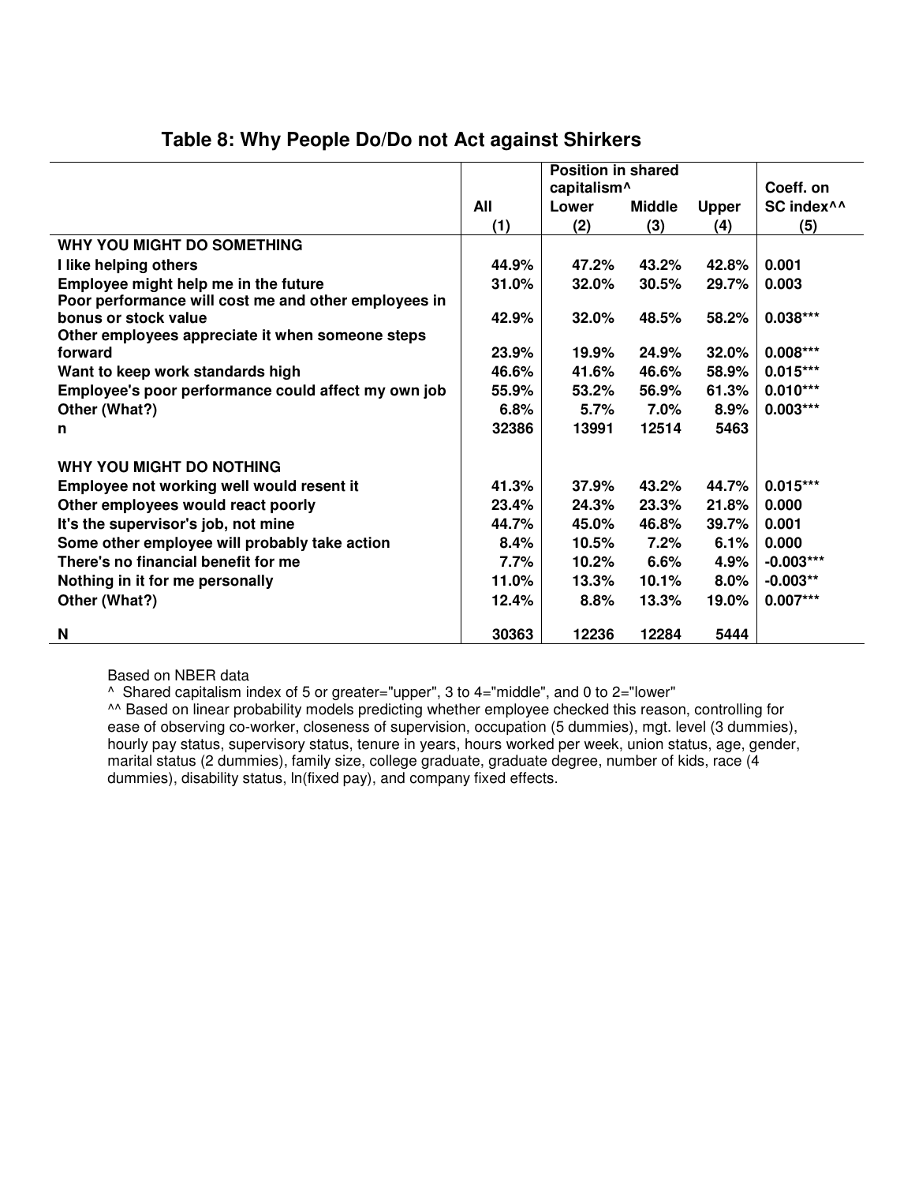## Table 8: Why People Do/Do not Act against Shirkers

| | | Position in shared capitalism^ | | | Coeff. on SC index^^ |
|---|---|---|---|---|---|
| | All | Lower | Middle | Upper | |
| | (1) | (2) | (3) | (4) | (5) |
| **WHY YOU MIGHT DO SOMETHING** | | | | | |
| I like helping others | 44.9% | 47.2% | 43.2% | 42.8% | 0.001 |
| Employee might help me in the future | 31.0% | 32.0% | 30.5% | 29.7% | 0.003 |
| Poor performance will cost me and other employees in bonus or stock value | 42.9% | 32.0% | 48.5% | 58.2% | 0.038*** |
| Other employees appreciate it when someone steps forward | 23.9% | 19.9% | 24.9% | 32.0% | 0.008*** |
| Want to keep work standards high | 46.6% | 41.6% | 46.6% | 58.9% | 0.015*** |
| Employee's poor performance could affect my own job | 55.9% | 53.2% | 56.9% | 61.3% | 0.010*** |
| Other (What?) | 6.8% | 5.7% | 7.0% | 8.9% | 0.003*** |
| n | 32386 | 13991 | 12514 | 5463 | |
| **WHY YOU MIGHT DO NOTHING** | | | | | |
| Employee not working well would resent it | 41.3% | 37.9% | 43.2% | 44.7% | 0.015*** |
| Other employees would react poorly | 23.4% | 24.3% | 23.3% | 21.8% | 0.000 |
| It's the supervisor's job, not mine | 44.7% | 45.0% | 46.8% | 39.7% | 0.001 |
| Some other employee will probably take action | 8.4% | 10.5% | 7.2% | 6.1% | 0.000 |
| There's no financial benefit for me | 7.7% | 10.2% | 6.6% | 4.9% | -0.003*** |
| Nothing in it for me personally | 11.0% | 13.3% | 10.1% | 8.0% | -0.003** |
| Other (What?) | 12.4% | 8.8% | 13.3% | 19.0% | 0.007*** |
| N | 30363 | 12236 | 12284 | 5444 | |

Based on NBER data

^ Shared capitalism index of 5 or greater="upper", 3 to 4="middle", and 0 to 2="lower"

^^ Based on linear probability models predicting whether employee checked this reason, controlling for ease of observing co-worker, closeness of supervision, occupation (5 dummies), mgt. level (3 dummies), hourly pay status, supervisory status, tenure in years, hours worked per week, union status, age, gender, marital status (2 dummies), family size, college graduate, graduate degree, number of kids, race (4 dummies), disability status, ln(fixed pay), and company fixed effects.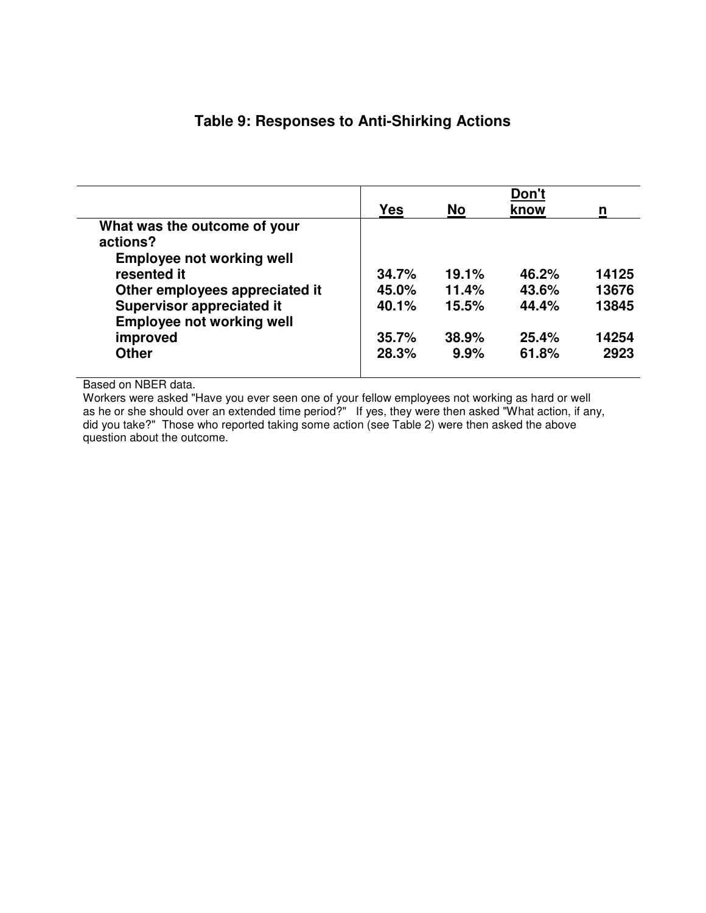# Table 9: Responses to Anti-Shirking Actions

| | Yes | No | Don't know | n |
|---|---|---|---|---|
| **What was the outcome of your actions?** | | | | |
| **Employee not working well resented it** | **34.7%** | **19.1%** | **46.2%** | **14125** |
| **Other employees appreciated it** | **45.0%** | **11.4%** | **43.6%** | **13676** |
| **Supervisor appreciated it** | **40.1%** | **15.5%** | **44.4%** | **13845** |
| **Employee not working well improved** | **35.7%** | **38.9%** | **25.4%** | **14254** |
| **Other** | **28.3%** | **9.9%** | **61.8%** | **2923** |

Based on NBER data.
Workers were asked "Have you ever seen one of your fellow employees not working as hard or well as he or she should over an extended time period?" If yes, they were then asked "What action, if any, did you take?" Those who reported taking some action (see Table 2) were then asked the above question about the outcome.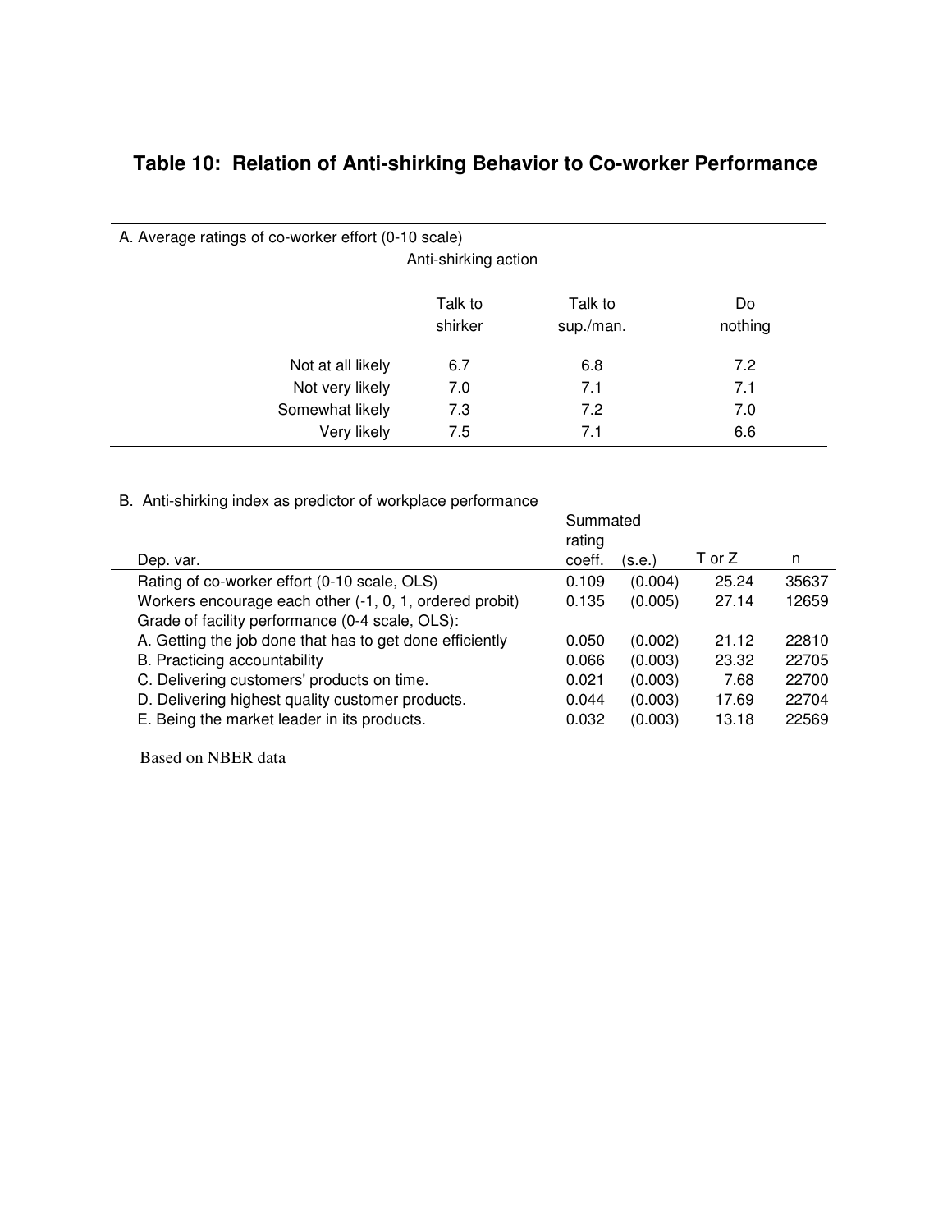# Table 10: Relation of Anti-shirking Behavior to Co-worker Performance

A. Average ratings of co-worker effort (0-10 scale)

| | Anti-shirking action | | |
|---|---|---|---|
| | Talk to shirker | Talk to sup./man. | Do nothing |
| Not at all likely | 6.7 | 6.8 | 7.2 |
| Not very likely | 7.0 | 7.1 | 7.1 |
| Somewhat likely | 7.3 | 7.2 | 7.0 |
| Very likely | 7.5 | 7.1 | 6.6 |

B. Anti-shirking index as predictor of workplace performance

| Dep. var. | Summated rating coeff. | (s.e.) | T or Z | n |
|---|---|---|---|---|
| Rating of co-worker effort (0-10 scale, OLS) | 0.109 | (0.004) | 25.24 | 35637 |
| Workers encourage each other (-1, 0, 1, ordered probit) | 0.135 | (0.005) | 27.14 | 12659 |
| Grade of facility performance (0-4 scale, OLS): | | | | |
| A. Getting the job done that has to get done efficiently | 0.050 | (0.002) | 21.12 | 22810 |
| B. Practicing accountability | 0.066 | (0.003) | 23.32 | 22705 |
| C. Delivering customers' products on time. | 0.021 | (0.003) | 7.68 | 22700 |
| D. Delivering highest quality customer products. | 0.044 | (0.003) | 17.69 | 22704 |
| E. Being the market leader in its products. | 0.032 | (0.003) | 13.18 | 22569 |

Based on NBER data